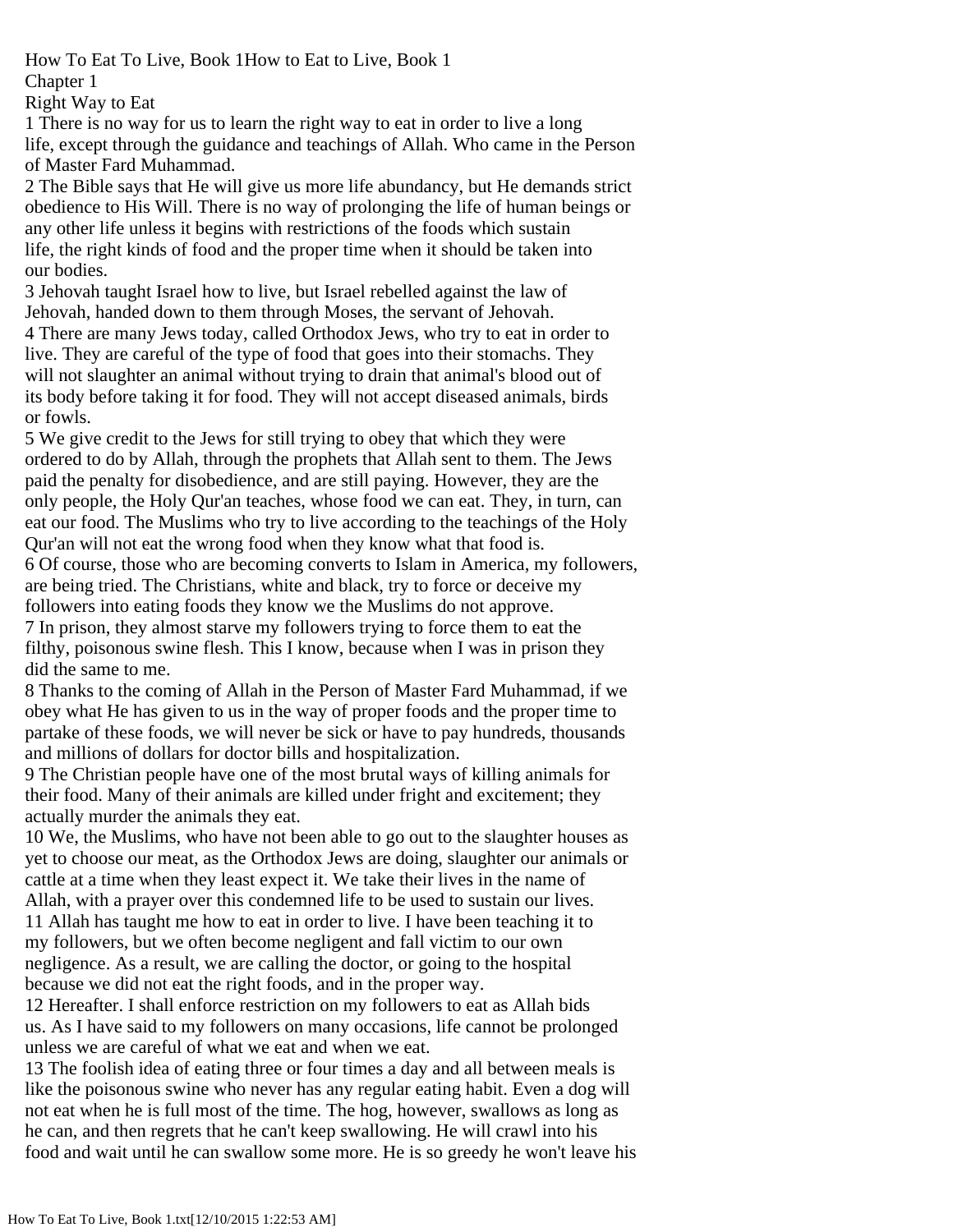How To Eat To Live, Book 1How to Eat to Live, Book 1

# Chapter 1

## Right Way to Eat

1 There is no way for us to learn the right way to eat in order to live a long life, except through the guidance and teachings of Allah. Who came in the Person of Master Fard Muhammad.

2 The Bible says that He will give us more life abundancy, but He demands strict obedience to His Will. There is no way of prolonging the life of human beings or any other life unless it begins with restrictions of the foods which sustain life, the right kinds of food and the proper time when it should be taken into our bodies.

3 Jehovah taught Israel how to live, but Israel rebelled against the law of Jehovah, handed down to them through Moses, the servant of Jehovah.

4 There are many Jews today, called Orthodox Jews, who try to eat in order to live. They are careful of the type of food that goes into their stomachs. They will not slaughter an animal without trying to drain that animal's blood out of its body before taking it for food. They will not accept diseased animals, birds or fowls.

5 We give credit to the Jews for still trying to obey that which they were ordered to do by Allah, through the prophets that Allah sent to them. The Jews paid the penalty for disobedience, and are still paying. However, they are the only people, the Holy Qur'an teaches, whose food we can eat. They, in turn, can eat our food. The Muslims who try to live according to the teachings of the Holy Qur'an will not eat the wrong food when they know what that food is.

6 Of course, those who are becoming converts to Islam in America, my followers, are being tried. The Christians, white and black, try to force or deceive my followers into eating foods they know we the Muslims do not approve.

7 In prison, they almost starve my followers trying to force them to eat the filthy, poisonous swine flesh. This I know, because when I was in prison they did the same to me.

8 Thanks to the coming of Allah in the Person of Master Fard Muhammad, if we obey what He has given to us in the way of proper foods and the proper time to partake of these foods, we will never be sick or have to pay hundreds, thousands and millions of dollars for doctor bills and hospitalization.

9 The Christian people have one of the most brutal ways of killing animals for their food. Many of their animals are killed under fright and excitement; they actually murder the animals they eat.

10 We, the Muslims, who have not been able to go out to the slaughter houses as yet to choose our meat, as the Orthodox Jews are doing, slaughter our animals or cattle at a time when they least expect it. We take their lives in the name of Allah, with a prayer over this condemned life to be used to sustain our lives.

11 Allah has taught me how to eat in order to live. I have been teaching it to my followers, but we often become negligent and fall victim to our own negligence. As a result, we are calling the doctor, or going to the hospital because we did not eat the right foods, and in the proper way.

12 Hereafter. I shall enforce restriction on my followers to eat as Allah bids us. As I have said to my followers on many occasions, life cannot be prolonged unless we are careful of what we eat and when we eat.

13 The foolish idea of eating three or four times a day and all between meals is like the poisonous swine who never has any regular eating habit. Even a dog will not eat when he is full most of the time. The hog, however, swallows as long as he can, and then regrets that he can't keep swallowing. He will crawl into his food and wait until he can swallow some more. He is so greedy he won't leave his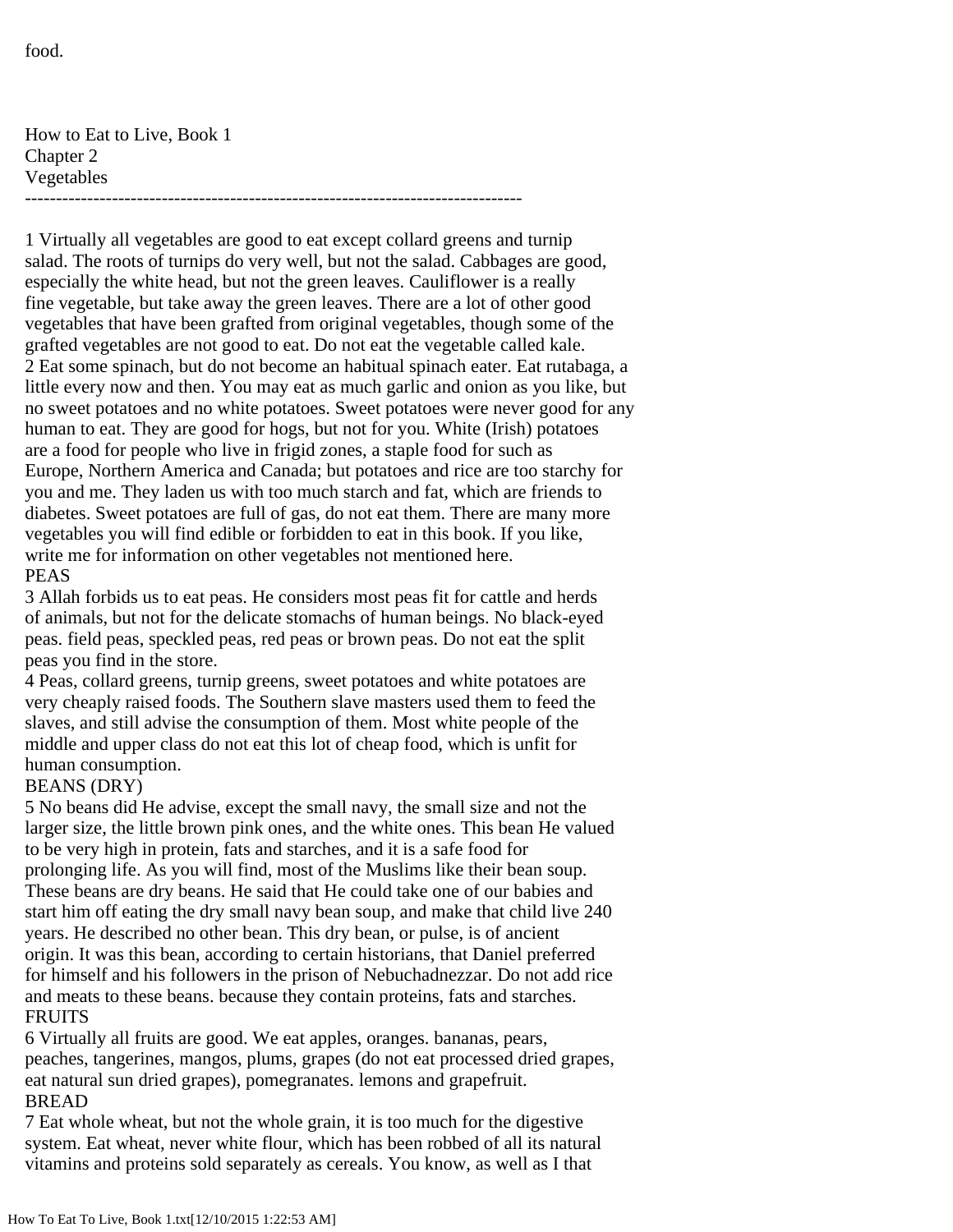food.

How to Eat to Live, Book 1
Chapter 2
Vegetables

--------------------------------------------------------------------------------

1 Virtually all vegetables are good to eat except collard greens and turnip salad. The roots of turnips do very well, but not the salad. Cabbages are good, especially the white head, but not the green leaves. Cauliflower is a really fine vegetable, but take away the green leaves. There are a lot of other good vegetables that have been grafted from original vegetables, though some of the grafted vegetables are not good to eat. Do not eat the vegetable called kale.
2 Eat some spinach, but do not become an habitual spinach eater. Eat rutabaga, a little every now and then. You may eat as much garlic and onion as you like, but no sweet potatoes and no white potatoes. Sweet potatoes were never good for any human to eat. They are good for hogs, but not for you. White (Irish) potatoes are a food for people who live in frigid zones, a staple food for such as Europe, Northern America and Canada; but potatoes and rice are too starchy for you and me. They laden us with too much starch and fat, which are friends to diabetes. Sweet potatoes are full of gas, do not eat them. There are many more vegetables you will find edible or forbidden to eat in this book. If you like, write me for information on other vegetables not mentioned here.

PEAS

3 Allah forbids us to eat peas. He considers most peas fit for cattle and herds of animals, but not for the delicate stomachs of human beings. No black-eyed peas. field peas, speckled peas, red peas or brown peas. Do not eat the split peas you find in the store.
4 Peas, collard greens, turnip greens, sweet potatoes and white potatoes are very cheaply raised foods. The Southern slave masters used them to feed the slaves, and still advise the consumption of them. Most white people of the middle and upper class do not eat this lot of cheap food, which is unfit for human consumption.

BEANS (DRY)

5 No beans did He advise, except the small navy, the small size and not the larger size, the little brown pink ones, and the white ones. This bean He valued to be very high in protein, fats and starches, and it is a safe food for prolonging life. As you will find, most of the Muslims like their bean soup. These beans are dry beans. He said that He could take one of our babies and start him off eating the dry small navy bean soup, and make that child live 240 years. He described no other bean. This dry bean, or pulse, is of ancient origin. It was this bean, according to certain historians, that Daniel preferred for himself and his followers in the prison of Nebuchadnezzar. Do not add rice and meats to these beans. because they contain proteins, fats and starches.

FRUITS

6 Virtually all fruits are good. We eat apples, oranges. bananas, pears, peaches, tangerines, mangos, plums, grapes (do not eat processed dried grapes, eat natural sun dried grapes), pomegranates. lemons and grapefruit.

BREAD

7 Eat whole wheat, but not the whole grain, it is too much for the digestive system. Eat wheat, never white flour, which has been robbed of all its natural vitamins and proteins sold separately as cereals. You know, as well as I that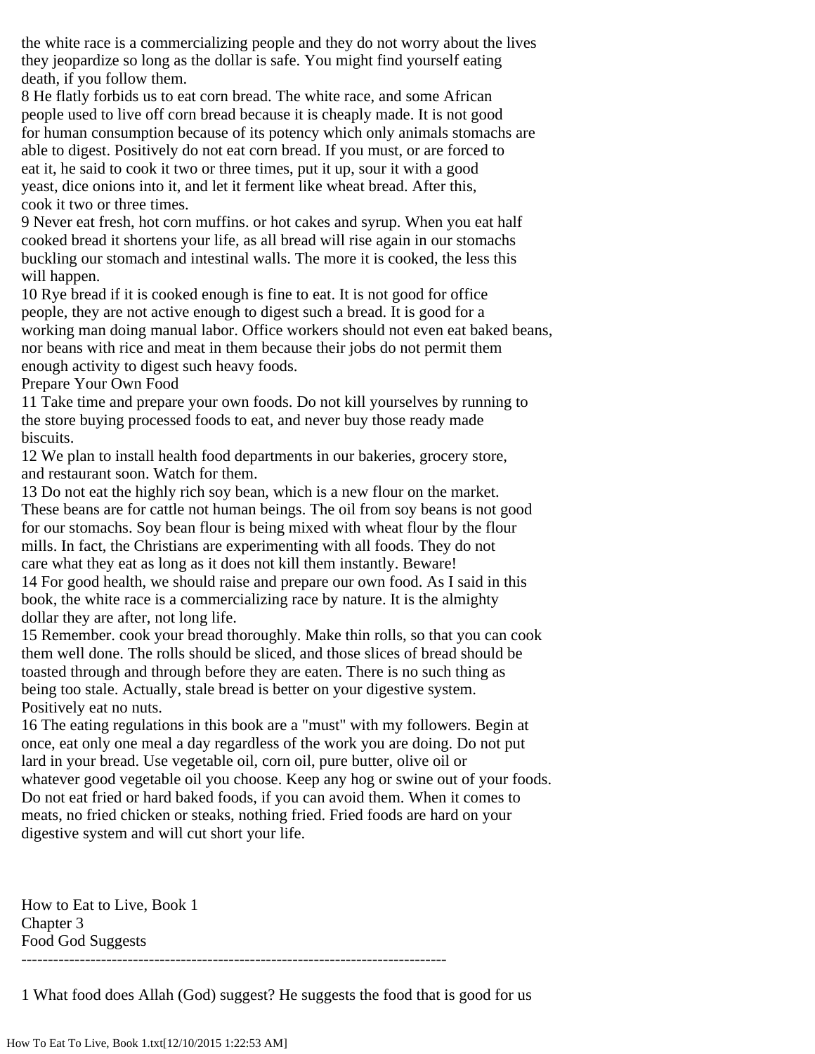the white race is a commercializing people and they do not worry about the lives they jeopardize so long as the dollar is safe. You might find yourself eating death, if you follow them.

8 He flatly forbids us to eat corn bread. The white race, and some African people used to live off corn bread because it is cheaply made. It is not good for human consumption because of its potency which only animals stomachs are able to digest. Positively do not eat corn bread. If you must, or are forced to eat it, he said to cook it two or three times, put it up, sour it with a good yeast, dice onions into it, and let it ferment like wheat bread. After this, cook it two or three times.

9 Never eat fresh, hot corn muffins. or hot cakes and syrup. When you eat half cooked bread it shortens your life, as all bread will rise again in our stomachs buckling our stomach and intestinal walls. The more it is cooked, the less this will happen.

10 Rye bread if it is cooked enough is fine to eat. It is not good for office people, they are not active enough to digest such a bread. It is good for a working man doing manual labor. Office workers should not even eat baked beans, nor beans with rice and meat in them because their jobs do not permit them enough activity to digest such heavy foods.

Prepare Your Own Food

11 Take time and prepare your own foods. Do not kill yourselves by running to the store buying processed foods to eat, and never buy those ready made biscuits.

12 We plan to install health food departments in our bakeries, grocery store, and restaurant soon. Watch for them.

13 Do not eat the highly rich soy bean, which is a new flour on the market. These beans are for cattle not human beings. The oil from soy beans is not good for our stomachs. Soy bean flour is being mixed with wheat flour by the flour mills. In fact, the Christians are experimenting with all foods. They do not care what they eat as long as it does not kill them instantly. Beware!

14 For good health, we should raise and prepare our own food. As I said in this book, the white race is a commercializing race by nature. It is the almighty dollar they are after, not long life.

15 Remember. cook your bread thoroughly. Make thin rolls, so that you can cook them well done. The rolls should be sliced, and those slices of bread should be toasted through and through before they are eaten. There is no such thing as being too stale. Actually, stale bread is better on your digestive system. Positively eat no nuts.

16 The eating regulations in this book are a "must" with my followers. Begin at once, eat only one meal a day regardless of the work you are doing. Do not put lard in your bread. Use vegetable oil, corn oil, pure butter, olive oil or whatever good vegetable oil you choose. Keep any hog or swine out of your foods. Do not eat fried or hard baked foods, if you can avoid them. When it comes to meats, no fried chicken or steaks, nothing fried. Fried foods are hard on your digestive system and will cut short your life.

How to Eat to Live, Book 1
Chapter 3
Food God Suggests

--------------------------------------------------------------------------------

1 What food does Allah (God) suggest? He suggests the food that is good for us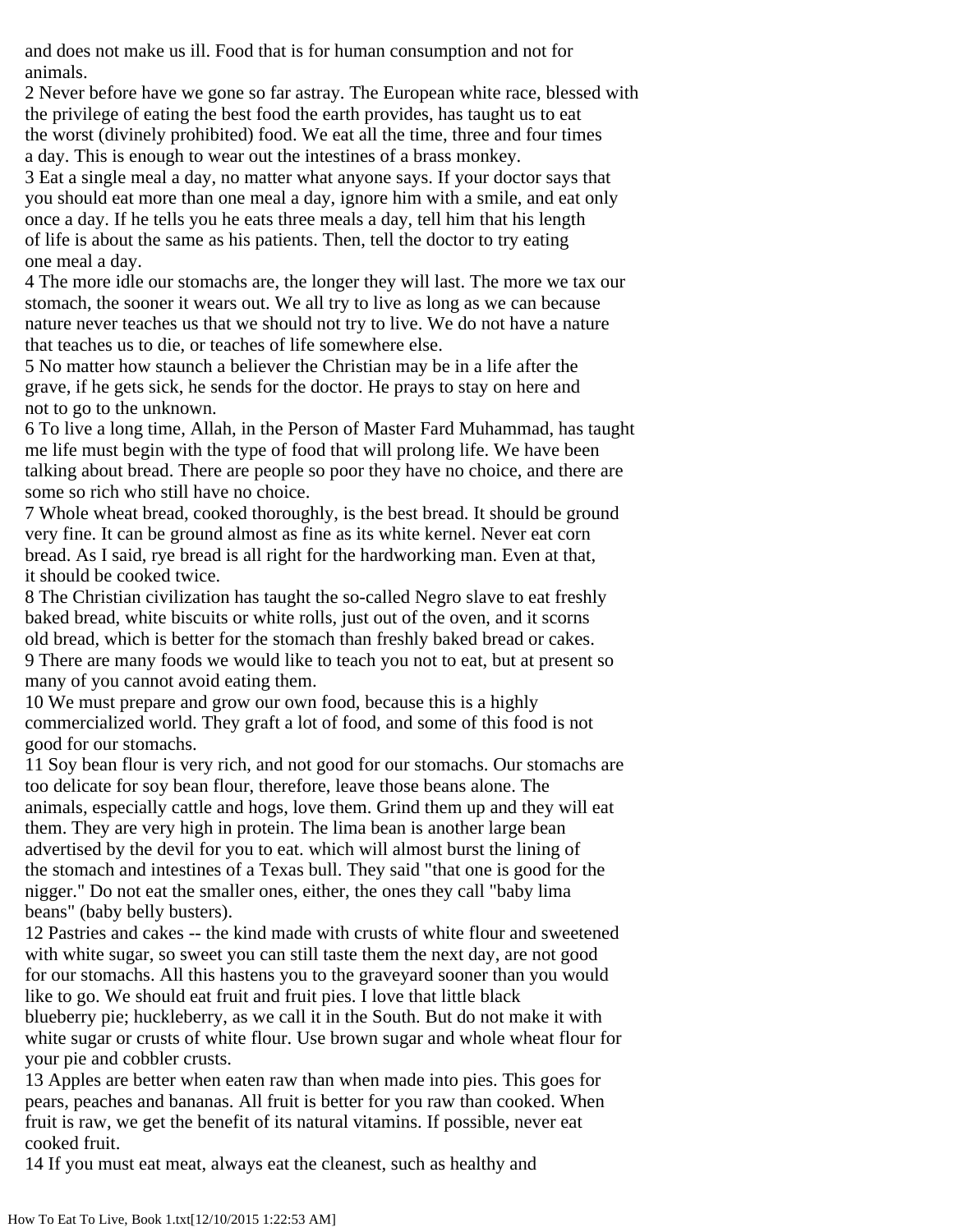and does not make us ill. Food that is for human consumption and not for animals.

2 Never before have we gone so far astray. The European white race, blessed with the privilege of eating the best food the earth provides, has taught us to eat the worst (divinely prohibited) food. We eat all the time, three and four times a day. This is enough to wear out the intestines of a brass monkey.

3 Eat a single meal a day, no matter what anyone says. If your doctor says that you should eat more than one meal a day, ignore him with a smile, and eat only once a day. If he tells you he eats three meals a day, tell him that his length of life is about the same as his patients. Then, tell the doctor to try eating one meal a day.

4 The more idle our stomachs are, the longer they will last. The more we tax our stomach, the sooner it wears out. We all try to live as long as we can because nature never teaches us that we should not try to live. We do not have a nature that teaches us to die, or teaches of life somewhere else.

5 No matter how staunch a believer the Christian may be in a life after the grave, if he gets sick, he sends for the doctor. He prays to stay on here and not to go to the unknown.

6 To live a long time, Allah, in the Person of Master Fard Muhammad, has taught me life must begin with the type of food that will prolong life. We have been talking about bread. There are people so poor they have no choice, and there are some so rich who still have no choice.

7 Whole wheat bread, cooked thoroughly, is the best bread. It should be ground very fine. It can be ground almost as fine as its white kernel. Never eat corn bread. As I said, rye bread is all right for the hardworking man. Even at that, it should be cooked twice.

8 The Christian civilization has taught the so-called Negro slave to eat freshly baked bread, white biscuits or white rolls, just out of the oven, and it scorns old bread, which is better for the stomach than freshly baked bread or cakes.

9 There are many foods we would like to teach you not to eat, but at present so many of you cannot avoid eating them.

10 We must prepare and grow our own food, because this is a highly commercialized world. They graft a lot of food, and some of this food is not good for our stomachs.

11 Soy bean flour is very rich, and not good for our stomachs. Our stomachs are too delicate for soy bean flour, therefore, leave those beans alone. The animals, especially cattle and hogs, love them. Grind them up and they will eat them. They are very high in protein. The lima bean is another large bean advertised by the devil for you to eat. which will almost burst the lining of the stomach and intestines of a Texas bull. They said "that one is good for the nigger." Do not eat the smaller ones, either, the ones they call "baby lima beans" (baby belly busters).

12 Pastries and cakes -- the kind made with crusts of white flour and sweetened with white sugar, so sweet you can still taste them the next day, are not good for our stomachs. All this hastens you to the graveyard sooner than you would like to go. We should eat fruit and fruit pies. I love that little black blueberry pie; huckleberry, as we call it in the South. But do not make it with white sugar or crusts of white flour. Use brown sugar and whole wheat flour for your pie and cobbler crusts.

13 Apples are better when eaten raw than when made into pies. This goes for pears, peaches and bananas. All fruit is better for you raw than cooked. When fruit is raw, we get the benefit of its natural vitamins. If possible, never eat cooked fruit.

14 If you must eat meat, always eat the cleanest, such as healthy and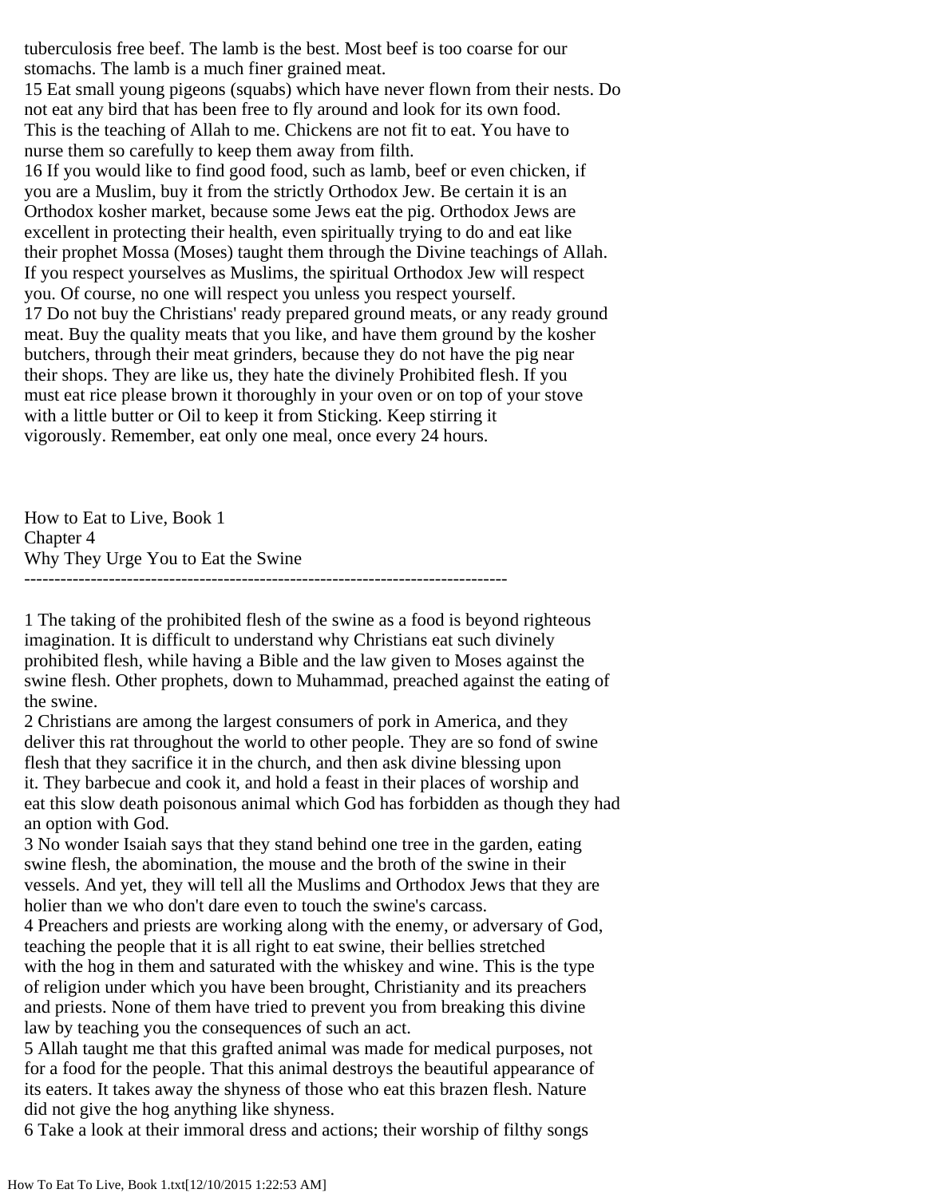tuberculosis free beef. The lamb is the best. Most beef is too coarse for our stomachs. The lamb is a much finer grained meat.

15 Eat small young pigeons (squabs) which have never flown from their nests. Do not eat any bird that has been free to fly around and look for its own food. This is the teaching of Allah to me. Chickens are not fit to eat. You have to nurse them so carefully to keep them away from filth.

16 If you would like to find good food, such as lamb, beef or even chicken, if you are a Muslim, buy it from the strictly Orthodox Jew. Be certain it is an Orthodox kosher market, because some Jews eat the pig. Orthodox Jews are excellent in protecting their health, even spiritually trying to do and eat like their prophet Mossa (Moses) taught them through the Divine teachings of Allah. If you respect yourselves as Muslims, the spiritual Orthodox Jew will respect you. Of course, no one will respect you unless you respect yourself.

17 Do not buy the Christians' ready prepared ground meats, or any ready ground meat. Buy the quality meats that you like, and have them ground by the kosher butchers, through their meat grinders, because they do not have the pig near their shops. They are like us, they hate the divinely Prohibited flesh. If you must eat rice please brown it thoroughly in your oven or on top of your stove with a little butter or Oil to keep it from Sticking. Keep stirring it vigorously. Remember, eat only one meal, once every 24 hours.

How to Eat to Live, Book 1
Chapter 4
Why They Urge You to Eat the Swine

--------------------------------------------------------------------------------

1 The taking of the prohibited flesh of the swine as a food is beyond righteous imagination. It is difficult to understand why Christians eat such divinely prohibited flesh, while having a Bible and the law given to Moses against the swine flesh. Other prophets, down to Muhammad, preached against the eating of the swine.

2 Christians are among the largest consumers of pork in America, and they deliver this rat throughout the world to other people. They are so fond of swine flesh that they sacrifice it in the church, and then ask divine blessing upon it. They barbecue and cook it, and hold a feast in their places of worship and eat this slow death poisonous animal which God has forbidden as though they had an option with God.

3 No wonder Isaiah says that they stand behind one tree in the garden, eating swine flesh, the abomination, the mouse and the broth of the swine in their vessels. And yet, they will tell all the Muslims and Orthodox Jews that they are holier than we who don't dare even to touch the swine's carcass.

4 Preachers and priests are working along with the enemy, or adversary of God, teaching the people that it is all right to eat swine, their bellies stretched with the hog in them and saturated with the whiskey and wine. This is the type of religion under which you have been brought, Christianity and its preachers and priests. None of them have tried to prevent you from breaking this divine law by teaching you the consequences of such an act.

5 Allah taught me that this grafted animal was made for medical purposes, not for a food for the people. That this animal destroys the beautiful appearance of its eaters. It takes away the shyness of those who eat this brazen flesh. Nature did not give the hog anything like shyness.

6 Take a look at their immoral dress and actions; their worship of filthy songs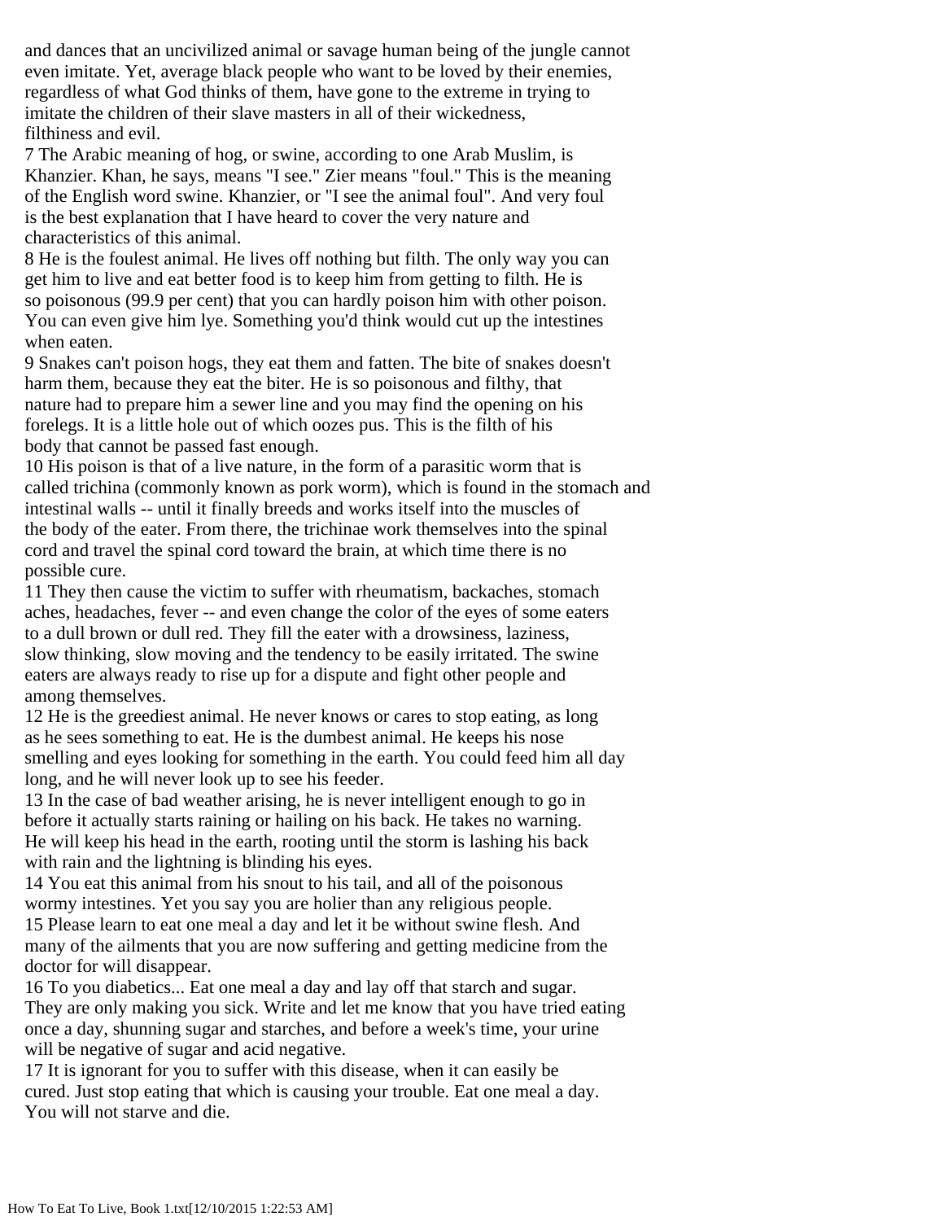and dances that an uncivilized animal or savage human being of the jungle cannot even imitate. Yet, average black people who want to be loved by their enemies, regardless of what God thinks of them, have gone to the extreme in trying to imitate the children of their slave masters in all of their wickedness, filthiness and evil.

7 The Arabic meaning of hog, or swine, according to one Arab Muslim, is Khanzier. Khan, he says, means "I see." Zier means "foul." This is the meaning of the English word swine. Khanzier, or "I see the animal foul". And very foul is the best explanation that I have heard to cover the very nature and characteristics of this animal.

8 He is the foulest animal. He lives off nothing but filth. The only way you can get him to live and eat better food is to keep him from getting to filth. He is so poisonous (99.9 per cent) that you can hardly poison him with other poison. You can even give him lye. Something you'd think would cut up the intestines when eaten.

9 Snakes can't poison hogs, they eat them and fatten. The bite of snakes doesn't harm them, because they eat the biter. He is so poisonous and filthy, that nature had to prepare him a sewer line and you may find the opening on his forelegs. It is a little hole out of which oozes pus. This is the filth of his body that cannot be passed fast enough.

10 His poison is that of a live nature, in the form of a parasitic worm that is called trichina (commonly known as pork worm), which is found in the stomach and intestinal walls -- until it finally breeds and works itself into the muscles of the body of the eater. From there, the trichinae work themselves into the spinal cord and travel the spinal cord toward the brain, at which time there is no possible cure.

11 They then cause the victim to suffer with rheumatism, backaches, stomach aches, headaches, fever -- and even change the color of the eyes of some eaters to a dull brown or dull red. They fill the eater with a drowsiness, laziness, slow thinking, slow moving and the tendency to be easily irritated. The swine eaters are always ready to rise up for a dispute and fight other people and among themselves.

12 He is the greediest animal. He never knows or cares to stop eating, as long as he sees something to eat. He is the dumbest animal. He keeps his nose smelling and eyes looking for something in the earth. You could feed him all day long, and he will never look up to see his feeder.

13 In the case of bad weather arising, he is never intelligent enough to go in before it actually starts raining or hailing on his back. He takes no warning. He will keep his head in the earth, rooting until the storm is lashing his back with rain and the lightning is blinding his eyes.

14 You eat this animal from his snout to his tail, and all of the poisonous wormy intestines. Yet you say you are holier than any religious people.

15 Please learn to eat one meal a day and let it be without swine flesh. And many of the ailments that you are now suffering and getting medicine from the doctor for will disappear.

16 To you diabetics... Eat one meal a day and lay off that starch and sugar. They are only making you sick. Write and let me know that you have tried eating once a day, shunning sugar and starches, and before a week's time, your urine will be negative of sugar and acid negative.

17 It is ignorant for you to suffer with this disease, when it can easily be cured. Just stop eating that which is causing your trouble. Eat one meal a day. You will not starve and die.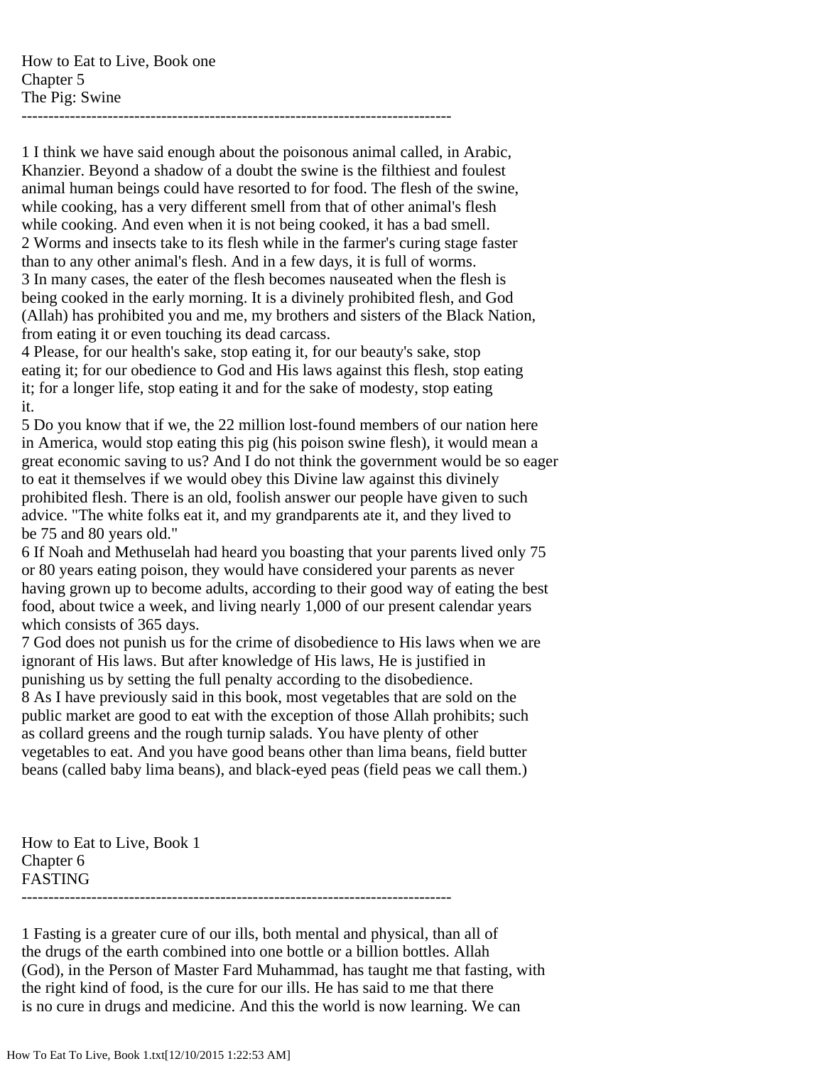How to Eat to Live, Book one
Chapter 5
The Pig: Swine

---

1 I think we have said enough about the poisonous animal called, in Arabic, Khanzier. Beyond a shadow of a doubt the swine is the filthiest and foulest animal human beings could have resorted to for food. The flesh of the swine, while cooking, has a very different smell from that of other animal's flesh while cooking. And even when it is not being cooked, it has a bad smell.
2 Worms and insects take to its flesh while in the farmer's curing stage faster than to any other animal's flesh. And in a few days, it is full of worms.
3 In many cases, the eater of the flesh becomes nauseated when the flesh is being cooked in the early morning. It is a divinely prohibited flesh, and God (Allah) has prohibited you and me, my brothers and sisters of the Black Nation, from eating it or even touching its dead carcass.
4 Please, for our health's sake, stop eating it, for our beauty's sake, stop eating it; for our obedience to God and His laws against this flesh, stop eating it; for a longer life, stop eating it and for the sake of modesty, stop eating it.
5 Do you know that if we, the 22 million lost-found members of our nation here in America, would stop eating this pig (his poison swine flesh), it would mean a great economic saving to us? And I do not think the government would be so eager to eat it themselves if we would obey this Divine law against this divinely prohibited flesh. There is an old, foolish answer our people have given to such advice. "The white folks eat it, and my grandparents ate it, and they lived to be 75 and 80 years old."
6 If Noah and Methuselah had heard you boasting that your parents lived only 75 or 80 years eating poison, they would have considered your parents as never having grown up to become adults, according to their good way of eating the best food, about twice a week, and living nearly 1,000 of our present calendar years which consists of 365 days.
7 God does not punish us for the crime of disobedience to His laws when we are ignorant of His laws. But after knowledge of His laws, He is justified in punishing us by setting the full penalty according to the disobedience.
8 As I have previously said in this book, most vegetables that are sold on the public market are good to eat with the exception of those Allah prohibits; such as collard greens and the rough turnip salads. You have plenty of other vegetables to eat. And you have good beans other than lima beans, field butter beans (called baby lima beans), and black-eyed peas (field peas we call them.)

How to Eat to Live, Book 1
Chapter 6
FASTING

---

1 Fasting is a greater cure of our ills, both mental and physical, than all of the drugs of the earth combined into one bottle or a billion bottles. Allah (God), in the Person of Master Fard Muhammad, has taught me that fasting, with the right kind of food, is the cure for our ills. He has said to me that there is no cure in drugs and medicine. And this the world is now learning. We can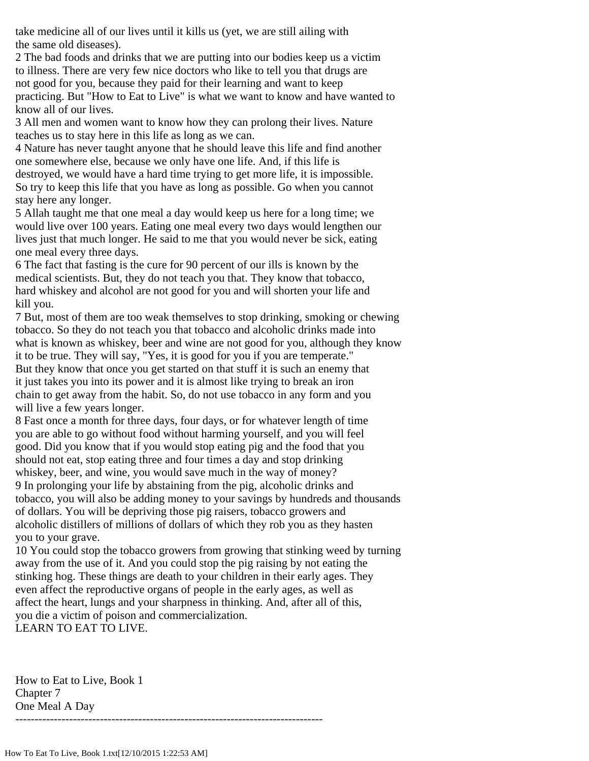take medicine all of our lives until it kills us (yet, we are still ailing with the same old diseases).

2 The bad foods and drinks that we are putting into our bodies keep us a victim to illness. There are very few nice doctors who like to tell you that drugs are not good for you, because they paid for their learning and want to keep practicing. But "How to Eat to Live" is what we want to know and have wanted to know all of our lives.

3 All men and women want to know how they can prolong their lives. Nature teaches us to stay here in this life as long as we can.

4 Nature has never taught anyone that he should leave this life and find another one somewhere else, because we only have one life. And, if this life is destroyed, we would have a hard time trying to get more life, it is impossible. So try to keep this life that you have as long as possible. Go when you cannot stay here any longer.

5 Allah taught me that one meal a day would keep us here for a long time; we would live over 100 years. Eating one meal every two days would lengthen our lives just that much longer. He said to me that you would never be sick, eating one meal every three days.

6 The fact that fasting is the cure for 90 percent of our ills is known by the medical scientists. But, they do not teach you that. They know that tobacco, hard whiskey and alcohol are not good for you and will shorten your life and kill you.

7 But, most of them are too weak themselves to stop drinking, smoking or chewing tobacco. So they do not teach you that tobacco and alcoholic drinks made into what is known as whiskey, beer and wine are not good for you, although they know it to be true. They will say, "Yes, it is good for you if you are temperate." But they know that once you get started on that stuff it is such an enemy that it just takes you into its power and it is almost like trying to break an iron chain to get away from the habit. So, do not use tobacco in any form and you will live a few years longer.

8 Fast once a month for three days, four days, or for whatever length of time you are able to go without food without harming yourself, and you will feel good. Did you know that if you would stop eating pig and the food that you should not eat, stop eating three and four times a day and stop drinking whiskey, beer, and wine, you would save much in the way of money?

9 In prolonging your life by abstaining from the pig, alcoholic drinks and tobacco, you will also be adding money to your savings by hundreds and thousands of dollars. You will be depriving those pig raisers, tobacco growers and alcoholic distillers of millions of dollars of which they rob you as they hasten you to your grave.

10 You could stop the tobacco growers from growing that stinking weed by turning away from the use of it. And you could stop the pig raising by not eating the stinking hog. These things are death to your children in their early ages. They even affect the reproductive organs of people in the early ages, as well as affect the heart, lungs and your sharpness in thinking. And, after all of this, you die a victim of poison and commercialization.

LEARN TO EAT TO LIVE.

How to Eat to Live, Book 1
Chapter 7
One Meal A Day

--------------------------------------------------------------------------------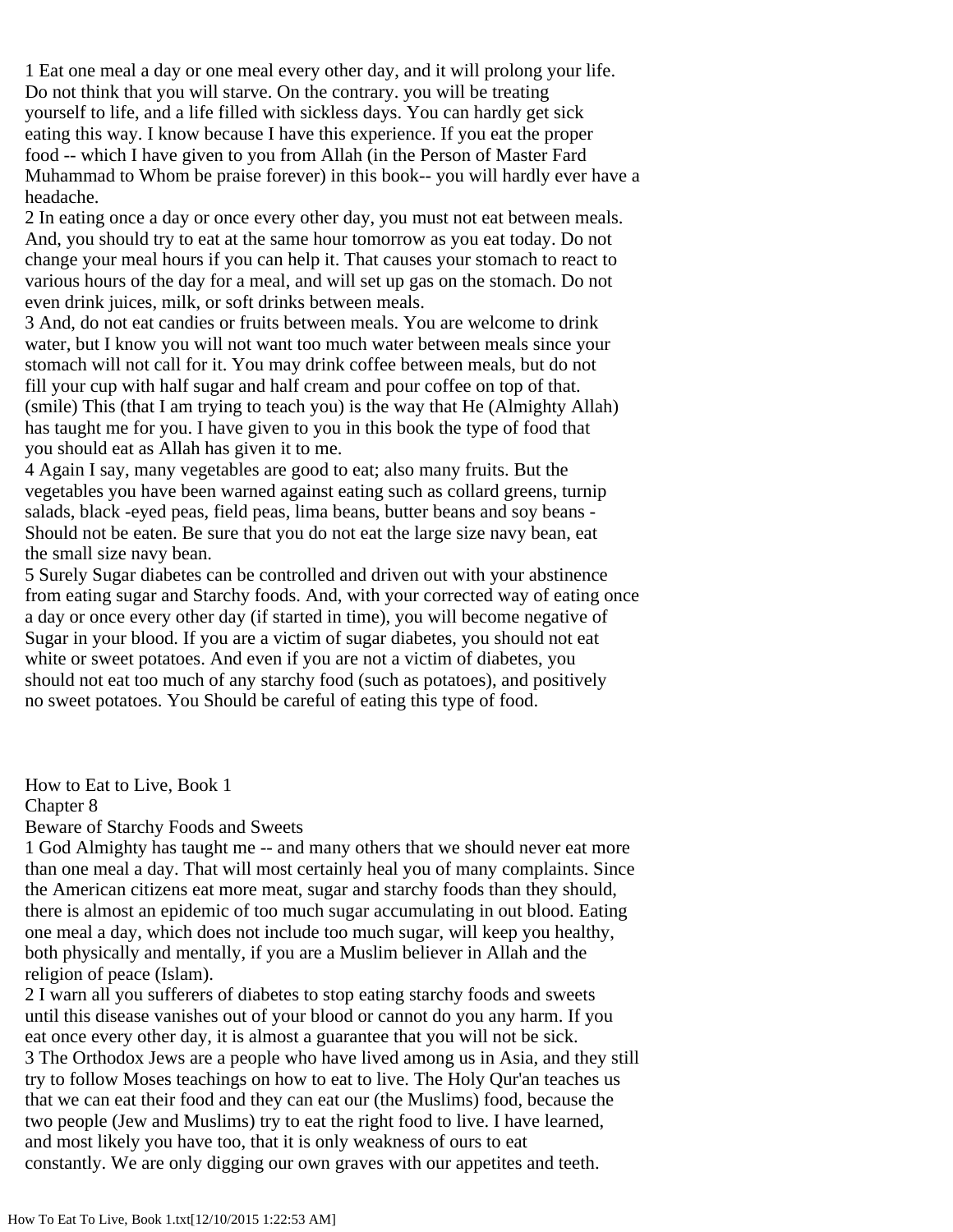1 Eat one meal a day or one meal every other day, and it will prolong your life. Do not think that you will starve. On the contrary. you will be treating yourself to life, and a life filled with sickless days. You can hardly get sick eating this way. I know because I have this experience. If you eat the proper food -- which I have given to you from Allah (in the Person of Master Fard Muhammad to Whom be praise forever) in this book-- you will hardly ever have a headache.

2 In eating once a day or once every other day, you must not eat between meals. And, you should try to eat at the same hour tomorrow as you eat today. Do not change your meal hours if you can help it. That causes your stomach to react to various hours of the day for a meal, and will set up gas on the stomach. Do not even drink juices, milk, or soft drinks between meals.

3 And, do not eat candies or fruits between meals. You are welcome to drink water, but I know you will not want too much water between meals since your stomach will not call for it. You may drink coffee between meals, but do not fill your cup with half sugar and half cream and pour coffee on top of that. (smile) This (that I am trying to teach you) is the way that He (Almighty Allah) has taught me for you. I have given to you in this book the type of food that you should eat as Allah has given it to me.

4 Again I say, many vegetables are good to eat; also many fruits. But the vegetables you have been warned against eating such as collard greens, turnip salads, black -eyed peas, field peas, lima beans, butter beans and soy beans - Should not be eaten. Be sure that you do not eat the large size navy bean, eat the small size navy bean.

5 Surely Sugar diabetes can be controlled and driven out with your abstinence from eating sugar and Starchy foods. And, with your corrected way of eating once a day or once every other day (if started in time), you will become negative of Sugar in your blood. If you are a victim of sugar diabetes, you should not eat white or sweet potatoes. And even if you are not a victim of diabetes, you should not eat too much of any starchy food (such as potatoes), and positively no sweet potatoes. You Should be careful of eating this type of food.

How to Eat to Live, Book 1

## Chapter 8

## Beware of Starchy Foods and Sweets

1 God Almighty has taught me -- and many others that we should never eat more than one meal a day. That will most certainly heal you of many complaints. Since the American citizens eat more meat, sugar and starchy foods than they should, there is almost an epidemic of too much sugar accumulating in out blood. Eating one meal a day, which does not include too much sugar, will keep you healthy, both physically and mentally, if you are a Muslim believer in Allah and the religion of peace (Islam).

2 I warn all you sufferers of diabetes to stop eating starchy foods and sweets until this disease vanishes out of your blood or cannot do you any harm. If you eat once every other day, it is almost a guarantee that you will not be sick.

3 The Orthodox Jews are a people who have lived among us in Asia, and they still try to follow Moses teachings on how to eat to live. The Holy Qur'an teaches us that we can eat their food and they can eat our (the Muslims) food, because the two people (Jew and Muslims) try to eat the right food to live. I have learned, and most likely you have too, that it is only weakness of ours to eat constantly. We are only digging our own graves with our appetites and teeth.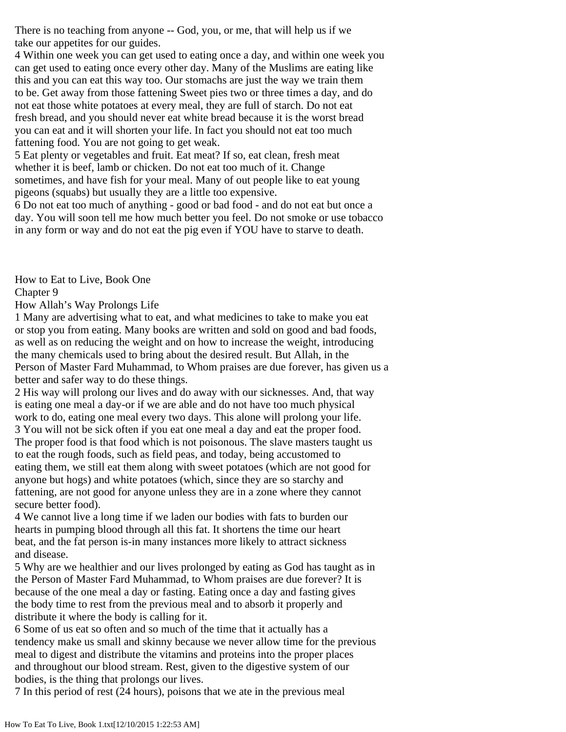There is no teaching from anyone -- God, you, or me, that will help us if we take our appetites for our guides.

4 Within one week you can get used to eating once a day, and within one week you can get used to eating once every other day. Many of the Muslims are eating like this and you can eat this way too. Our stomachs are just the way we train them to be. Get away from those fattening Sweet pies two or three times a day, and do not eat those white potatoes at every meal, they are full of starch. Do not eat fresh bread, and you should never eat white bread because it is the worst bread you can eat and it will shorten your life. In fact you should not eat too much fattening food. You are not going to get weak.

5 Eat plenty or vegetables and fruit. Eat meat? If so, eat clean, fresh meat whether it is beef, lamb or chicken. Do not eat too much of it. Change sometimes, and have fish for your meal. Many of out people like to eat young pigeons (squabs) but usually they are a little too expensive.

6 Do not eat too much of anything - good or bad food - and do not eat but once a day. You will soon tell me how much better you feel. Do not smoke or use tobacco in any form or way and do not eat the pig even if YOU have to starve to death.

# How to Eat to Live, Book One

## Chapter 9

## How Allah's Way Prolongs Life

1 Many are advertising what to eat, and what medicines to take to make you eat or stop you from eating. Many books are written and sold on good and bad foods, as well as on reducing the weight and on how to increase the weight, introducing the many chemicals used to bring about the desired result. But Allah, in the Person of Master Fard Muhammad, to Whom praises are due forever, has given us a better and safer way to do these things.

2 His way will prolong our lives and do away with our sicknesses. And, that way is eating one meal a day-or if we are able and do not have too much physical work to do, eating one meal every two days. This alone will prolong your life.

3 You will not be sick often if you eat one meal a day and eat the proper food. The proper food is that food which is not poisonous. The slave masters taught us to eat the rough foods, such as field peas, and today, being accustomed to eating them, we still eat them along with sweet potatoes (which are not good for anyone but hogs) and white potatoes (which, since they are so starchy and fattening, are not good for anyone unless they are in a zone where they cannot secure better food).

4 We cannot live a long time if we laden our bodies with fats to burden our hearts in pumping blood through all this fat. It shortens the time our heart beat, and the fat person is-in many instances more likely to attract sickness and disease.

5 Why are we healthier and our lives prolonged by eating as God has taught as in the Person of Master Fard Muhammad, to Whom praises are due forever? It is because of the one meal a day or fasting. Eating once a day and fasting gives the body time to rest from the previous meal and to absorb it properly and distribute it where the body is calling for it.

6 Some of us eat so often and so much of the time that it actually has a tendency make us small and skinny because we never allow time for the previous meal to digest and distribute the vitamins and proteins into the proper places and throughout our blood stream. Rest, given to the digestive system of our bodies, is the thing that prolongs our lives.

7 In this period of rest (24 hours), poisons that we ate in the previous meal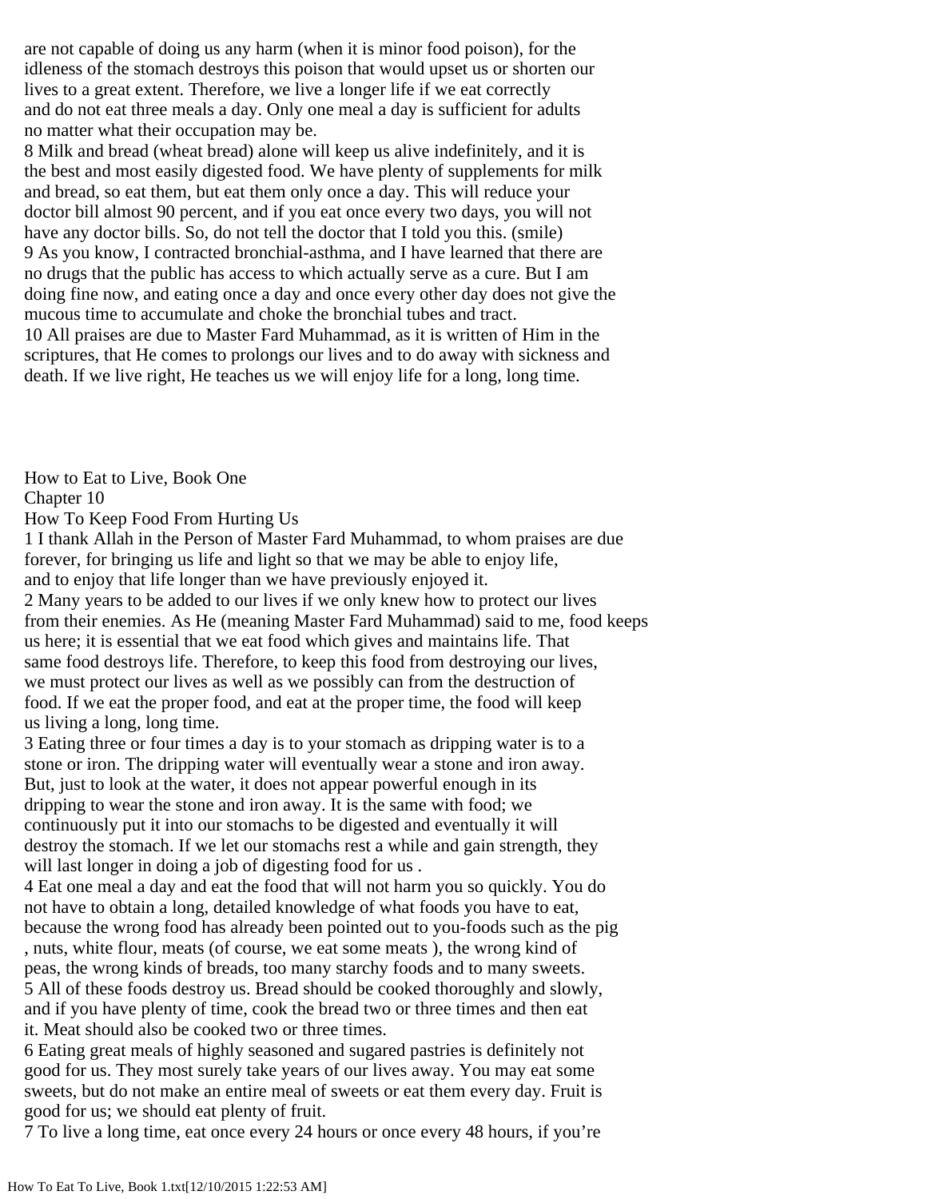are not capable of doing us any harm (when it is minor food poison), for the idleness of the stomach destroys this poison that would upset us or shorten our lives to a great extent. Therefore, we live a longer life if we eat correctly and do not eat three meals a day. Only one meal a day is sufficient for adults no matter what their occupation may be.

8 Milk and bread (wheat bread) alone will keep us alive indefinitely, and it is the best and most easily digested food. We have plenty of supplements for milk and bread, so eat them, but eat them only once a day. This will reduce your doctor bill almost 90 percent, and if you eat once every two days, you will not have any doctor bills. So, do not tell the doctor that I told you this. (smile)

9 As you know, I contracted bronchial-asthma, and I have learned that there are no drugs that the public has access to which actually serve as a cure. But I am doing fine now, and eating once a day and once every other day does not give the mucous time to accumulate and choke the bronchial tubes and tract.

10 All praises are due to Master Fard Muhammad, as it is written of Him in the scriptures, that He comes to prolongs our lives and to do away with sickness and death. If we live right, He teaches us we will enjoy life for a long, long time.

How to Eat to Live, Book One

Chapter 10

## How To Keep Food From Hurting Us

1 I thank Allah in the Person of Master Fard Muhammad, to whom praises are due forever, for bringing us life and light so that we may be able to enjoy life, and to enjoy that life longer than we have previously enjoyed it.

2 Many years to be added to our lives if we only knew how to protect our lives from their enemies. As He (meaning Master Fard Muhammad) said to me, food keeps us here; it is essential that we eat food which gives and maintains life. That same food destroys life. Therefore, to keep this food from destroying our lives, we must protect our lives as well as we possibly can from the destruction of food. If we eat the proper food, and eat at the proper time, the food will keep us living a long, long time.

3 Eating three or four times a day is to your stomach as dripping water is to a stone or iron. The dripping water will eventually wear a stone and iron away. But, just to look at the water, it does not appear powerful enough in its dripping to wear the stone and iron away. It is the same with food; we continuously put it into our stomachs to be digested and eventually it will destroy the stomach. If we let our stomachs rest a while and gain strength, they will last longer in doing a job of digesting food for us .

4 Eat one meal a day and eat the food that will not harm you so quickly. You do not have to obtain a long, detailed knowledge of what foods you have to eat, because the wrong food has already been pointed out to you-foods such as the pig , nuts, white flour, meats (of course, we eat some meats ), the wrong kind of peas, the wrong kinds of breads, too many starchy foods and to many sweets.

5 All of these foods destroy us. Bread should be cooked thoroughly and slowly, and if you have plenty of time, cook the bread two or three times and then eat it. Meat should also be cooked two or three times.

6 Eating great meals of highly seasoned and sugared pastries is definitely not good for us. They most surely take years of our lives away. You may eat some sweets, but do not make an entire meal of sweets or eat them every day. Fruit is good for us; we should eat plenty of fruit.

7 To live a long time, eat once every 24 hours or once every 48 hours, if you're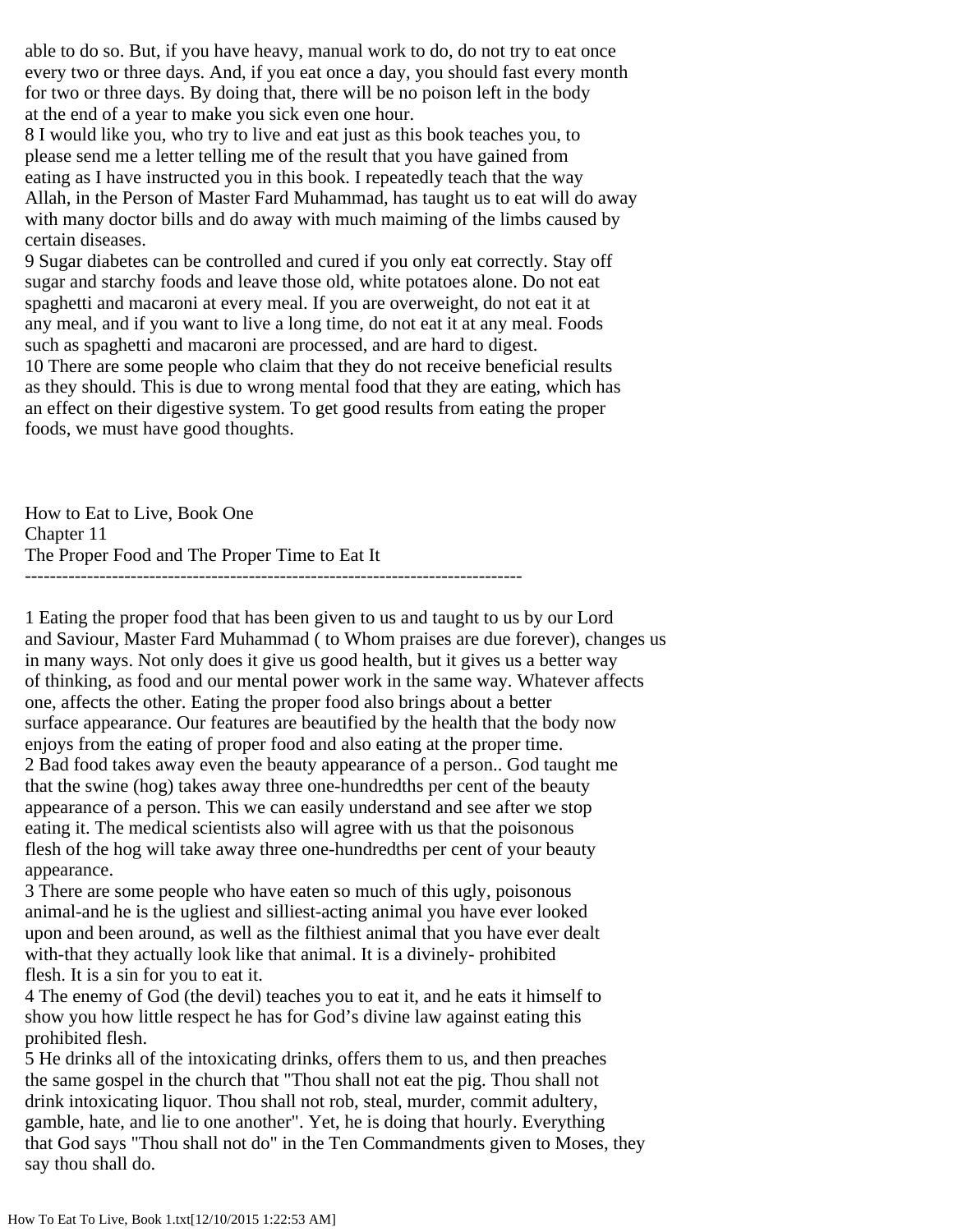able to do so. But, if you have heavy, manual work to do, do not try to eat once every two or three days. And, if you eat once a day, you should fast every month for two or three days. By doing that, there will be no poison left in the body at the end of a year to make you sick even one hour.

8 I would like you, who try to live and eat just as this book teaches you, to please send me a letter telling me of the result that you have gained from eating as I have instructed you in this book. I repeatedly teach that the way Allah, in the Person of Master Fard Muhammad, has taught us to eat will do away with many doctor bills and do away with much maiming of the limbs caused by certain diseases.

9 Sugar diabetes can be controlled and cured if you only eat correctly. Stay off sugar and starchy foods and leave those old, white potatoes alone. Do not eat spaghetti and macaroni at every meal. If you are overweight, do not eat it at any meal, and if you want to live a long time, do not eat it at any meal. Foods such as spaghetti and macaroni are processed, and are hard to digest.

10 There are some people who claim that they do not receive beneficial results as they should. This is due to wrong mental food that they are eating, which has an effect on their digestive system. To get good results from eating the proper foods, we must have good thoughts.

How to Eat to Live, Book One
Chapter 11
The Proper Food and The Proper Time to Eat It

--------------------------------------------------------------------------------

1 Eating the proper food that has been given to us and taught to us by our Lord and Saviour, Master Fard Muhammad ( to Whom praises are due forever), changes us in many ways. Not only does it give us good health, but it gives us a better way of thinking, as food and our mental power work in the same way. Whatever affects one, affects the other. Eating the proper food also brings about a better surface appearance. Our features are beautified by the health that the body now enjoys from the eating of proper food and also eating at the proper time.

2 Bad food takes away even the beauty appearance of a person.. God taught me that the swine (hog) takes away three one-hundredths per cent of the beauty appearance of a person. This we can easily understand and see after we stop eating it. The medical scientists also will agree with us that the poisonous flesh of the hog will take away three one-hundredths per cent of your beauty appearance.

3 There are some people who have eaten so much of this ugly, poisonous animal-and he is the ugliest and silliest-acting animal you have ever looked upon and been around, as well as the filthiest animal that you have ever dealt with-that they actually look like that animal. It is a divinely- prohibited flesh. It is a sin for you to eat it.

4 The enemy of God (the devil) teaches you to eat it, and he eats it himself to show you how little respect he has for God's divine law against eating this prohibited flesh.

5 He drinks all of the intoxicating drinks, offers them to us, and then preaches the same gospel in the church that "Thou shall not eat the pig. Thou shall not drink intoxicating liquor. Thou shall not rob, steal, murder, commit adultery, gamble, hate, and lie to one another". Yet, he is doing that hourly. Everything that God says "Thou shall not do" in the Ten Commandments given to Moses, they say thou shall do.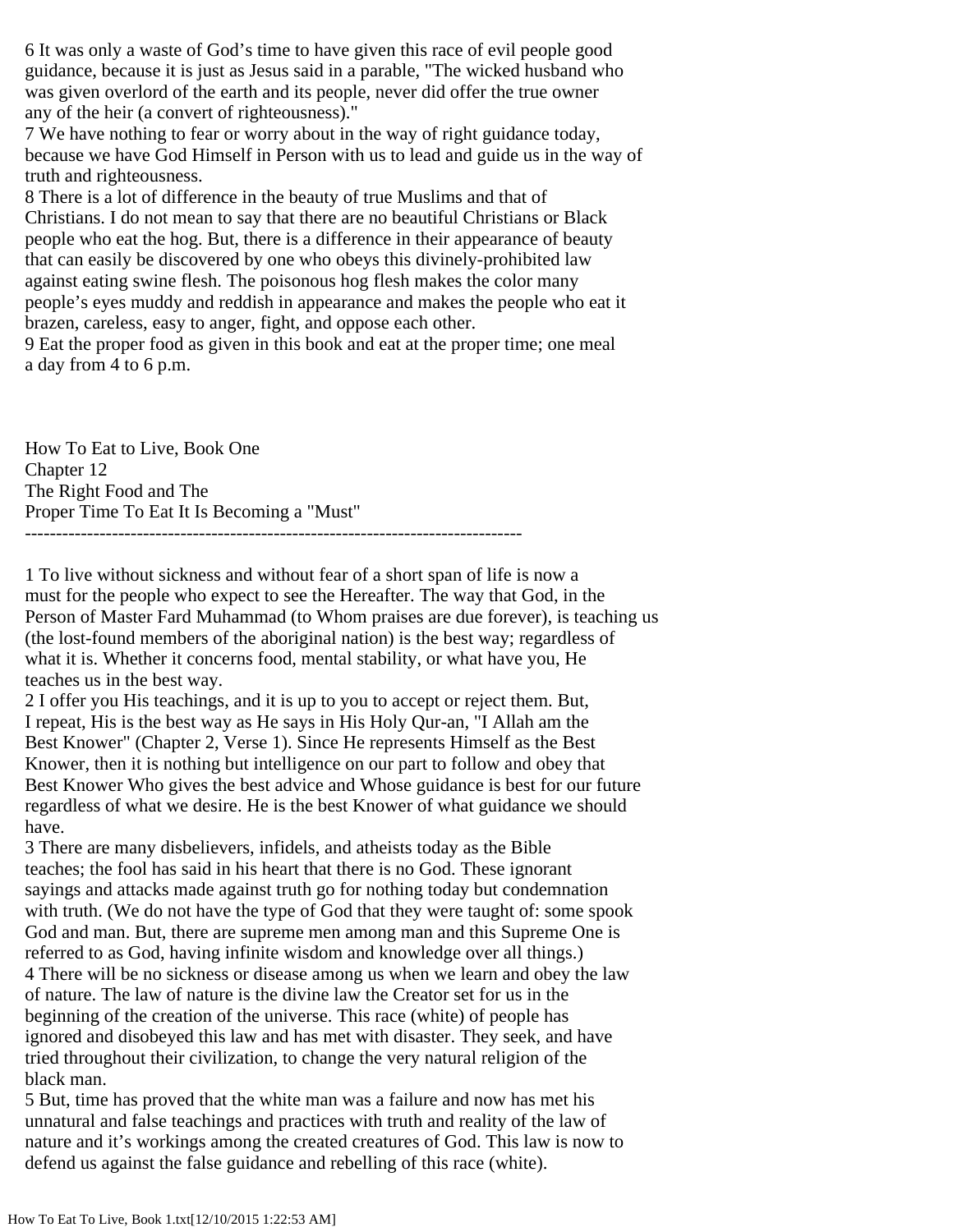6 It was only a waste of God's time to have given this race of evil people good guidance, because it is just as Jesus said in a parable, "The wicked husband who was given overlord of the earth and its people, never did offer the true owner any of the heir (a convert of righteousness)."

7 We have nothing to fear or worry about in the way of right guidance today, because we have God Himself in Person with us to lead and guide us in the way of truth and righteousness.

8 There is a lot of difference in the beauty of true Muslims and that of Christians. I do not mean to say that there are no beautiful Christians or Black people who eat the hog. But, there is a difference in their appearance of beauty that can easily be discovered by one who obeys this divinely-prohibited law against eating swine flesh. The poisonous hog flesh makes the color many people's eyes muddy and reddish in appearance and makes the people who eat it brazen, careless, easy to anger, fight, and oppose each other.

9 Eat the proper food as given in this book and eat at the proper time; one meal a day from 4 to 6 p.m.

How To Eat to Live, Book One
Chapter 12
The Right Food and The
Proper Time To Eat It Is Becoming a "Must"

--------------------------------------------------------------------------------

1 To live without sickness and without fear of a short span of life is now a must for the people who expect to see the Hereafter. The way that God, in the Person of Master Fard Muhammad (to Whom praises are due forever), is teaching us (the lost-found members of the aboriginal nation) is the best way; regardless of what it is. Whether it concerns food, mental stability, or what have you, He teaches us in the best way.

2 I offer you His teachings, and it is up to you to accept or reject them. But, I repeat, His is the best way as He says in His Holy Qur-an, "I Allah am the Best Knower" (Chapter 2, Verse 1). Since He represents Himself as the Best Knower, then it is nothing but intelligence on our part to follow and obey that Best Knower Who gives the best advice and Whose guidance is best for our future regardless of what we desire. He is the best Knower of what guidance we should have.

3 There are many disbelievers, infidels, and atheists today as the Bible teaches; the fool has said in his heart that there is no God. These ignorant sayings and attacks made against truth go for nothing today but condemnation with truth. (We do not have the type of God that they were taught of: some spook God and man. But, there are supreme men among man and this Supreme One is referred to as God, having infinite wisdom and knowledge over all things.)

4 There will be no sickness or disease among us when we learn and obey the law of nature. The law of nature is the divine law the Creator set for us in the beginning of the creation of the universe. This race (white) of people has ignored and disobeyed this law and has met with disaster. They seek, and have tried throughout their civilization, to change the very natural religion of the black man.

5 But, time has proved that the white man was a failure and now has met his unnatural and false teachings and practices with truth and reality of the law of nature and it's workings among the created creatures of God. This law is now to defend us against the false guidance and rebelling of this race (white).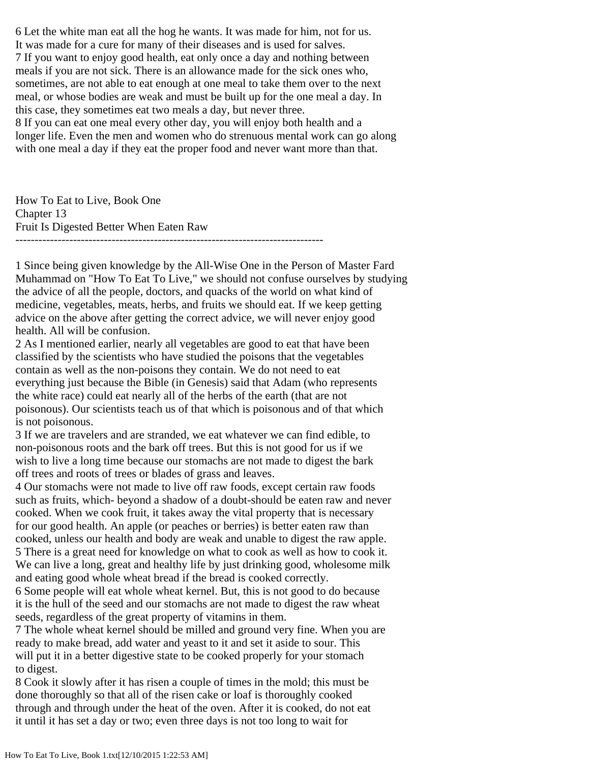6 Let the white man eat all the hog he wants. It was made for him, not for us. It was made for a cure for many of their diseases and is used for salves.
7 If you want to enjoy good health, eat only once a day and nothing between meals if you are not sick. There is an allowance made for the sick ones who, sometimes, are not able to eat enough at one meal to take them over to the next meal, or whose bodies are weak and must be built up for the one meal a day. In this case, they sometimes eat two meals a day, but never three.
8 If you can eat one meal every other day, you will enjoy both health and a longer life. Even the men and women who do strenuous mental work can go along with one meal a day if they eat the proper food and never want more than that.

## How To Eat to Live, Book One
## Chapter 13
## Fruit Is Digested Better When Eaten Raw

---

1 Since being given knowledge by the All-Wise One in the Person of Master Fard Muhammad on "How To Eat To Live," we should not confuse ourselves by studying the advice of all the people, doctors, and quacks of the world on what kind of medicine, vegetables, meats, herbs, and fruits we should eat. If we keep getting advice on the above after getting the correct advice, we will never enjoy good health. All will be confusion.
2 As I mentioned earlier, nearly all vegetables are good to eat that have been classified by the scientists who have studied the poisons that the vegetables contain as well as the non-poisons they contain. We do not need to eat everything just because the Bible (in Genesis) said that Adam (who represents the white race) could eat nearly all of the herbs of the earth (that are not poisonous). Our scientists teach us of that which is poisonous and of that which is not poisonous.
3 If we are travelers and are stranded, we eat whatever we can find edible, to non-poisonous roots and the bark off trees. But this is not good for us if we wish to live a long time because our stomachs are not made to digest the bark off trees and roots of trees or blades of grass and leaves.
4 Our stomachs were not made to live off raw foods, except certain raw foods such as fruits, which- beyond a shadow of a doubt-should be eaten raw and never cooked. When we cook fruit, it takes away the vital property that is necessary for our good health. An apple (or peaches or berries) is better eaten raw than cooked, unless our health and body are weak and unable to digest the raw apple.
5 There is a great need for knowledge on what to cook as well as how to cook it. We can live a long, great and healthy life by just drinking good, wholesome milk and eating good whole wheat bread if the bread is cooked correctly.
6 Some people will eat whole wheat kernel. But, this is not good to do because it is the hull of the seed and our stomachs are not made to digest the raw wheat seeds, regardless of the great property of vitamins in them.
7 The whole wheat kernel should be milled and ground very fine. When you are ready to make bread, add water and yeast to it and set it aside to sour. This will put it in a better digestive state to be cooked properly for your stomach to digest.
8 Cook it slowly after it has risen a couple of times in the mold; this must be done thoroughly so that all of the risen cake or loaf is thoroughly cooked through and through under the heat of the oven. After it is cooked, do not eat it until it has set a day or two; even three days is not too long to wait for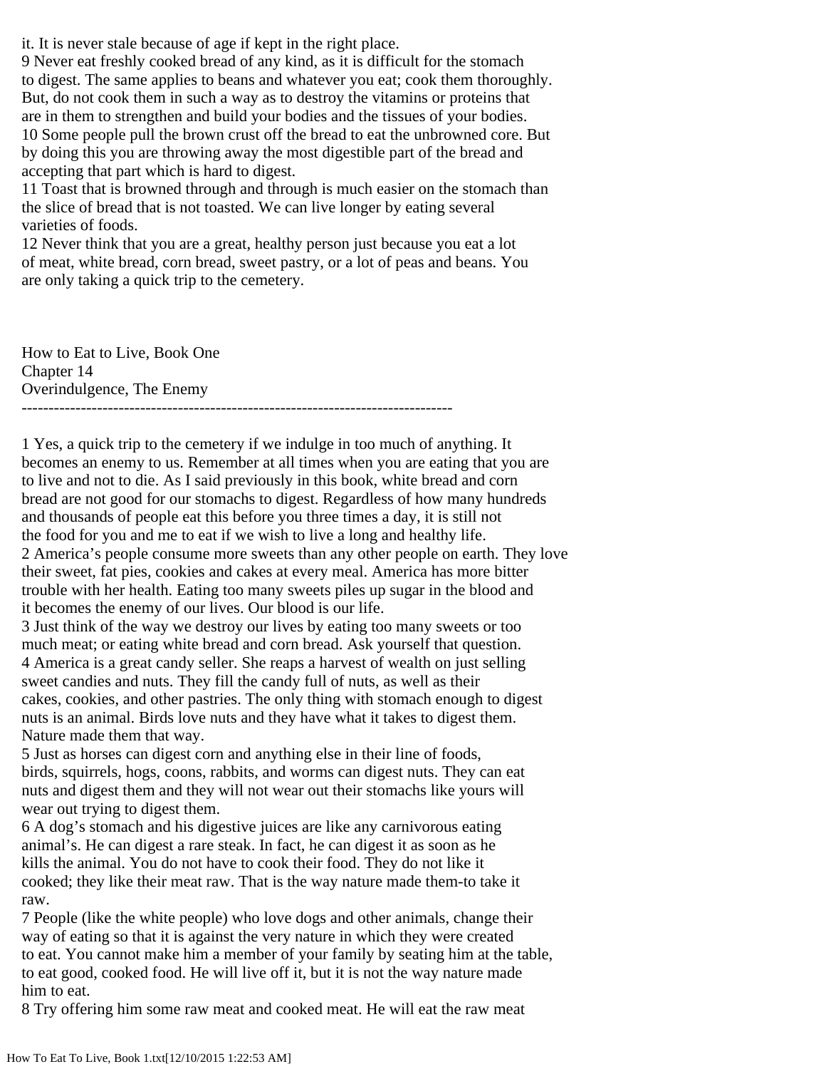it. It is never stale because of age if kept in the right place.
9 Never eat freshly cooked bread of any kind, as it is difficult for the stomach to digest. The same applies to beans and whatever you eat; cook them thoroughly. But, do not cook them in such a way as to destroy the vitamins or proteins that are in them to strengthen and build your bodies and the tissues of your bodies.
10 Some people pull the brown crust off the bread to eat the unbrowned core. But by doing this you are throwing away the most digestible part of the bread and accepting that part which is hard to digest.
11 Toast that is browned through and through is much easier on the stomach than the slice of bread that is not toasted. We can live longer by eating several varieties of foods.
12 Never think that you are a great, healthy person just because you eat a lot of meat, white bread, corn bread, sweet pastry, or a lot of peas and beans. You are only taking a quick trip to the cemetery.

How to Eat to Live, Book One
Chapter 14
Overindulgence, The Enemy

--------------------------------------------------------------------------------

1 Yes, a quick trip to the cemetery if we indulge in too much of anything. It becomes an enemy to us. Remember at all times when you are eating that you are to live and not to die. As I said previously in this book, white bread and corn bread are not good for our stomachs to digest. Regardless of how many hundreds and thousands of people eat this before you three times a day, it is still not the food for you and me to eat if we wish to live a long and healthy life.
2 America's people consume more sweets than any other people on earth. They love their sweet, fat pies, cookies and cakes at every meal. America has more bitter trouble with her health. Eating too many sweets piles up sugar in the blood and it becomes the enemy of our lives. Our blood is our life.
3 Just think of the way we destroy our lives by eating too many sweets or too much meat; or eating white bread and corn bread. Ask yourself that question.
4 America is a great candy seller. She reaps a harvest of wealth on just selling sweet candies and nuts. They fill the candy full of nuts, as well as their cakes, cookies, and other pastries. The only thing with stomach enough to digest nuts is an animal. Birds love nuts and they have what it takes to digest them. Nature made them that way.
5 Just as horses can digest corn and anything else in their line of foods, birds, squirrels, hogs, coons, rabbits, and worms can digest nuts. They can eat nuts and digest them and they will not wear out their stomachs like yours will wear out trying to digest them.
6 A dog's stomach and his digestive juices are like any carnivorous eating animal's. He can digest a rare steak. In fact, he can digest it as soon as he kills the animal. You do not have to cook their food. They do not like it cooked; they like their meat raw. That is the way nature made them-to take it raw.
7 People (like the white people) who love dogs and other animals, change their way of eating so that it is against the very nature in which they were created to eat. You cannot make him a member of your family by seating him at the table, to eat good, cooked food. He will live off it, but it is not the way nature made him to eat.
8 Try offering him some raw meat and cooked meat. He will eat the raw meat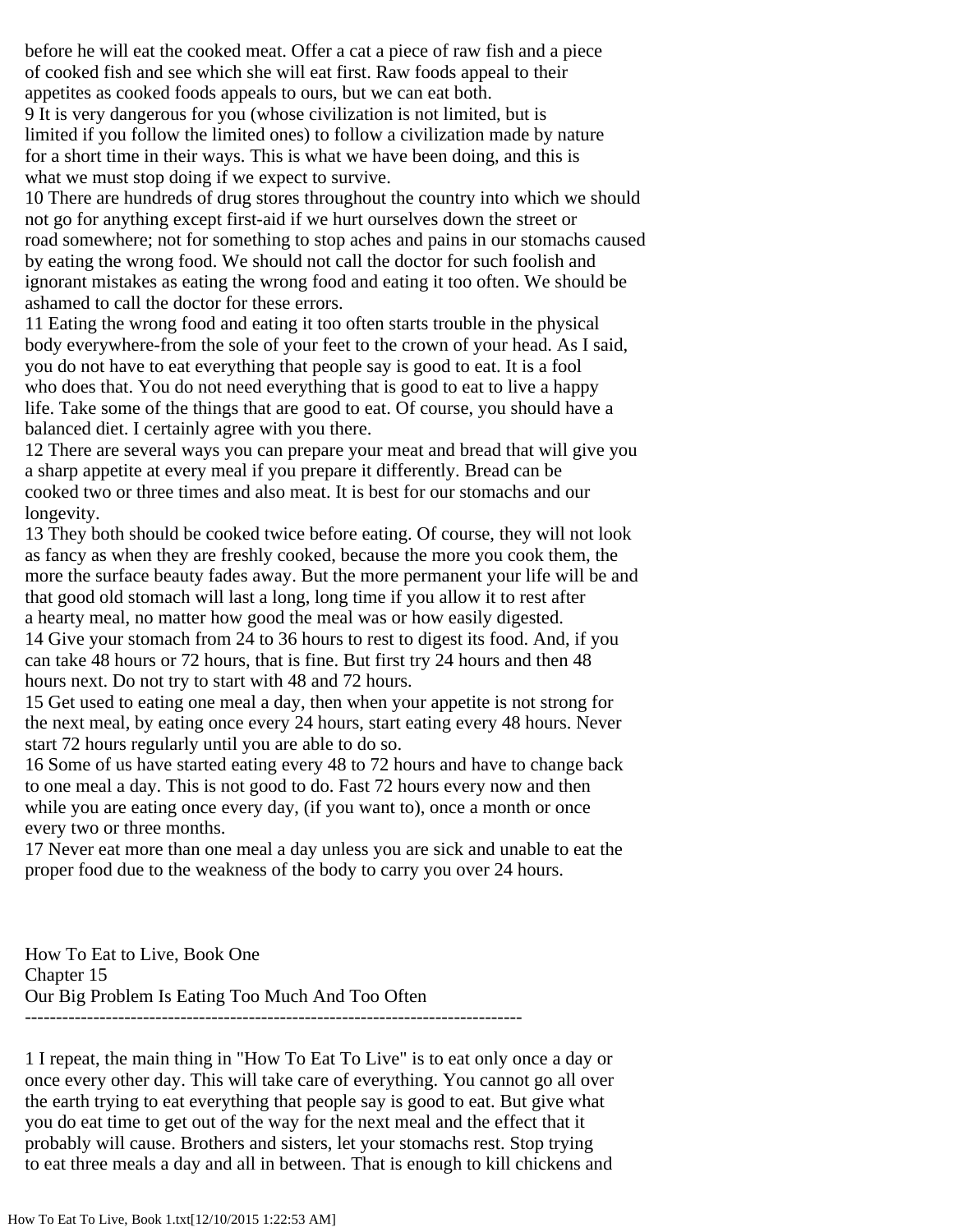before he will eat the cooked meat. Offer a cat a piece of raw fish and a piece of cooked fish and see which she will eat first. Raw foods appeal to their appetites as cooked foods appeals to ours, but we can eat both.

9 It is very dangerous for you (whose civilization is not limited, but is limited if you follow the limited ones) to follow a civilization made by nature for a short time in their ways. This is what we have been doing, and this is what we must stop doing if we expect to survive.

10 There are hundreds of drug stores throughout the country into which we should not go for anything except first-aid if we hurt ourselves down the street or road somewhere; not for something to stop aches and pains in our stomachs caused by eating the wrong food. We should not call the doctor for such foolish and ignorant mistakes as eating the wrong food and eating it too often. We should be ashamed to call the doctor for these errors.

11 Eating the wrong food and eating it too often starts trouble in the physical body everywhere-from the sole of your feet to the crown of your head. As I said, you do not have to eat everything that people say is good to eat. It is a fool who does that. You do not need everything that is good to eat to live a happy life. Take some of the things that are good to eat. Of course, you should have a balanced diet. I certainly agree with you there.

12 There are several ways you can prepare your meat and bread that will give you a sharp appetite at every meal if you prepare it differently. Bread can be cooked two or three times and also meat. It is best for our stomachs and our longevity.

13 They both should be cooked twice before eating. Of course, they will not look as fancy as when they are freshly cooked, because the more you cook them, the more the surface beauty fades away. But the more permanent your life will be and that good old stomach will last a long, long time if you allow it to rest after a hearty meal, no matter how good the meal was or how easily digested.

14 Give your stomach from 24 to 36 hours to rest to digest its food. And, if you can take 48 hours or 72 hours, that is fine. But first try 24 hours and then 48 hours next. Do not try to start with 48 and 72 hours.

15 Get used to eating one meal a day, then when your appetite is not strong for the next meal, by eating once every 24 hours, start eating every 48 hours. Never start 72 hours regularly until you are able to do so.

16 Some of us have started eating every 48 to 72 hours and have to change back to one meal a day. This is not good to do. Fast 72 hours every now and then while you are eating once every day, (if you want to), once a month or once every two or three months.

17 Never eat more than one meal a day unless you are sick and unable to eat the proper food due to the weakness of the body to carry you over 24 hours.

How To Eat to Live, Book One
Chapter 15
Our Big Problem Is Eating Too Much And Too Often

--------------------------------------------------------------------------------

1 I repeat, the main thing in "How To Eat To Live" is to eat only once a day or once every other day. This will take care of everything. You cannot go all over the earth trying to eat everything that people say is good to eat. But give what you do eat time to get out of the way for the next meal and the effect that it probably will cause. Brothers and sisters, let your stomachs rest. Stop trying to eat three meals a day and all in between. That is enough to kill chickens and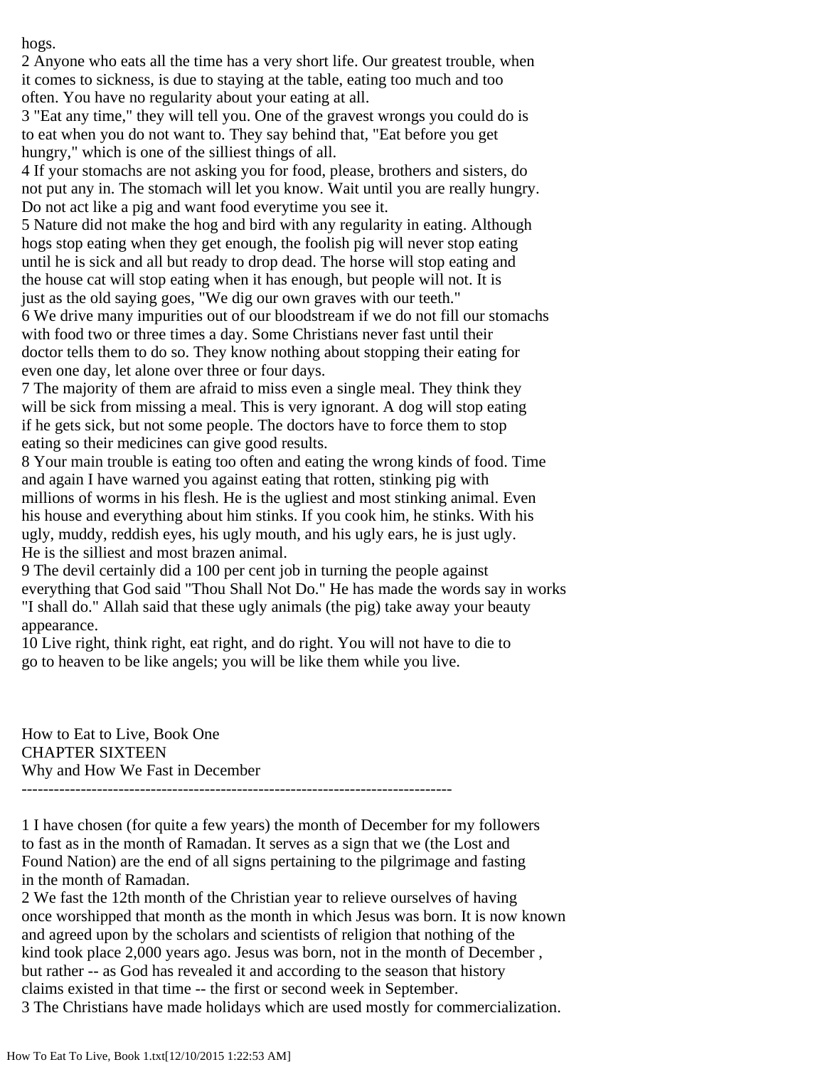hogs.

2 Anyone who eats all the time has a very short life. Our greatest trouble, when it comes to sickness, is due to staying at the table, eating too much and too often. You have no regularity about your eating at all.

3 "Eat any time," they will tell you. One of the gravest wrongs you could do is to eat when you do not want to. They say behind that, "Eat before you get hungry," which is one of the silliest things of all.

4 If your stomachs are not asking you for food, please, brothers and sisters, do not put any in. The stomach will let you know. Wait until you are really hungry. Do not act like a pig and want food everytime you see it.

5 Nature did not make the hog and bird with any regularity in eating. Although hogs stop eating when they get enough, the foolish pig will never stop eating until he is sick and all but ready to drop dead. The horse will stop eating and the house cat will stop eating when it has enough, but people will not. It is just as the old saying goes, "We dig our own graves with our teeth."

6 We drive many impurities out of our bloodstream if we do not fill our stomachs with food two or three times a day. Some Christians never fast until their doctor tells them to do so. They know nothing about stopping their eating for even one day, let alone over three or four days.

7 The majority of them are afraid to miss even a single meal. They think they will be sick from missing a meal. This is very ignorant. A dog will stop eating if he gets sick, but not some people. The doctors have to force them to stop eating so their medicines can give good results.

8 Your main trouble is eating too often and eating the wrong kinds of food. Time and again I have warned you against eating that rotten, stinking pig with millions of worms in his flesh. He is the ugliest and most stinking animal. Even his house and everything about him stinks. If you cook him, he stinks. With his ugly, muddy, reddish eyes, his ugly mouth, and his ugly ears, he is just ugly. He is the silliest and most brazen animal.

9 The devil certainly did a 100 per cent job in turning the people against everything that God said "Thou Shall Not Do." He has made the words say in works "I shall do." Allah said that these ugly animals (the pig) take away your beauty appearance.

10 Live right, think right, eat right, and do right. You will not have to die to go to heaven to be like angels; you will be like them while you live.

How to Eat to Live, Book One

## CHAPTER SIXTEEN

## Why and How We Fast in December

--------------------------------------------------------------------------------

1 I have chosen (for quite a few years) the month of December for my followers to fast as in the month of Ramadan. It serves as a sign that we (the Lost and Found Nation) are the end of all signs pertaining to the pilgrimage and fasting in the month of Ramadan.

2 We fast the 12th month of the Christian year to relieve ourselves of having once worshipped that month as the month in which Jesus was born. It is now known and agreed upon by the scholars and scientists of religion that nothing of the kind took place 2,000 years ago. Jesus was born, not in the month of December , but rather -- as God has revealed it and according to the season that history claims existed in that time -- the first or second week in September.

3 The Christians have made holidays which are used mostly for commercialization.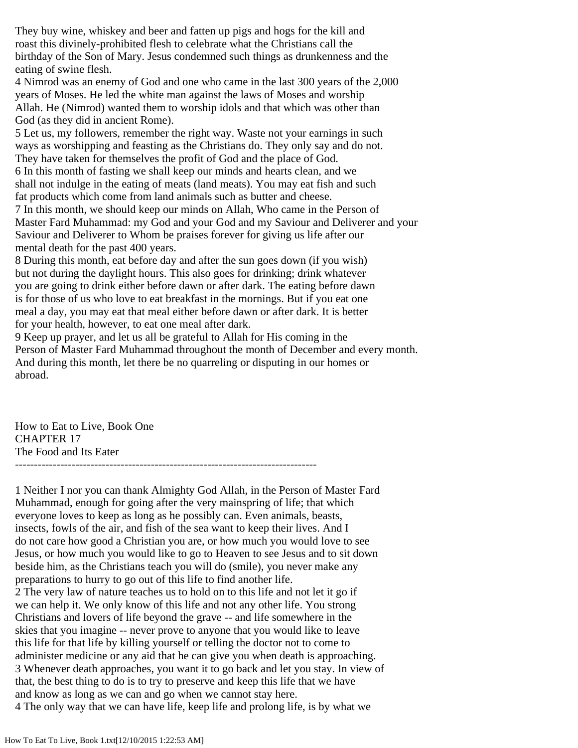They buy wine, whiskey and beer and fatten up pigs and hogs for the kill and roast this divinely-prohibited flesh to celebrate what the Christians call the birthday of the Son of Mary. Jesus condemned such things as drunkenness and the eating of swine flesh.

4 Nimrod was an enemy of God and one who came in the last 300 years of the 2,000 years of Moses. He led the white man against the laws of Moses and worship Allah. He (Nimrod) wanted them to worship idols and that which was other than God (as they did in ancient Rome).

5 Let us, my followers, remember the right way. Waste not your earnings in such ways as worshipping and feasting as the Christians do. They only say and do not. They have taken for themselves the profit of God and the place of God.

6 In this month of fasting we shall keep our minds and hearts clean, and we shall not indulge in the eating of meats (land meats). You may eat fish and such fat products which come from land animals such as butter and cheese.

7 In this month, we should keep our minds on Allah, Who came in the Person of Master Fard Muhammad: my God and your God and my Saviour and Deliverer and your Saviour and Deliverer to Whom be praises forever for giving us life after our mental death for the past 400 years.

8 During this month, eat before day and after the sun goes down (if you wish) but not during the daylight hours. This also goes for drinking; drink whatever you are going to drink either before dawn or after dark. The eating before dawn is for those of us who love to eat breakfast in the mornings. But if you eat one meal a day, you may eat that meal either before dawn or after dark. It is better for your health, however, to eat one meal after dark.

9 Keep up prayer, and let us all be grateful to Allah for His coming in the Person of Master Fard Muhammad throughout the month of December and every month. And during this month, let there be no quarreling or disputing in our homes or abroad.

How to Eat to Live, Book One
CHAPTER 17
The Food and Its Eater

--------------------------------------------------------------------------------

1 Neither I nor you can thank Almighty God Allah, in the Person of Master Fard Muhammad, enough for going after the very mainspring of life; that which everyone loves to keep as long as he possibly can. Even animals, beasts, insects, fowls of the air, and fish of the sea want to keep their lives. And I do not care how good a Christian you are, or how much you would love to see Jesus, or how much you would like to go to Heaven to see Jesus and to sit down beside him, as the Christians teach you will do (smile), you never make any preparations to hurry to go out of this life to find another life.

2 The very law of nature teaches us to hold on to this life and not let it go if we can help it. We only know of this life and not any other life. You strong Christians and lovers of life beyond the grave -- and life somewhere in the skies that you imagine -- never prove to anyone that you would like to leave this life for that life by killing yourself or telling the doctor not to come to administer medicine or any aid that he can give you when death is approaching.

3 Whenever death approaches, you want it to go back and let you stay. In view of that, the best thing to do is to try to preserve and keep this life that we have and know as long as we can and go when we cannot stay here.

4 The only way that we can have life, keep life and prolong life, is by what we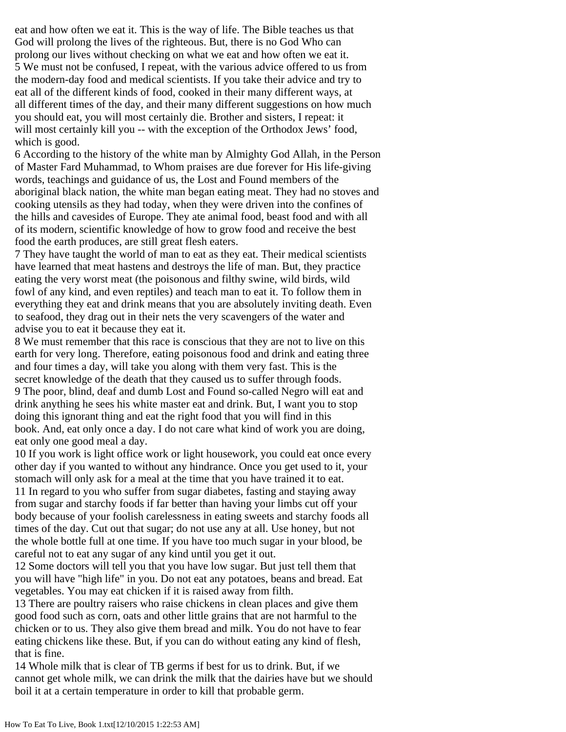eat and how often we eat it. This is the way of life. The Bible teaches us that God will prolong the lives of the righteous. But, there is no God Who can prolong our lives without checking on what we eat and how often we eat it.

5 We must not be confused, I repeat, with the various advice offered to us from the modern-day food and medical scientists. If you take their advice and try to eat all of the different kinds of food, cooked in their many different ways, at all different times of the day, and their many different suggestions on how much you should eat, you will most certainly die. Brother and sisters, I repeat: it will most certainly kill you -- with the exception of the Orthodox Jews' food, which is good.

6 According to the history of the white man by Almighty God Allah, in the Person of Master Fard Muhammad, to Whom praises are due forever for His life-giving words, teachings and guidance of us, the Lost and Found members of the aboriginal black nation, the white man began eating meat. They had no stoves and cooking utensils as they had today, when they were driven into the confines of the hills and cavesides of Europe. They ate animal food, beast food and with all of its modern, scientific knowledge of how to grow food and receive the best food the earth produces, are still great flesh eaters.

7 They have taught the world of man to eat as they eat. Their medical scientists have learned that meat hastens and destroys the life of man. But, they practice eating the very worst meat (the poisonous and filthy swine, wild birds, wild fowl of any kind, and even reptiles) and teach man to eat it. To follow them in everything they eat and drink means that you are absolutely inviting death. Even to seafood, they drag out in their nets the very scavengers of the water and advise you to eat it because they eat it.

8 We must remember that this race is conscious that they are not to live on this earth for very long. Therefore, eating poisonous food and drink and eating three and four times a day, will take you along with them very fast. This is the secret knowledge of the death that they caused us to suffer through foods.

9 The poor, blind, deaf and dumb Lost and Found so-called Negro will eat and drink anything he sees his white master eat and drink. But, I want you to stop doing this ignorant thing and eat the right food that you will find in this book. And, eat only once a day. I do not care what kind of work you are doing, eat only one good meal a day.

10 If you work is light office work or light housework, you could eat once every other day if you wanted to without any hindrance. Once you get used to it, your stomach will only ask for a meal at the time that you have trained it to eat.

11 In regard to you who suffer from sugar diabetes, fasting and staying away from sugar and starchy foods if far better than having your limbs cut off your body because of your foolish carelessness in eating sweets and starchy foods all times of the day. Cut out that sugar; do not use any at all. Use honey, but not the whole bottle full at one time. If you have too much sugar in your blood, be careful not to eat any sugar of any kind until you get it out.

12 Some doctors will tell you that you have low sugar. But just tell them that you will have "high life" in you. Do not eat any potatoes, beans and bread. Eat vegetables. You may eat chicken if it is raised away from filth.

13 There are poultry raisers who raise chickens in clean places and give them good food such as corn, oats and other little grains that are not harmful to the chicken or to us. They also give them bread and milk. You do not have to fear eating chickens like these. But, if you can do without eating any kind of flesh, that is fine.

14 Whole milk that is clear of TB germs if best for us to drink. But, if we cannot get whole milk, we can drink the milk that the dairies have but we should boil it at a certain temperature in order to kill that probable germ.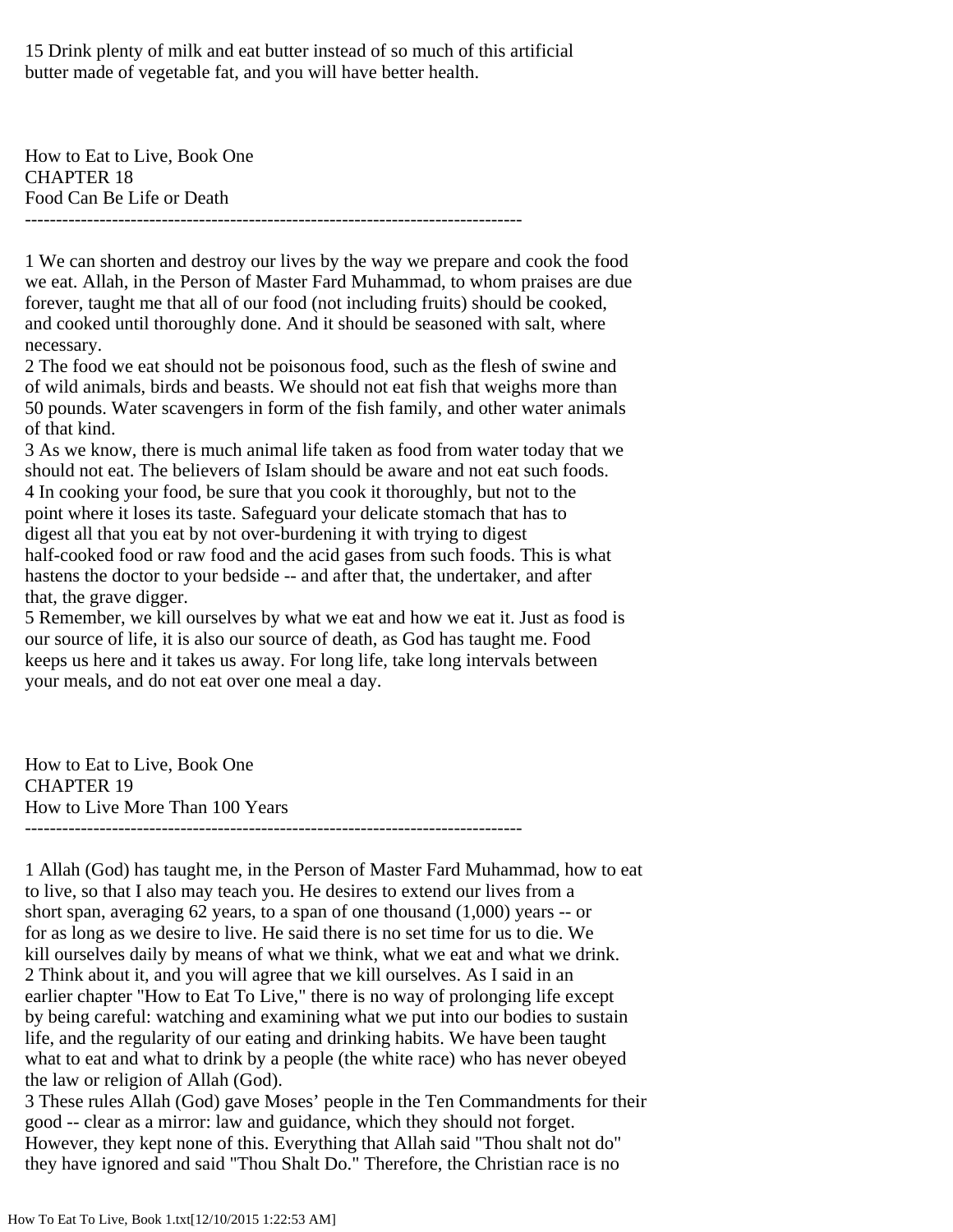15 Drink plenty of milk and eat butter instead of so much of this artificial butter made of vegetable fat, and you will have better health.

How to Eat to Live, Book One
CHAPTER 18
Food Can Be Life or Death

--------------------------------------------------------------------------------

1 We can shorten and destroy our lives by the way we prepare and cook the food we eat. Allah, in the Person of Master Fard Muhammad, to whom praises are due forever, taught me that all of our food (not including fruits) should be cooked, and cooked until thoroughly done. And it should be seasoned with salt, where necessary.
2 The food we eat should not be poisonous food, such as the flesh of swine and of wild animals, birds and beasts. We should not eat fish that weighs more than 50 pounds. Water scavengers in form of the fish family, and other water animals of that kind.
3 As we know, there is much animal life taken as food from water today that we should not eat. The believers of Islam should be aware and not eat such foods.
4 In cooking your food, be sure that you cook it thoroughly, but not to the point where it loses its taste. Safeguard your delicate stomach that has to digest all that you eat by not over-burdening it with trying to digest half-cooked food or raw food and the acid gases from such foods. This is what hastens the doctor to your bedside -- and after that, the undertaker, and after that, the grave digger.
5 Remember, we kill ourselves by what we eat and how we eat it. Just as food is our source of life, it is also our source of death, as God has taught me. Food keeps us here and it takes us away. For long life, take long intervals between your meals, and do not eat over one meal a day.

How to Eat to Live, Book One
CHAPTER 19
How to Live More Than 100 Years

--------------------------------------------------------------------------------

1 Allah (God) has taught me, in the Person of Master Fard Muhammad, how to eat to live, so that I also may teach you. He desires to extend our lives from a short span, averaging 62 years, to a span of one thousand (1,000) years -- or for as long as we desire to live. He said there is no set time for us to die. We kill ourselves daily by means of what we think, what we eat and what we drink.
2 Think about it, and you will agree that we kill ourselves. As I said in an earlier chapter "How to Eat To Live," there is no way of prolonging life except by being careful: watching and examining what we put into our bodies to sustain life, and the regularity of our eating and drinking habits. We have been taught what to eat and what to drink by a people (the white race) who has never obeyed the law or religion of Allah (God).
3 These rules Allah (God) gave Moses' people in the Ten Commandments for their good -- clear as a mirror: law and guidance, which they should not forget. However, they kept none of this. Everything that Allah said "Thou shalt not do" they have ignored and said "Thou Shalt Do." Therefore, the Christian race is no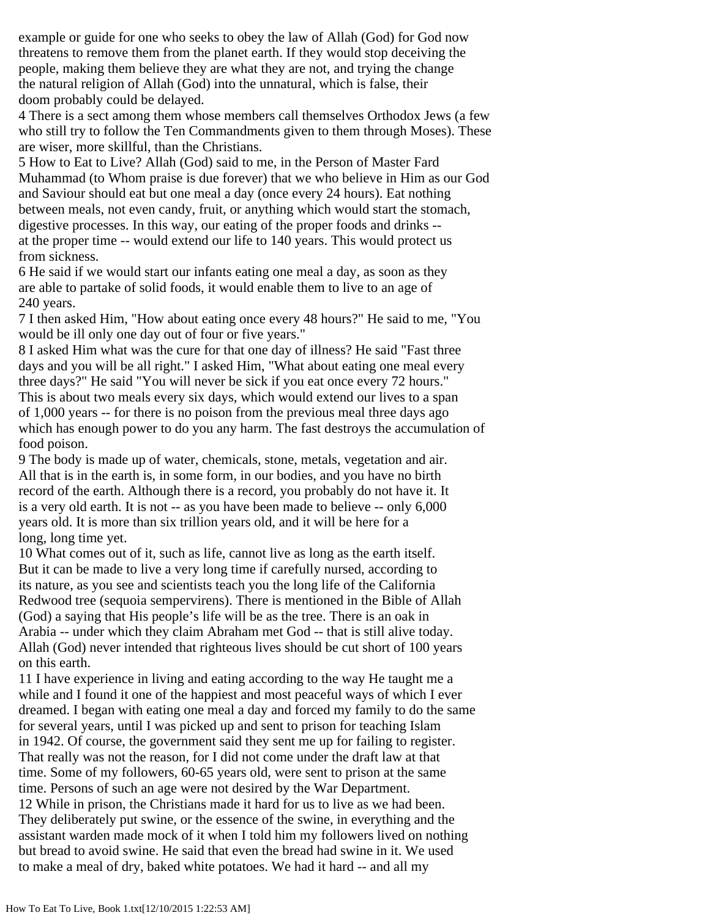example or guide for one who seeks to obey the law of Allah (God) for God now threatens to remove them from the planet earth. If they would stop deceiving the people, making them believe they are what they are not, and trying the change the natural religion of Allah (God) into the unnatural, which is false, their doom probably could be delayed.

4 There is a sect among them whose members call themselves Orthodox Jews (a few who still try to follow the Ten Commandments given to them through Moses). These are wiser, more skillful, than the Christians.

5 How to Eat to Live? Allah (God) said to me, in the Person of Master Fard Muhammad (to Whom praise is due forever) that we who believe in Him as our God and Saviour should eat but one meal a day (once every 24 hours). Eat nothing between meals, not even candy, fruit, or anything which would start the stomach, digestive processes. In this way, our eating of the proper foods and drinks -- at the proper time -- would extend our life to 140 years. This would protect us from sickness.

6 He said if we would start our infants eating one meal a day, as soon as they are able to partake of solid foods, it would enable them to live to an age of 240 years.

7 I then asked Him, "How about eating once every 48 hours?" He said to me, "You would be ill only one day out of four or five years."

8 I asked Him what was the cure for that one day of illness? He said "Fast three days and you will be all right." I asked Him, "What about eating one meal every three days?" He said "You will never be sick if you eat once every 72 hours." This is about two meals every six days, which would extend our lives to a span of 1,000 years -- for there is no poison from the previous meal three days ago which has enough power to do you any harm. The fast destroys the accumulation of food poison.

9 The body is made up of water, chemicals, stone, metals, vegetation and air. All that is in the earth is, in some form, in our bodies, and you have no birth record of the earth. Although there is a record, you probably do not have it. It is a very old earth. It is not -- as you have been made to believe -- only 6,000 years old. It is more than six trillion years old, and it will be here for a long, long time yet.

10 What comes out of it, such as life, cannot live as long as the earth itself. But it can be made to live a very long time if carefully nursed, according to its nature, as you see and scientists teach you the long life of the California Redwood tree (sequoia sempervirens). There is mentioned in the Bible of Allah (God) a saying that His people's life will be as the tree. There is an oak in Arabia -- under which they claim Abraham met God -- that is still alive today. Allah (God) never intended that righteous lives should be cut short of 100 years on this earth.

11 I have experience in living and eating according to the way He taught me a while and I found it one of the happiest and most peaceful ways of which I ever dreamed. I began with eating one meal a day and forced my family to do the same for several years, until I was picked up and sent to prison for teaching Islam in 1942. Of course, the government said they sent me up for failing to register. That really was not the reason, for I did not come under the draft law at that time. Some of my followers, 60-65 years old, were sent to prison at the same time. Persons of such an age were not desired by the War Department.

12 While in prison, the Christians made it hard for us to live as we had been. They deliberately put swine, or the essence of the swine, in everything and the assistant warden made mock of it when I told him my followers lived on nothing but bread to avoid swine. He said that even the bread had swine in it. We used to make a meal of dry, baked white potatoes. We had it hard -- and all my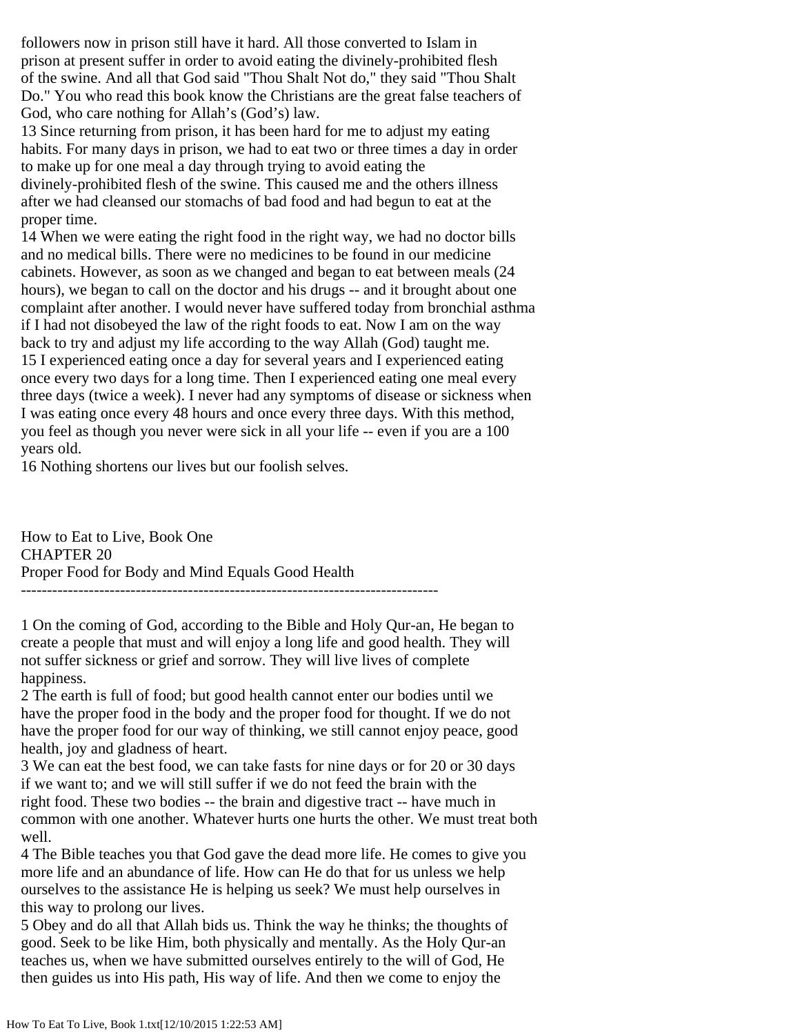followers now in prison still have it hard. All those converted to Islam in prison at present suffer in order to avoid eating the divinely-prohibited flesh of the swine. And all that God said "Thou Shalt Not do," they said "Thou Shalt Do." You who read this book know the Christians are the great false teachers of God, who care nothing for Allah's (God's) law.

13 Since returning from prison, it has been hard for me to adjust my eating habits. For many days in prison, we had to eat two or three times a day in order to make up for one meal a day through trying to avoid eating the divinely-prohibited flesh of the swine. This caused me and the others illness after we had cleansed our stomachs of bad food and had begun to eat at the proper time.

14 When we were eating the right food in the right way, we had no doctor bills and no medical bills. There were no medicines to be found in our medicine cabinets. However, as soon as we changed and began to eat between meals (24 hours), we began to call on the doctor and his drugs -- and it brought about one complaint after another. I would never have suffered today from bronchial asthma if I had not disobeyed the law of the right foods to eat. Now I am on the way back to try and adjust my life according to the way Allah (God) taught me.

15 I experienced eating once a day for several years and I experienced eating once every two days for a long time. Then I experienced eating one meal every three days (twice a week). I never had any symptoms of disease or sickness when I was eating once every 48 hours and once every three days. With this method, you feel as though you never were sick in all your life -- even if you are a 100 years old.

16 Nothing shortens our lives but our foolish selves.

How to Eat to Live, Book One

## CHAPTER 20

## Proper Food for Body and Mind Equals Good Health

--------------------------------------------------------------------------------

1 On the coming of God, according to the Bible and Holy Qur-an, He began to create a people that must and will enjoy a long life and good health. They will not suffer sickness or grief and sorrow. They will live lives of complete happiness.

2 The earth is full of food; but good health cannot enter our bodies until we have the proper food in the body and the proper food for thought. If we do not have the proper food for our way of thinking, we still cannot enjoy peace, good health, joy and gladness of heart.

3 We can eat the best food, we can take fasts for nine days or for 20 or 30 days if we want to; and we will still suffer if we do not feed the brain with the right food. These two bodies -- the brain and digestive tract -- have much in common with one another. Whatever hurts one hurts the other. We must treat both well.

4 The Bible teaches you that God gave the dead more life. He comes to give you more life and an abundance of life. How can He do that for us unless we help ourselves to the assistance He is helping us seek? We must help ourselves in this way to prolong our lives.

5 Obey and do all that Allah bids us. Think the way he thinks; the thoughts of good. Seek to be like Him, both physically and mentally. As the Holy Qur-an teaches us, when we have submitted ourselves entirely to the will of God, He then guides us into His path, His way of life. And then we come to enjoy the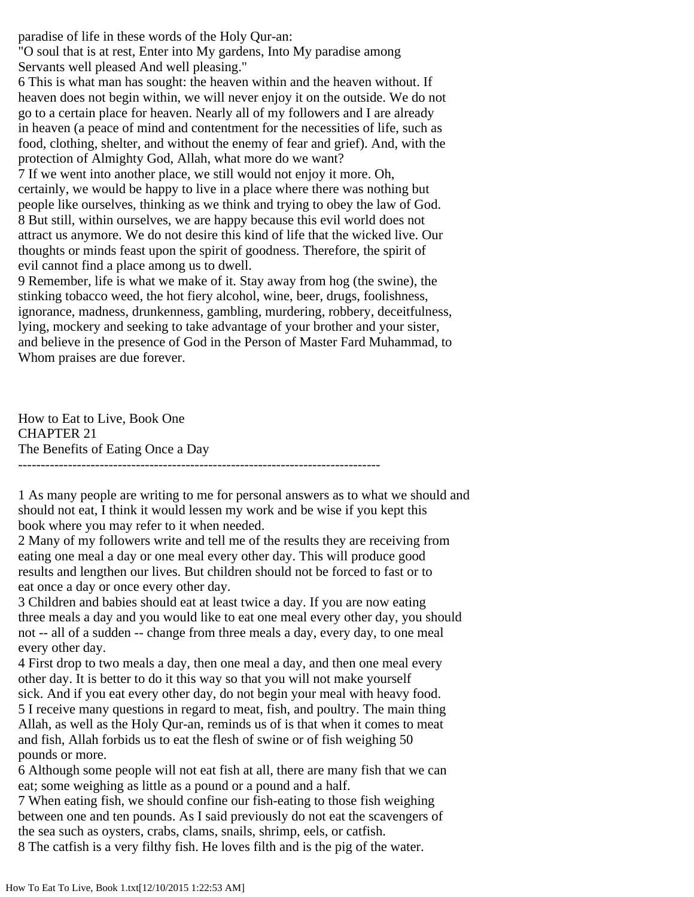paradise of life in these words of the Holy Qur-an:
"O soul that is at rest, Enter into My gardens, Into My paradise among Servants well pleased And well pleasing."

6 This is what man has sought: the heaven within and the heaven without. If heaven does not begin within, we will never enjoy it on the outside. We do not go to a certain place for heaven. Nearly all of my followers and I are already in heaven (a peace of mind and contentment for the necessities of life, such as food, clothing, shelter, and without the enemy of fear and grief). And, with the protection of Almighty God, Allah, what more do we want?

7 If we went into another place, we still would not enjoy it more. Oh, certainly, we would be happy to live in a place where there was nothing but people like ourselves, thinking as we think and trying to obey the law of God.

8 But still, within ourselves, we are happy because this evil world does not attract us anymore. We do not desire this kind of life that the wicked live. Our thoughts or minds feast upon the spirit of goodness. Therefore, the spirit of evil cannot find a place among us to dwell.

9 Remember, life is what we make of it. Stay away from hog (the swine), the stinking tobacco weed, the hot fiery alcohol, wine, beer, drugs, foolishness, ignorance, madness, drunkenness, gambling, murdering, robbery, deceitfulness, lying, mockery and seeking to take advantage of your brother and your sister, and believe in the presence of God in the Person of Master Fard Muhammad, to Whom praises are due forever.

How to Eat to Live, Book One
CHAPTER 21
The Benefits of Eating Once a Day

--------------------------------------------------------------------------------

1 As many people are writing to me for personal answers as to what we should and should not eat, I think it would lessen my work and be wise if you kept this book where you may refer to it when needed.

2 Many of my followers write and tell me of the results they are receiving from eating one meal a day or one meal every other day. This will produce good results and lengthen our lives. But children should not be forced to fast or to eat once a day or once every other day.

3 Children and babies should eat at least twice a day. If you are now eating three meals a day and you would like to eat one meal every other day, you should not -- all of a sudden -- change from three meals a day, every day, to one meal every other day.

4 First drop to two meals a day, then one meal a day, and then one meal every other day. It is better to do it this way so that you will not make yourself sick. And if you eat every other day, do not begin your meal with heavy food.

5 I receive many questions in regard to meat, fish, and poultry. The main thing Allah, as well as the Holy Qur-an, reminds us of is that when it comes to meat and fish, Allah forbids us to eat the flesh of swine or of fish weighing 50 pounds or more.

6 Although some people will not eat fish at all, there are many fish that we can eat; some weighing as little as a pound or a pound and a half.

7 When eating fish, we should confine our fish-eating to those fish weighing between one and ten pounds. As I said previously do not eat the scavengers of the sea such as oysters, crabs, clams, snails, shrimp, eels, or catfish.

8 The catfish is a very filthy fish. He loves filth and is the pig of the water.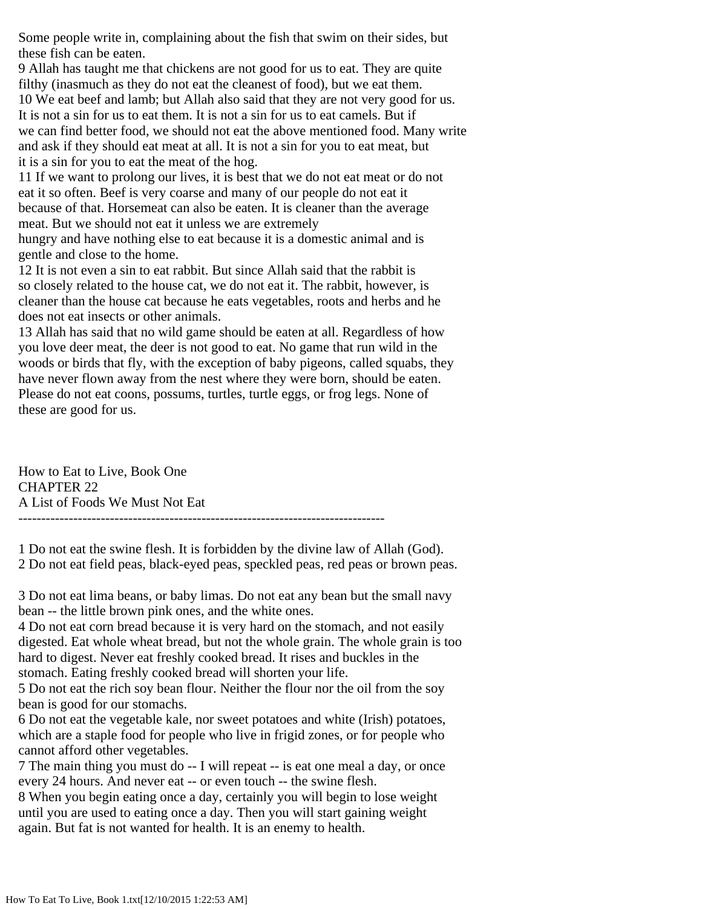Some people write in, complaining about the fish that swim on their sides, but these fish can be eaten.

9 Allah has taught me that chickens are not good for us to eat. They are quite filthy (inasmuch as they do not eat the cleanest of food), but we eat them.

10 We eat beef and lamb; but Allah also said that they are not very good for us. It is not a sin for us to eat them. It is not a sin for us to eat camels. But if we can find better food, we should not eat the above mentioned food. Many write and ask if they should eat meat at all. It is not a sin for you to eat meat, but it is a sin for you to eat the meat of the hog.

11 If we want to prolong our lives, it is best that we do not eat meat or do not eat it so often. Beef is very coarse and many of our people do not eat it because of that. Horsemeat can also be eaten. It is cleaner than the average meat. But we should not eat it unless we are extremely hungry and have nothing else to eat because it is a domestic animal and is gentle and close to the home.

12 It is not even a sin to eat rabbit. But since Allah said that the rabbit is so closely related to the house cat, we do not eat it. The rabbit, however, is cleaner than the house cat because he eats vegetables, roots and herbs and he does not eat insects or other animals.

13 Allah has said that no wild game should be eaten at all. Regardless of how you love deer meat, the deer is not good to eat. No game that run wild in the woods or birds that fly, with the exception of baby pigeons, called squabs, they have never flown away from the nest where they were born, should be eaten. Please do not eat coons, possums, turtles, turtle eggs, or frog legs. None of these are good for us.

How to Eat to Live, Book One

## CHAPTER 22

## A List of Foods We Must Not Eat

--------------------------------------------------------------------------------

1 Do not eat the swine flesh. It is forbidden by the divine law of Allah (God).

2 Do not eat field peas, black-eyed peas, speckled peas, red peas or brown peas.

3 Do not eat lima beans, or baby limas. Do not eat any bean but the small navy bean -- the little brown pink ones, and the white ones.

4 Do not eat corn bread because it is very hard on the stomach, and not easily digested. Eat whole wheat bread, but not the whole grain. The whole grain is too hard to digest. Never eat freshly cooked bread. It rises and buckles in the stomach. Eating freshly cooked bread will shorten your life.

5 Do not eat the rich soy bean flour. Neither the flour nor the oil from the soy bean is good for our stomachs.

6 Do not eat the vegetable kale, nor sweet potatoes and white (Irish) potatoes, which are a staple food for people who live in frigid zones, or for people who cannot afford other vegetables.

7 The main thing you must do -- I will repeat -- is eat one meal a day, or once every 24 hours. And never eat -- or even touch -- the swine flesh.

8 When you begin eating once a day, certainly you will begin to lose weight until you are used to eating once a day. Then you will start gaining weight again. But fat is not wanted for health. It is an enemy to health.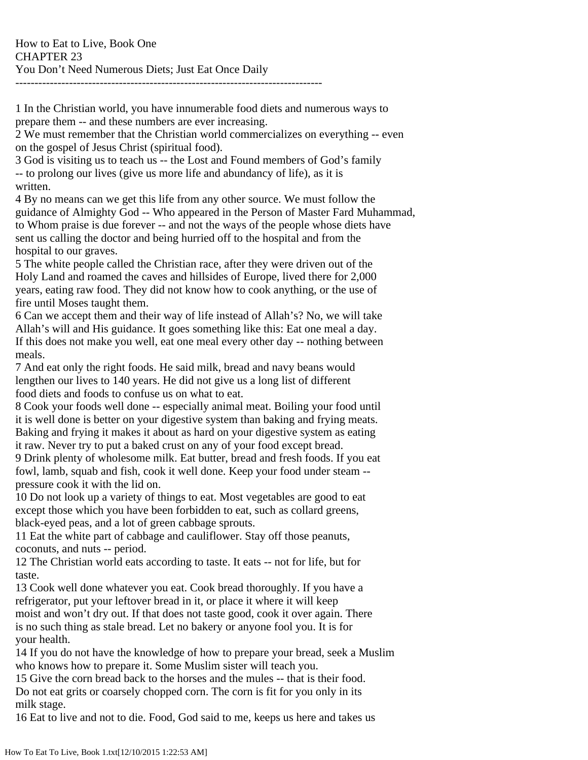How to Eat to Live, Book One
CHAPTER 23
You Don’t Need Numerous Diets; Just Eat Once Daily

--------------------------------------------------------------------------------

1 In the Christian world, you have innumerable food diets and numerous ways to prepare them -- and these numbers are ever increasing.
2 We must remember that the Christian world commercializes on everything -- even on the gospel of Jesus Christ (spiritual food).
3 God is visiting us to teach us -- the Lost and Found members of God’s family -- to prolong our lives (give us more life and abundancy of life), as it is written.
4 By no means can we get this life from any other source. We must follow the guidance of Almighty God -- Who appeared in the Person of Master Fard Muhammad, to Whom praise is due forever -- and not the ways of the people whose diets have sent us calling the doctor and being hurried off to the hospital and from the hospital to our graves.
5 The white people called the Christian race, after they were driven out of the Holy Land and roamed the caves and hillsides of Europe, lived there for 2,000 years, eating raw food. They did not know how to cook anything, or the use of fire until Moses taught them.
6 Can we accept them and their way of life instead of Allah’s? No, we will take Allah’s will and His guidance. It goes something like this: Eat one meal a day. If this does not make you well, eat one meal every other day -- nothing between meals.
7 And eat only the right foods. He said milk, bread and navy beans would lengthen our lives to 140 years. He did not give us a long list of different food diets and foods to confuse us on what to eat.
8 Cook your foods well done -- especially animal meat. Boiling your food until it is well done is better on your digestive system than baking and frying meats. Baking and frying it makes it about as hard on your digestive system as eating it raw. Never try to put a baked crust on any of your food except bread.
9 Drink plenty of wholesome milk. Eat butter, bread and fresh foods. If you eat fowl, lamb, squab and fish, cook it well done. Keep your food under steam -- pressure cook it with the lid on.
10 Do not look up a variety of things to eat. Most vegetables are good to eat except those which you have been forbidden to eat, such as collard greens, black-eyed peas, and a lot of green cabbage sprouts.
11 Eat the white part of cabbage and cauliflower. Stay off those peanuts, coconuts, and nuts -- period.
12 The Christian world eats according to taste. It eats -- not for life, but for taste.
13 Cook well done whatever you eat. Cook bread thoroughly. If you have a refrigerator, put your leftover bread in it, or place it where it will keep moist and won’t dry out. If that does not taste good, cook it over again. There is no such thing as stale bread. Let no bakery or anyone fool you. It is for your health.
14 If you do not have the knowledge of how to prepare your bread, seek a Muslim who knows how to prepare it. Some Muslim sister will teach you.
15 Give the corn bread back to the horses and the mules -- that is their food. Do not eat grits or coarsely chopped corn. The corn is fit for you only in its milk stage.
16 Eat to live and not to die. Food, God said to me, keeps us here and takes us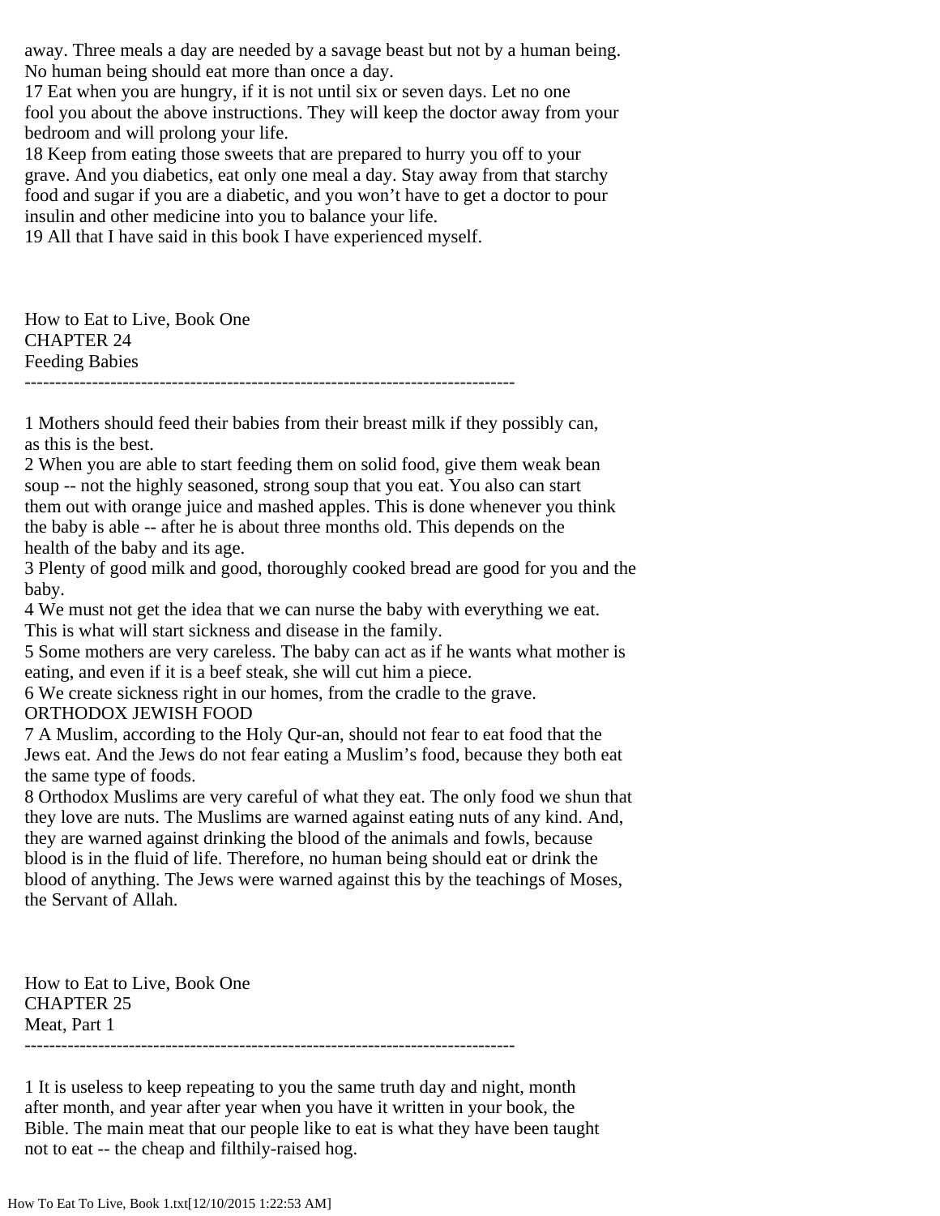away. Three meals a day are needed by a savage beast but not by a human being. No human being should eat more than once a day.

17 Eat when you are hungry, if it is not until six or seven days. Let no one fool you about the above instructions. They will keep the doctor away from your bedroom and will prolong your life.

18 Keep from eating those sweets that are prepared to hurry you off to your grave. And you diabetics, eat only one meal a day. Stay away from that starchy food and sugar if you are a diabetic, and you won't have to get a doctor to pour insulin and other medicine into you to balance your life.

19 All that I have said in this book I have experienced myself.

How to Eat to Live, Book One
CHAPTER 24
Feeding Babies

--------------------------------------------------------------------------------

1 Mothers should feed their babies from their breast milk if they possibly can, as this is the best.

2 When you are able to start feeding them on solid food, give them weak bean soup -- not the highly seasoned, strong soup that you eat. You also can start them out with orange juice and mashed apples. This is done whenever you think the baby is able -- after he is about three months old. This depends on the health of the baby and its age.

3 Plenty of good milk and good, thoroughly cooked bread are good for you and the baby.

4 We must not get the idea that we can nurse the baby with everything we eat. This is what will start sickness and disease in the family.

5 Some mothers are very careless. The baby can act as if he wants what mother is eating, and even if it is a beef steak, she will cut him a piece.

6 We create sickness right in our homes, from the cradle to the grave.

ORTHODOX JEWISH FOOD

7 A Muslim, according to the Holy Qur-an, should not fear to eat food that the Jews eat. And the Jews do not fear eating a Muslim's food, because they both eat the same type of foods.

8 Orthodox Muslims are very careful of what they eat. The only food we shun that they love are nuts. The Muslims are warned against eating nuts of any kind. And, they are warned against drinking the blood of the animals and fowls, because blood is in the fluid of life. Therefore, no human being should eat or drink the blood of anything. The Jews were warned against this by the teachings of Moses, the Servant of Allah.

How to Eat to Live, Book One
CHAPTER 25
Meat, Part 1

--------------------------------------------------------------------------------

1 It is useless to keep repeating to you the same truth day and night, month after month, and year after year when you have it written in your book, the Bible. The main meat that our people like to eat is what they have been taught not to eat -- the cheap and filthily-raised hog.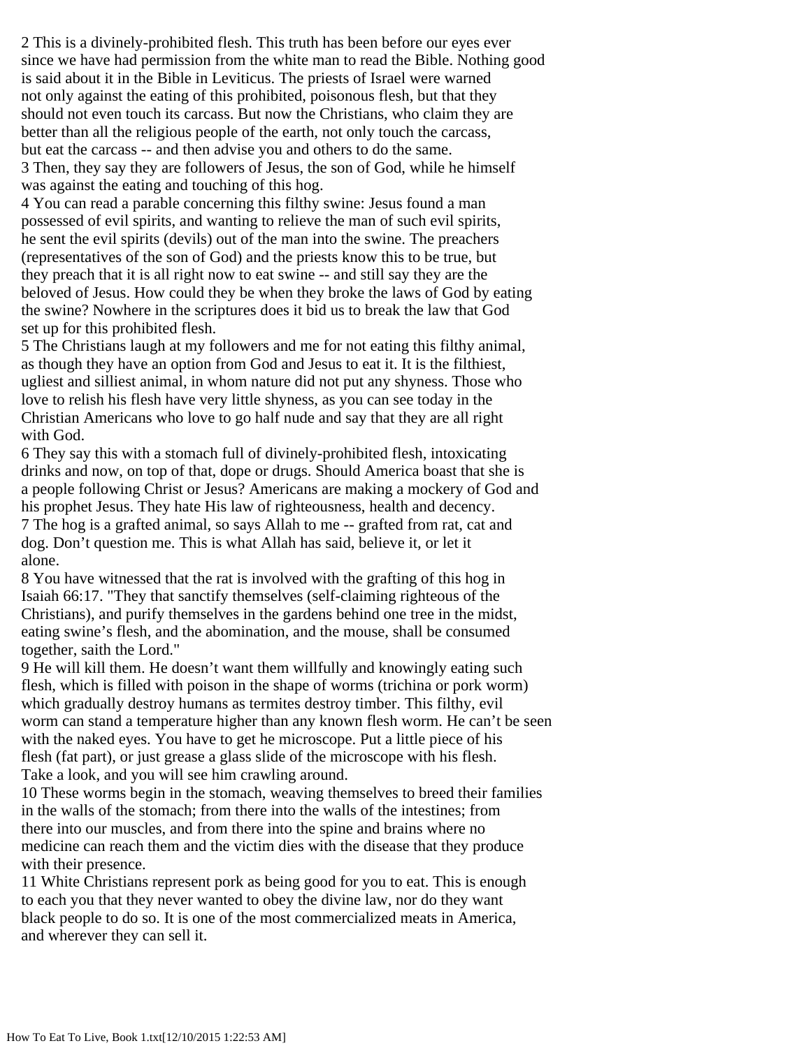2 This is a divinely-prohibited flesh. This truth has been before our eyes ever since we have had permission from the white man to read the Bible. Nothing good is said about it in the Bible in Leviticus. The priests of Israel were warned not only against the eating of this prohibited, poisonous flesh, but that they should not even touch its carcass. But now the Christians, who claim they are better than all the religious people of the earth, not only touch the carcass, but eat the carcass -- and then advise you and others to do the same.

3 Then, they say they are followers of Jesus, the son of God, while he himself was against the eating and touching of this hog.

4 You can read a parable concerning this filthy swine: Jesus found a man possessed of evil spirits, and wanting to relieve the man of such evil spirits, he sent the evil spirits (devils) out of the man into the swine. The preachers (representatives of the son of God) and the priests know this to be true, but they preach that it is all right now to eat swine -- and still say they are the beloved of Jesus. How could they be when they broke the laws of God by eating the swine? Nowhere in the scriptures does it bid us to break the law that God set up for this prohibited flesh.

5 The Christians laugh at my followers and me for not eating this filthy animal, as though they have an option from God and Jesus to eat it. It is the filthiest, ugliest and silliest animal, in whom nature did not put any shyness. Those who love to relish his flesh have very little shyness, as you can see today in the Christian Americans who love to go half nude and say that they are all right with God.

6 They say this with a stomach full of divinely-prohibited flesh, intoxicating drinks and now, on top of that, dope or drugs. Should America boast that she is a people following Christ or Jesus? Americans are making a mockery of God and his prophet Jesus. They hate His law of righteousness, health and decency.

7 The hog is a grafted animal, so says Allah to me -- grafted from rat, cat and dog. Don't question me. This is what Allah has said, believe it, or let it alone.

8 You have witnessed that the rat is involved with the grafting of this hog in Isaiah 66:17. "They that sanctify themselves (self-claiming righteous of the Christians), and purify themselves in the gardens behind one tree in the midst, eating swine's flesh, and the abomination, and the mouse, shall be consumed together, saith the Lord."

9 He will kill them. He doesn't want them willfully and knowingly eating such flesh, which is filled with poison in the shape of worms (trichina or pork worm) which gradually destroy humans as termites destroy timber. This filthy, evil worm can stand a temperature higher than any known flesh worm. He can't be seen with the naked eyes. You have to get he microscope. Put a little piece of his flesh (fat part), or just grease a glass slide of the microscope with his flesh. Take a look, and you will see him crawling around.

10 These worms begin in the stomach, weaving themselves to breed their families in the walls of the stomach; from there into the walls of the intestines; from there into our muscles, and from there into the spine and brains where no medicine can reach them and the victim dies with the disease that they produce with their presence.

11 White Christians represent pork as being good for you to eat. This is enough to each you that they never wanted to obey the divine law, nor do they want black people to do so. It is one of the most commercialized meats in America, and wherever they can sell it.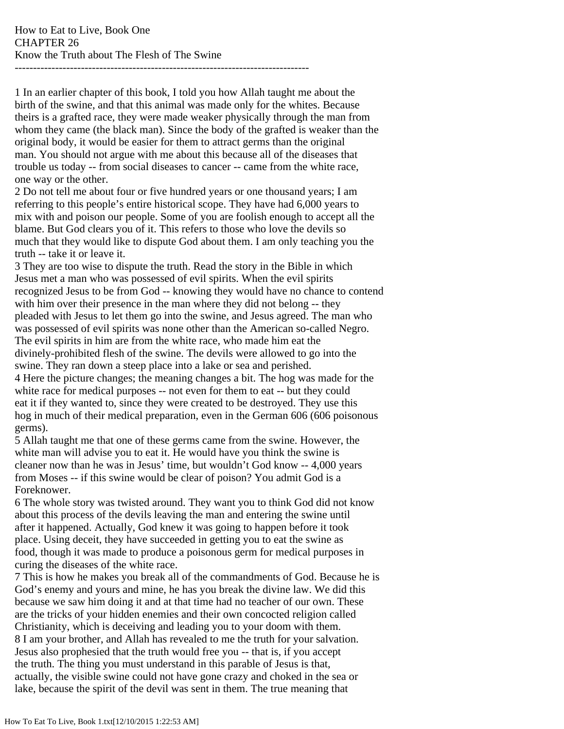How to Eat to Live, Book One

CHAPTER 26

# Know the Truth about The Flesh of The Swine

1 In an earlier chapter of this book, I told you how Allah taught me about the birth of the swine, and that this animal was made only for the whites. Because theirs is a grafted race, they were made weaker physically through the man from whom they came (the black man). Since the body of the grafted is weaker than the original body, it would be easier for them to attract germs than the original man. You should not argue with me about this because all of the diseases that trouble us today -- from social diseases to cancer -- came from the white race, one way or the other.

2 Do not tell me about four or five hundred years or one thousand years; I am referring to this people's entire historical scope. They have had 6,000 years to mix with and poison our people. Some of you are foolish enough to accept all the blame. But God clears you of it. This refers to those who love the devils so much that they would like to dispute God about them. I am only teaching you the truth -- take it or leave it.

3 They are too wise to dispute the truth. Read the story in the Bible in which Jesus met a man who was possessed of evil spirits. When the evil spirits recognized Jesus to be from God -- knowing they would have no chance to contend with him over their presence in the man where they did not belong -- they pleaded with Jesus to let them go into the swine, and Jesus agreed. The man who was possessed of evil spirits was none other than the American so-called Negro. The evil spirits in him are from the white race, who made him eat the divinely-prohibited flesh of the swine. The devils were allowed to go into the swine. They ran down a steep place into a lake or sea and perished.

4 Here the picture changes; the meaning changes a bit. The hog was made for the white race for medical purposes -- not even for them to eat -- but they could eat it if they wanted to, since they were created to be destroyed. They use this hog in much of their medical preparation, even in the German 606 (606 poisonous germs).

5 Allah taught me that one of these germs came from the swine. However, the white man will advise you to eat it. He would have you think the swine is cleaner now than he was in Jesus' time, but wouldn't God know -- 4,000 years from Moses -- if this swine would be clear of poison? You admit God is a Foreknower.

6 The whole story was twisted around. They want you to think God did not know about this process of the devils leaving the man and entering the swine until after it happened. Actually, God knew it was going to happen before it took place. Using deceit, they have succeeded in getting you to eat the swine as food, though it was made to produce a poisonous germ for medical purposes in curing the diseases of the white race.

7 This is how he makes you break all of the commandments of God. Because he is God's enemy and yours and mine, he has you break the divine law. We did this because we saw him doing it and at that time had no teacher of our own. These are the tricks of your hidden enemies and their own concocted religion called Christianity, which is deceiving and leading you to your doom with them.

8 I am your brother, and Allah has revealed to me the truth for your salvation. Jesus also prophesied that the truth would free you -- that is, if you accept the truth. The thing you must understand in this parable of Jesus is that, actually, the visible swine could not have gone crazy and choked in the sea or lake, because the spirit of the devil was sent in them. The true meaning that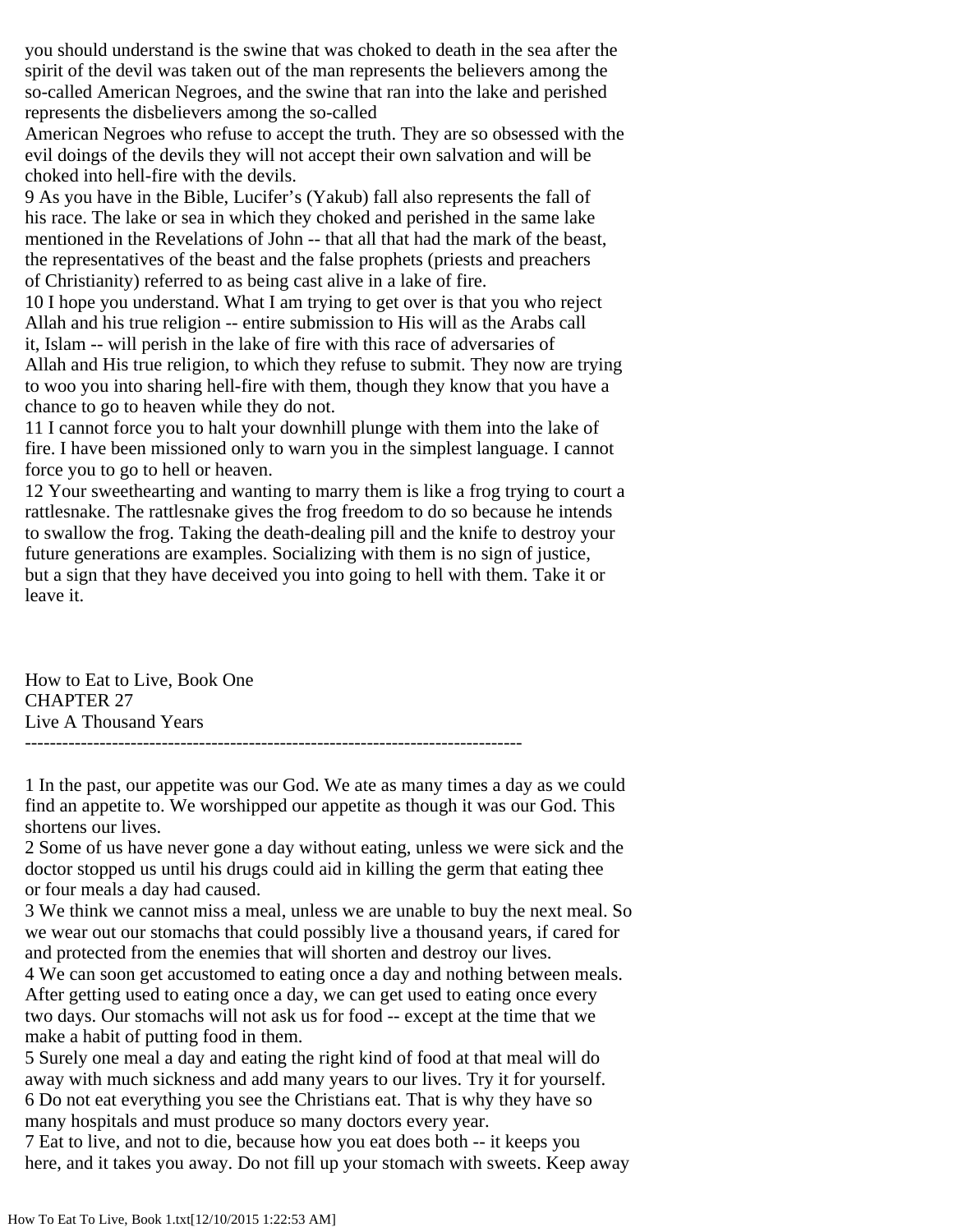you should understand is the swine that was choked to death in the sea after the spirit of the devil was taken out of the man represents the believers among the so-called American Negroes, and the swine that ran into the lake and perished represents the disbelievers among the so-called American Negroes who refuse to accept the truth. They are so obsessed with the evil doings of the devils they will not accept their own salvation and will be choked into hell-fire with the devils.

9 As you have in the Bible, Lucifer's (Yakub) fall also represents the fall of his race. The lake or sea in which they choked and perished in the same lake mentioned in the Revelations of John -- that all that had the mark of the beast, the representatives of the beast and the false prophets (priests and preachers of Christianity) referred to as being cast alive in a lake of fire.

10 I hope you understand. What I am trying to get over is that you who reject Allah and his true religion -- entire submission to His will as the Arabs call it, Islam -- will perish in the lake of fire with this race of adversaries of Allah and His true religion, to which they refuse to submit. They now are trying to woo you into sharing hell-fire with them, though they know that you have a chance to go to heaven while they do not.

11 I cannot force you to halt your downhill plunge with them into the lake of fire. I have been missioned only to warn you in the simplest language. I cannot force you to go to hell or heaven.

12 Your sweethearting and wanting to marry them is like a frog trying to court a rattlesnake. The rattlesnake gives the frog freedom to do so because he intends to swallow the frog. Taking the death-dealing pill and the knife to destroy your future generations are examples. Socializing with them is no sign of justice, but a sign that they have deceived you into going to hell with them. Take it or leave it.

How to Eat to Live, Book One
CHAPTER 27
Live A Thousand Years

--------------------------------------------------------------------------------

1 In the past, our appetite was our God. We ate as many times a day as we could find an appetite to. We worshipped our appetite as though it was our God. This shortens our lives.

2 Some of us have never gone a day without eating, unless we were sick and the doctor stopped us until his drugs could aid in killing the germ that eating thee or four meals a day had caused.

3 We think we cannot miss a meal, unless we are unable to buy the next meal. So we wear out our stomachs that could possibly live a thousand years, if cared for and protected from the enemies that will shorten and destroy our lives.

4 We can soon get accustomed to eating once a day and nothing between meals. After getting used to eating once a day, we can get used to eating once every two days. Our stomachs will not ask us for food -- except at the time that we make a habit of putting food in them.

5 Surely one meal a day and eating the right kind of food at that meal will do away with much sickness and add many years to our lives. Try it for yourself.

6 Do not eat everything you see the Christians eat. That is why they have so many hospitals and must produce so many doctors every year.

7 Eat to live, and not to die, because how you eat does both -- it keeps you here, and it takes you away. Do not fill up your stomach with sweets. Keep away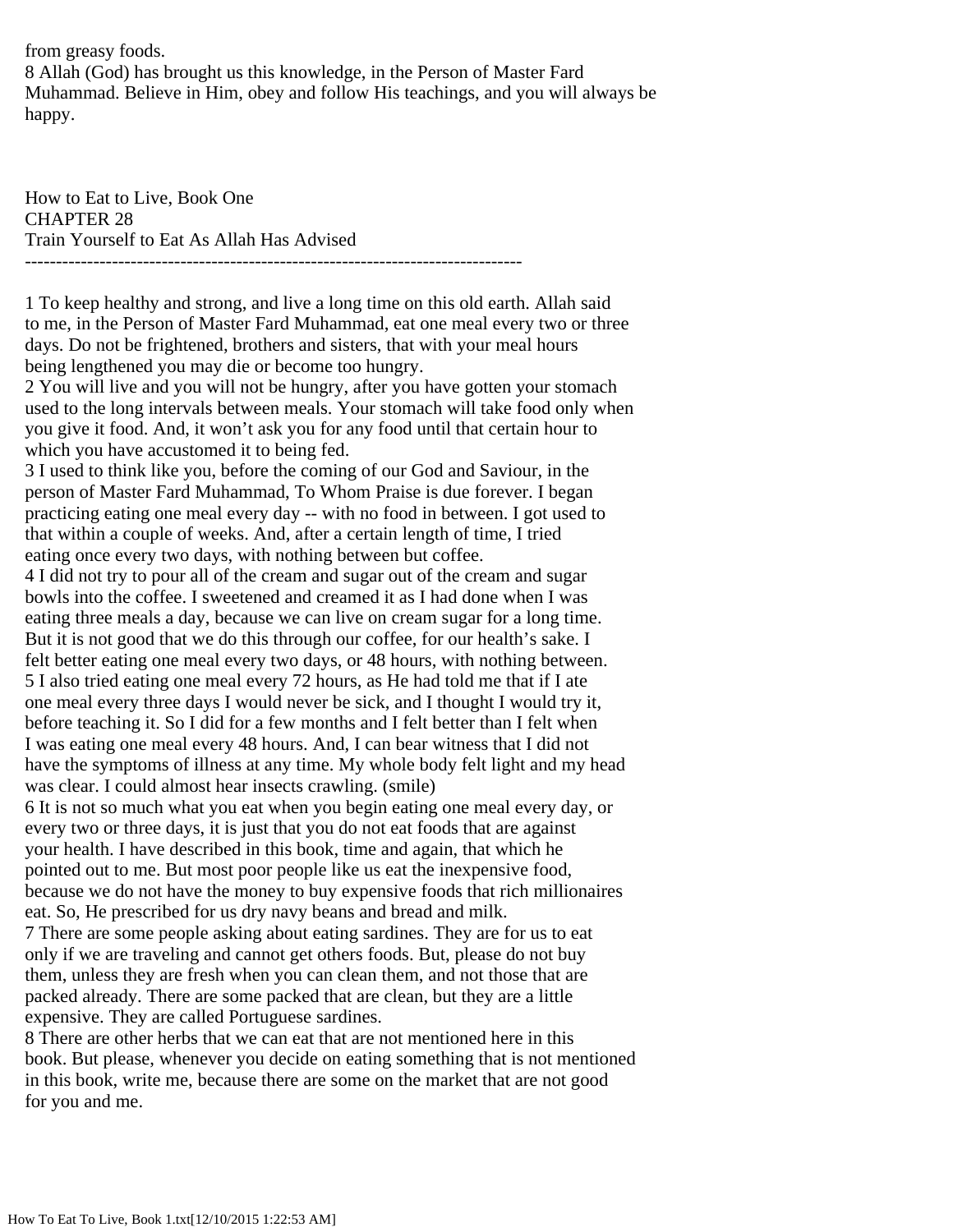from greasy foods.
8 Allah (God) has brought us this knowledge, in the Person of Master Fard Muhammad. Believe in Him, obey and follow His teachings, and you will always be happy.

How to Eat to Live, Book One
CHAPTER 28
Train Yourself to Eat As Allah Has Advised
--------------------------------------------------------------------------------

1 To keep healthy and strong, and live a long time on this old earth. Allah said to me, in the Person of Master Fard Muhammad, eat one meal every two or three days. Do not be frightened, brothers and sisters, that with your meal hours being lengthened you may die or become too hungry.
2 You will live and you will not be hungry, after you have gotten your stomach used to the long intervals between meals. Your stomach will take food only when you give it food. And, it won't ask you for any food until that certain hour to which you have accustomed it to being fed.
3 I used to think like you, before the coming of our God and Saviour, in the person of Master Fard Muhammad, To Whom Praise is due forever. I began practicing eating one meal every day -- with no food in between. I got used to that within a couple of weeks. And, after a certain length of time, I tried eating once every two days, with nothing between but coffee.
4 I did not try to pour all of the cream and sugar out of the cream and sugar bowls into the coffee. I sweetened and creamed it as I had done when I was eating three meals a day, because we can live on cream sugar for a long time. But it is not good that we do this through our coffee, for our health's sake. I felt better eating one meal every two days, or 48 hours, with nothing between.
5 I also tried eating one meal every 72 hours, as He had told me that if I ate one meal every three days I would never be sick, and I thought I would try it, before teaching it. So I did for a few months and I felt better than I felt when I was eating one meal every 48 hours. And, I can bear witness that I did not have the symptoms of illness at any time. My whole body felt light and my head was clear. I could almost hear insects crawling. (smile)
6 It is not so much what you eat when you begin eating one meal every day, or every two or three days, it is just that you do not eat foods that are against your health. I have described in this book, time and again, that which he pointed out to me. But most poor people like us eat the inexpensive food, because we do not have the money to buy expensive foods that rich millionaires eat. So, He prescribed for us dry navy beans and bread and milk.
7 There are some people asking about eating sardines. They are for us to eat only if we are traveling and cannot get others foods. But, please do not buy them, unless they are fresh when you can clean them, and not those that are packed already. There are some packed that are clean, but they are a little expensive. They are called Portuguese sardines.
8 There are other herbs that we can eat that are not mentioned here in this book. But please, whenever you decide on eating something that is not mentioned in this book, write me, because there are some on the market that are not good for you and me.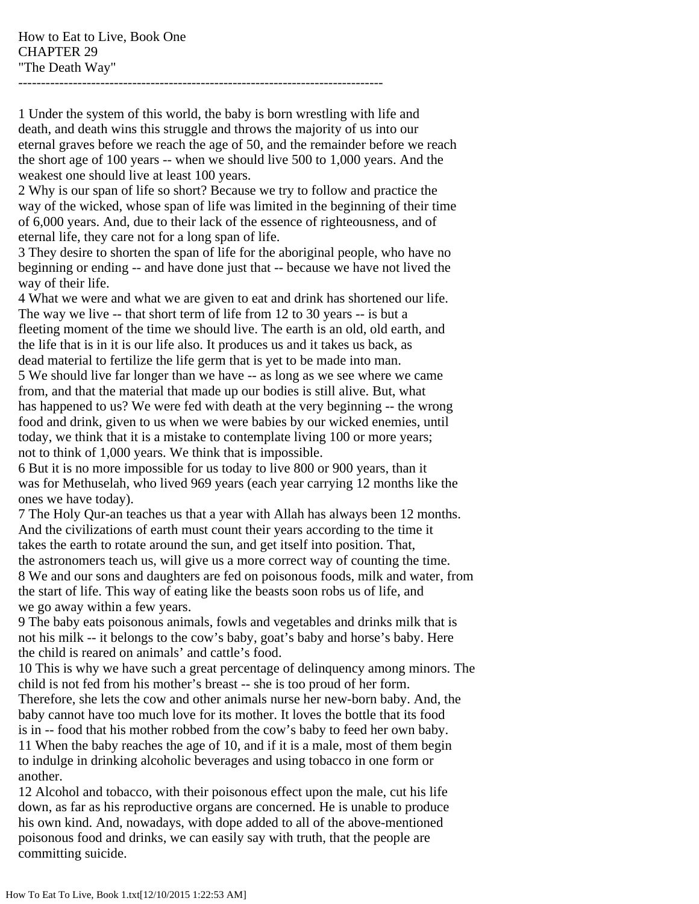How to Eat to Live, Book One
CHAPTER 29
"The Death Way"

---

1 Under the system of this world, the baby is born wrestling with life and death, and death wins this struggle and throws the majority of us into our eternal graves before we reach the age of 50, and the remainder before we reach the short age of 100 years -- when we should live 500 to 1,000 years. And the weakest one should live at least 100 years.
2 Why is our span of life so short? Because we try to follow and practice the way of the wicked, whose span of life was limited in the beginning of their time of 6,000 years. And, due to their lack of the essence of righteousness, and of eternal life, they care not for a long span of life.
3 They desire to shorten the span of life for the aboriginal people, who have no beginning or ending -- and have done just that -- because we have not lived the way of their life.
4 What we were and what we are given to eat and drink has shortened our life. The way we live -- that short term of life from 12 to 30 years -- is but a fleeting moment of the time we should live. The earth is an old, old earth, and the life that is in it is our life also. It produces us and it takes us back, as dead material to fertilize the life germ that is yet to be made into man.
5 We should live far longer than we have -- as long as we see where we came from, and that the material that made up our bodies is still alive. But, what has happened to us? We were fed with death at the very beginning -- the wrong food and drink, given to us when we were babies by our wicked enemies, until today, we think that it is a mistake to contemplate living 100 or more years; not to think of 1,000 years. We think that is impossible.
6 But it is no more impossible for us today to live 800 or 900 years, than it was for Methuselah, who lived 969 years (each year carrying 12 months like the ones we have today).
7 The Holy Qur-an teaches us that a year with Allah has always been 12 months. And the civilizations of earth must count their years according to the time it takes the earth to rotate around the sun, and get itself into position. That, the astronomers teach us, will give us a more correct way of counting the time.
8 We and our sons and daughters are fed on poisonous foods, milk and water, from the start of life. This way of eating like the beasts soon robs us of life, and we go away within a few years.
9 The baby eats poisonous animals, fowls and vegetables and drinks milk that is not his milk -- it belongs to the cow's baby, goat's baby and horse's baby. Here the child is reared on animals' and cattle's food.
10 This is why we have such a great percentage of delinquency among minors. The child is not fed from his mother's breast -- she is too proud of her form. Therefore, she lets the cow and other animals nurse her new-born baby. And, the baby cannot have too much love for its mother. It loves the bottle that its food is in -- food that his mother robbed from the cow's baby to feed her own baby.
11 When the baby reaches the age of 10, and if it is a male, most of them begin to indulge in drinking alcoholic beverages and using tobacco in one form or another.
12 Alcohol and tobacco, with their poisonous effect upon the male, cut his life down, as far as his reproductive organs are concerned. He is unable to produce his own kind. And, nowadays, with dope added to all of the above-mentioned poisonous food and drinks, we can easily say with truth, that the people are committing suicide.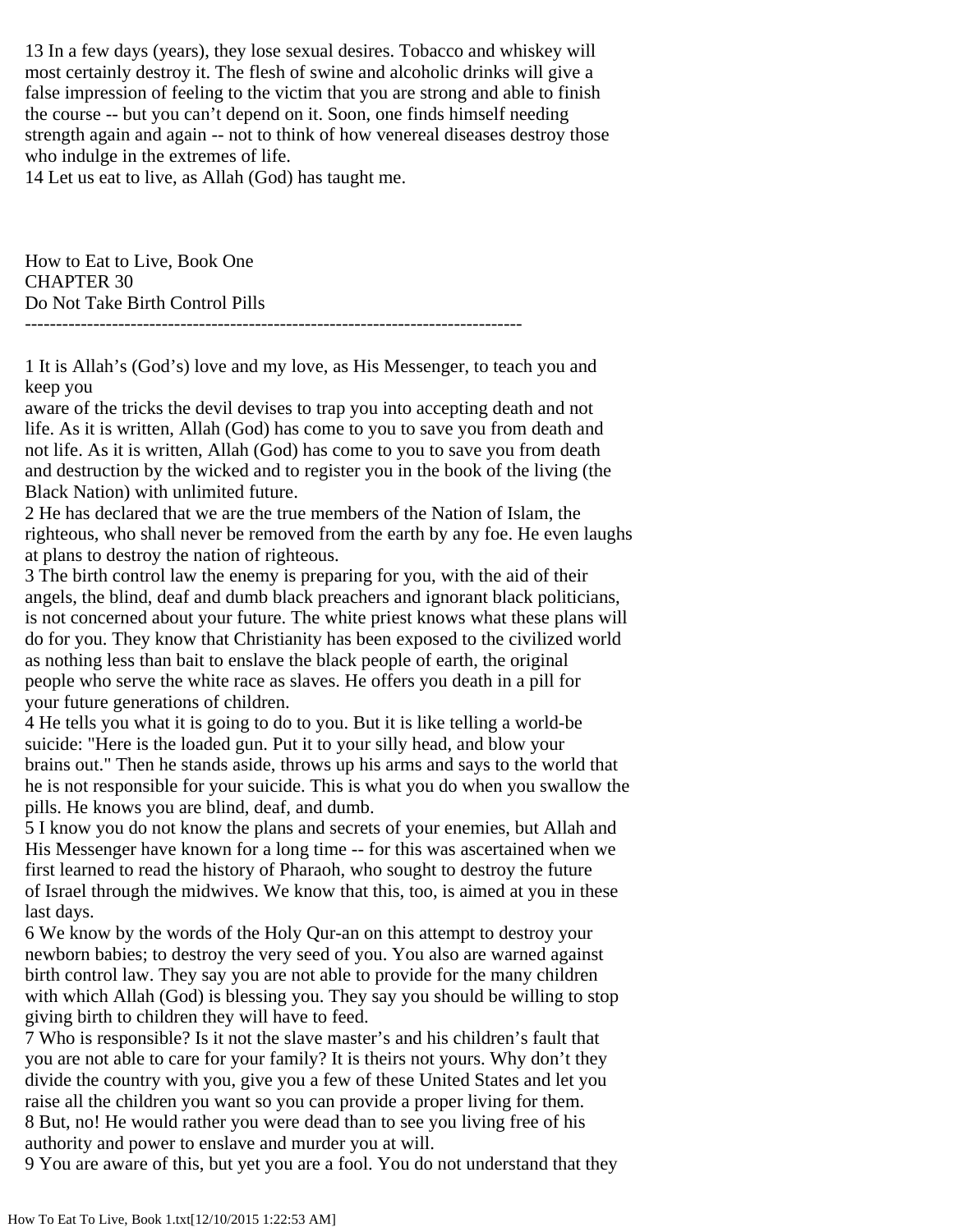13 In a few days (years), they lose sexual desires. Tobacco and whiskey will most certainly destroy it. The flesh of swine and alcoholic drinks will give a false impression of feeling to the victim that you are strong and able to finish the course -- but you can't depend on it. Soon, one finds himself needing strength again and again -- not to think of how venereal diseases destroy those who indulge in the extremes of life.

14 Let us eat to live, as Allah (God) has taught me.

How to Eat to Live, Book One
CHAPTER 30
Do Not Take Birth Control Pills

--------------------------------------------------------------------------------

1 It is Allah's (God's) love and my love, as His Messenger, to teach you and keep you aware of the tricks the devil devises to trap you into accepting death and not life. As it is written, Allah (God) has come to you to save you from death and not life. As it is written, Allah (God) has come to you to save you from death and destruction by the wicked and to register you in the book of the living (the Black Nation) with unlimited future.

2 He has declared that we are the true members of the Nation of Islam, the righteous, who shall never be removed from the earth by any foe. He even laughs at plans to destroy the nation of righteous.

3 The birth control law the enemy is preparing for you, with the aid of their angels, the blind, deaf and dumb black preachers and ignorant black politicians, is not concerned about your future. The white priest knows what these plans will do for you. They know that Christianity has been exposed to the civilized world as nothing less than bait to enslave the black people of earth, the original people who serve the white race as slaves. He offers you death in a pill for your future generations of children.

4 He tells you what it is going to do to you. But it is like telling a world-be suicide: "Here is the loaded gun. Put it to your silly head, and blow your brains out." Then he stands aside, throws up his arms and says to the world that he is not responsible for your suicide. This is what you do when you swallow the pills. He knows you are blind, deaf, and dumb.

5 I know you do not know the plans and secrets of your enemies, but Allah and His Messenger have known for a long time -- for this was ascertained when we first learned to read the history of Pharaoh, who sought to destroy the future of Israel through the midwives. We know that this, too, is aimed at you in these last days.

6 We know by the words of the Holy Qur-an on this attempt to destroy your newborn babies; to destroy the very seed of you. You also are warned against birth control law. They say you are not able to provide for the many children with which Allah (God) is blessing you. They say you should be willing to stop giving birth to children they will have to feed.

7 Who is responsible? Is it not the slave master's and his children's fault that you are not able to care for your family? It is theirs not yours. Why don't they divide the country with you, give you a few of these United States and let you raise all the children you want so you can provide a proper living for them.

8 But, no! He would rather you were dead than to see you living free of his authority and power to enslave and murder you at will.

9 You are aware of this, but yet you are a fool. You do not understand that they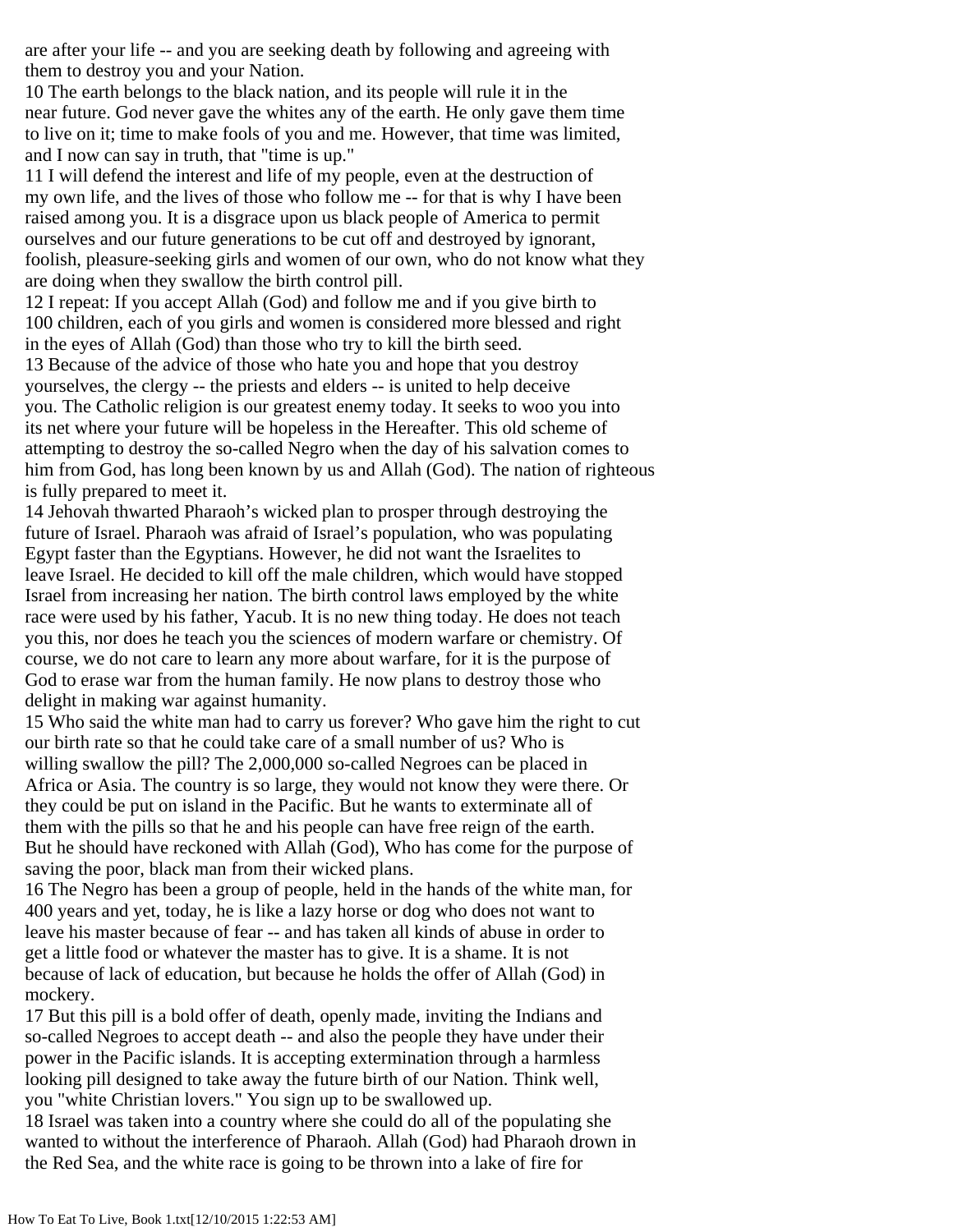are after your life -- and you are seeking death by following and agreeing with them to destroy you and your Nation.

10 The earth belongs to the black nation, and its people will rule it in the near future. God never gave the whites any of the earth. He only gave them time to live on it; time to make fools of you and me. However, that time was limited, and I now can say in truth, that "time is up."

11 I will defend the interest and life of my people, even at the destruction of my own life, and the lives of those who follow me -- for that is why I have been raised among you. It is a disgrace upon us black people of America to permit ourselves and our future generations to be cut off and destroyed by ignorant, foolish, pleasure-seeking girls and women of our own, who do not know what they are doing when they swallow the birth control pill.

12 I repeat: If you accept Allah (God) and follow me and if you give birth to 100 children, each of you girls and women is considered more blessed and right in the eyes of Allah (God) than those who try to kill the birth seed.

13 Because of the advice of those who hate you and hope that you destroy yourselves, the clergy -- the priests and elders -- is united to help deceive you. The Catholic religion is our greatest enemy today. It seeks to woo you into its net where your future will be hopeless in the Hereafter. This old scheme of attempting to destroy the so-called Negro when the day of his salvation comes to him from God, has long been known by us and Allah (God). The nation of righteous is fully prepared to meet it.

14 Jehovah thwarted Pharaoh's wicked plan to prosper through destroying the future of Israel. Pharaoh was afraid of Israel's population, who was populating Egypt faster than the Egyptians. However, he did not want the Israelites to leave Israel. He decided to kill off the male children, which would have stopped Israel from increasing her nation. The birth control laws employed by the white race were used by his father, Yacub. It is no new thing today. He does not teach you this, nor does he teach you the sciences of modern warfare or chemistry. Of course, we do not care to learn any more about warfare, for it is the purpose of God to erase war from the human family. He now plans to destroy those who delight in making war against humanity.

15 Who said the white man had to carry us forever? Who gave him the right to cut our birth rate so that he could take care of a small number of us? Who is willing swallow the pill? The 2,000,000 so-called Negroes can be placed in Africa or Asia. The country is so large, they would not know they were there. Or they could be put on island in the Pacific. But he wants to exterminate all of them with the pills so that he and his people can have free reign of the earth. But he should have reckoned with Allah (God), Who has come for the purpose of saving the poor, black man from their wicked plans.

16 The Negro has been a group of people, held in the hands of the white man, for 400 years and yet, today, he is like a lazy horse or dog who does not want to leave his master because of fear -- and has taken all kinds of abuse in order to get a little food or whatever the master has to give. It is a shame. It is not because of lack of education, but because he holds the offer of Allah (God) in mockery.

17 But this pill is a bold offer of death, openly made, inviting the Indians and so-called Negroes to accept death -- and also the people they have under their power in the Pacific islands. It is accepting extermination through a harmless looking pill designed to take away the future birth of our Nation. Think well, you "white Christian lovers." You sign up to be swallowed up.

18 Israel was taken into a country where she could do all of the populating she wanted to without the interference of Pharaoh. Allah (God) had Pharaoh drown in the Red Sea, and the white race is going to be thrown into a lake of fire for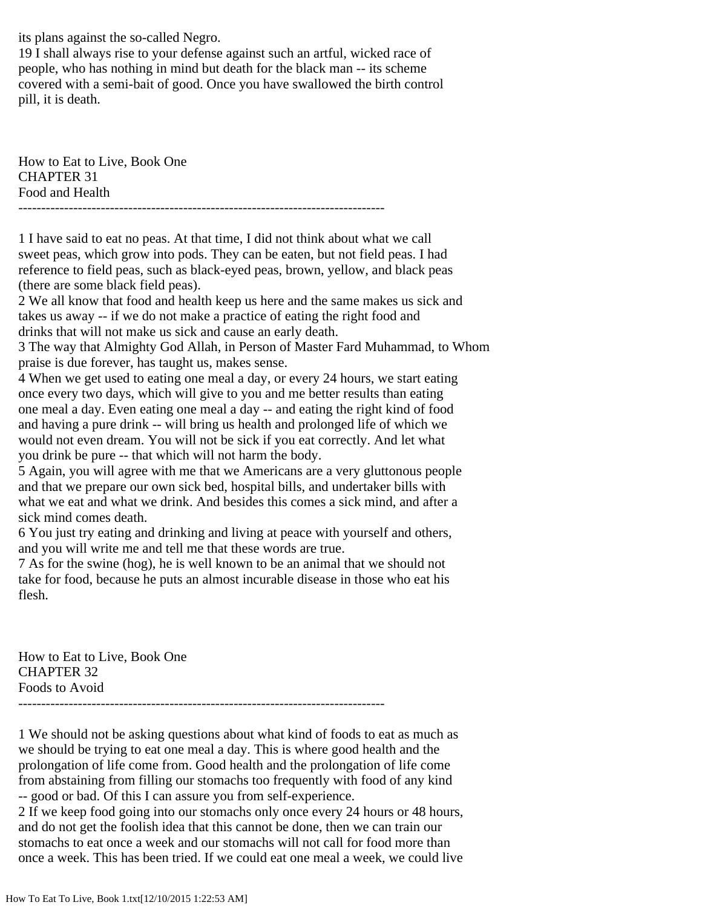its plans against the so-called Negro.
19 I shall always rise to your defense against such an artful, wicked race of people, who has nothing in mind but death for the black man -- its scheme covered with a semi-bait of good. Once you have swallowed the birth control pill, it is death.

How to Eat to Live, Book One
CHAPTER 31
Food and Health

--------------------------------------------------------------------------------

1 I have said to eat no peas. At that time, I did not think about what we call sweet peas, which grow into pods. They can be eaten, but not field peas. I had reference to field peas, such as black-eyed peas, brown, yellow, and black peas (there are some black field peas).
2 We all know that food and health keep us here and the same makes us sick and takes us away -- if we do not make a practice of eating the right food and drinks that will not make us sick and cause an early death.
3 The way that Almighty God Allah, in Person of Master Fard Muhammad, to Whom praise is due forever, has taught us, makes sense.
4 When we get used to eating one meal a day, or every 24 hours, we start eating once every two days, which will give to you and me better results than eating one meal a day. Even eating one meal a day -- and eating the right kind of food and having a pure drink -- will bring us health and prolonged life of which we would not even dream. You will not be sick if you eat correctly. And let what you drink be pure -- that which will not harm the body.
5 Again, you will agree with me that we Americans are a very gluttonous people and that we prepare our own sick bed, hospital bills, and undertaker bills with what we eat and what we drink. And besides this comes a sick mind, and after a sick mind comes death.
6 You just try eating and drinking and living at peace with yourself and others, and you will write me and tell me that these words are true.
7 As for the swine (hog), he is well known to be an animal that we should not take for food, because he puts an almost incurable disease in those who eat his flesh.

How to Eat to Live, Book One
CHAPTER 32
Foods to Avoid

--------------------------------------------------------------------------------

1 We should not be asking questions about what kind of foods to eat as much as we should be trying to eat one meal a day. This is where good health and the prolongation of life come from. Good health and the prolongation of life come from abstaining from filling our stomachs too frequently with food of any kind -- good or bad. Of this I can assure you from self-experience.
2 If we keep food going into our stomachs only once every 24 hours or 48 hours, and do not get the foolish idea that this cannot be done, then we can train our stomachs to eat once a week and our stomachs will not call for food more than once a week. This has been tried. If we could eat one meal a week, we could live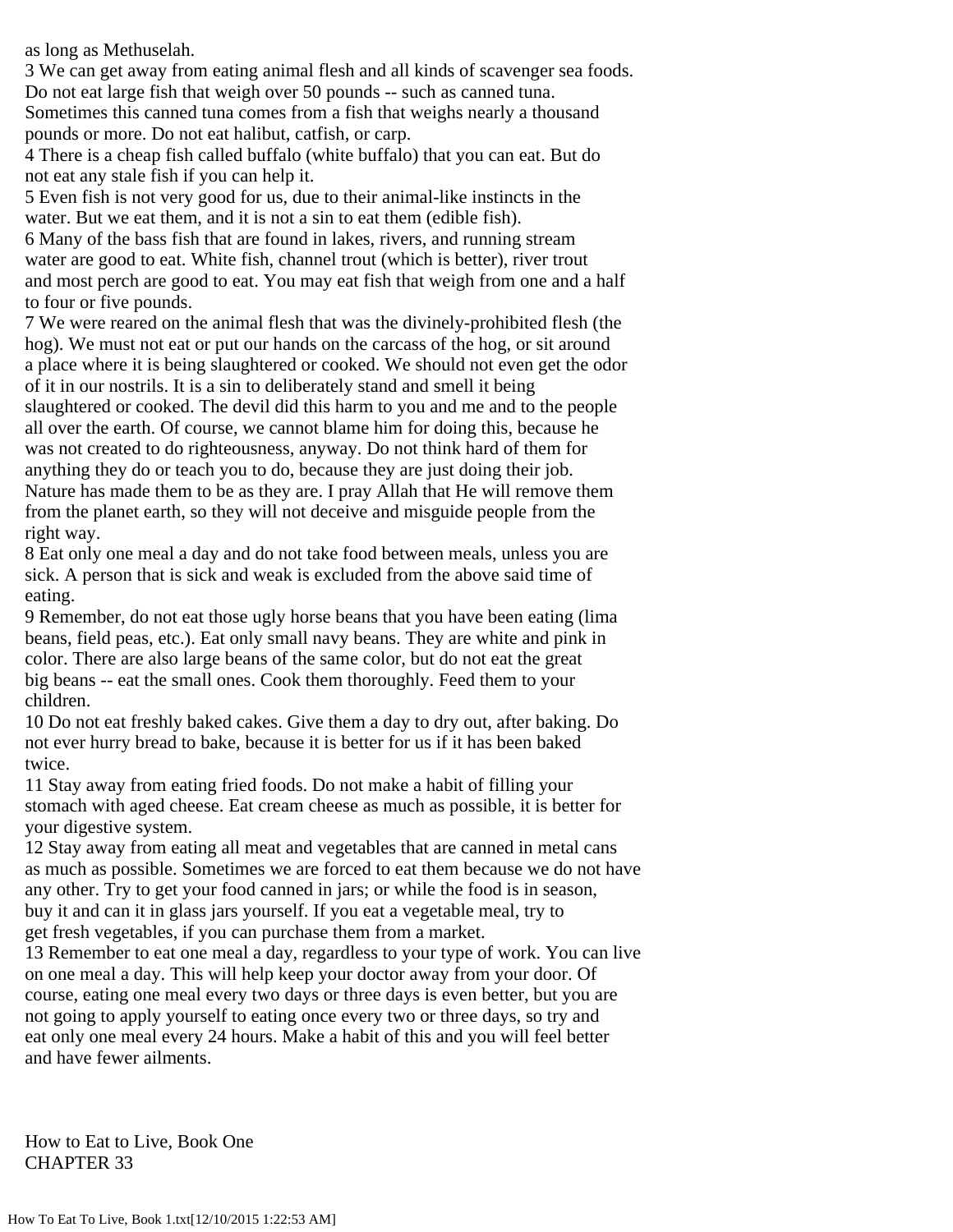as long as Methuselah.

3 We can get away from eating animal flesh and all kinds of scavenger sea foods. Do not eat large fish that weigh over 50 pounds -- such as canned tuna. Sometimes this canned tuna comes from a fish that weighs nearly a thousand pounds or more. Do not eat halibut, catfish, or carp.

4 There is a cheap fish called buffalo (white buffalo) that you can eat. But do not eat any stale fish if you can help it.

5 Even fish is not very good for us, due to their animal-like instincts in the water. But we eat them, and it is not a sin to eat them (edible fish).

6 Many of the bass fish that are found in lakes, rivers, and running stream water are good to eat. White fish, channel trout (which is better), river trout and most perch are good to eat. You may eat fish that weigh from one and a half to four or five pounds.

7 We were reared on the animal flesh that was the divinely-prohibited flesh (the hog). We must not eat or put our hands on the carcass of the hog, or sit around a place where it is being slaughtered or cooked. We should not even get the odor of it in our nostrils. It is a sin to deliberately stand and smell it being slaughtered or cooked. The devil did this harm to you and me and to the people all over the earth. Of course, we cannot blame him for doing this, because he was not created to do righteousness, anyway. Do not think hard of them for anything they do or teach you to do, because they are just doing their job. Nature has made them to be as they are. I pray Allah that He will remove them from the planet earth, so they will not deceive and misguide people from the right way.

8 Eat only one meal a day and do not take food between meals, unless you are sick. A person that is sick and weak is excluded from the above said time of eating.

9 Remember, do not eat those ugly horse beans that you have been eating (lima beans, field peas, etc.). Eat only small navy beans. They are white and pink in color. There are also large beans of the same color, but do not eat the great big beans -- eat the small ones. Cook them thoroughly. Feed them to your children.

10 Do not eat freshly baked cakes. Give them a day to dry out, after baking. Do not ever hurry bread to bake, because it is better for us if it has been baked twice.

11 Stay away from eating fried foods. Do not make a habit of filling your stomach with aged cheese. Eat cream cheese as much as possible, it is better for your digestive system.

12 Stay away from eating all meat and vegetables that are canned in metal cans as much as possible. Sometimes we are forced to eat them because we do not have any other. Try to get your food canned in jars; or while the food is in season, buy it and can it in glass jars yourself. If you eat a vegetable meal, try to get fresh vegetables, if you can purchase them from a market.

13 Remember to eat one meal a day, regardless to your type of work. You can live on one meal a day. This will help keep your doctor away from your door. Of course, eating one meal every two days or three days is even better, but you are not going to apply yourself to eating once every two or three days, so try and eat only one meal every 24 hours. Make a habit of this and you will feel better and have fewer ailments.

How to Eat to Live, Book One
CHAPTER 33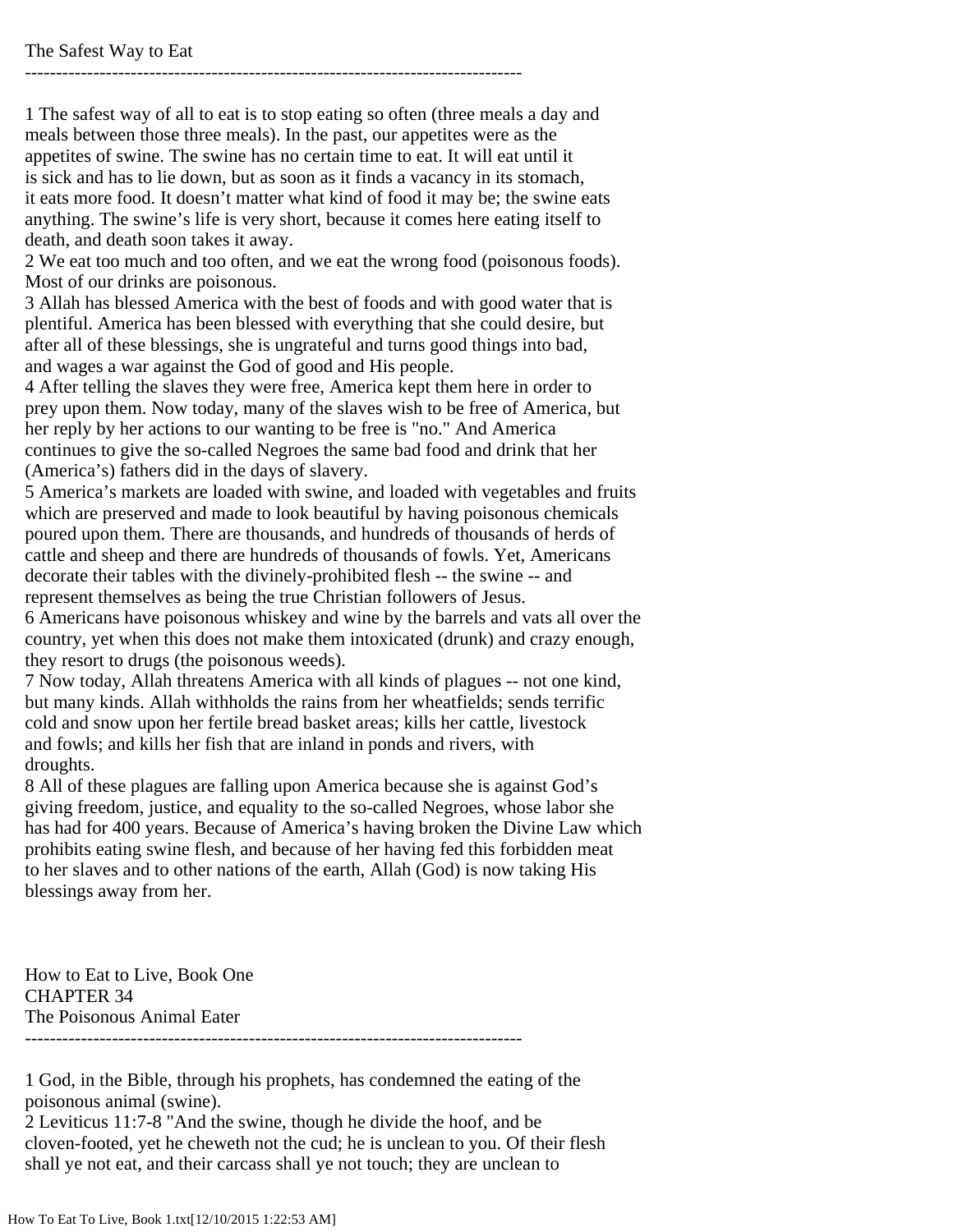## The Safest Way to Eat

---

1 The safest way of all to eat is to stop eating so often (three meals a day and meals between those three meals). In the past, our appetites were as the appetites of swine. The swine has no certain time to eat. It will eat until it is sick and has to lie down, but as soon as it finds a vacancy in its stomach, it eats more food. It doesn't matter what kind of food it may be; the swine eats anything. The swine's life is very short, because it comes here eating itself to death, and death soon takes it away.
2 We eat too much and too often, and we eat the wrong food (poisonous foods). Most of our drinks are poisonous.
3 Allah has blessed America with the best of foods and with good water that is plentiful. America has been blessed with everything that she could desire, but after all of these blessings, she is ungrateful and turns good things into bad, and wages a war against the God of good and His people.
4 After telling the slaves they were free, America kept them here in order to prey upon them. Now today, many of the slaves wish to be free of America, but her reply by her actions to our wanting to be free is "no." And America continues to give the so-called Negroes the same bad food and drink that her (America's) fathers did in the days of slavery.
5 America's markets are loaded with swine, and loaded with vegetables and fruits which are preserved and made to look beautiful by having poisonous chemicals poured upon them. There are thousands, and hundreds of thousands of herds of cattle and sheep and there are hundreds of thousands of fowls. Yet, Americans decorate their tables with the divinely-prohibited flesh -- the swine -- and represent themselves as being the true Christian followers of Jesus.
6 Americans have poisonous whiskey and wine by the barrels and vats all over the country, yet when this does not make them intoxicated (drunk) and crazy enough, they resort to drugs (the poisonous weeds).
7 Now today, Allah threatens America with all kinds of plagues -- not one kind, but many kinds. Allah withholds the rains from her wheatfields; sends terrific cold and snow upon her fertile bread basket areas; kills her cattle, livestock and fowls; and kills her fish that are inland in ponds and rivers, with droughts.
8 All of these plagues are falling upon America because she is against God's giving freedom, justice, and equality to the so-called Negroes, whose labor she has had for 400 years. Because of America's having broken the Divine Law which prohibits eating swine flesh, and because of her having fed this forbidden meat to her slaves and to other nations of the earth, Allah (God) is now taking His blessings away from her.

How to Eat to Live, Book One
CHAPTER 34

## The Poisonous Animal Eater

---

1 God, in the Bible, through his prophets, has condemned the eating of the poisonous animal (swine).
2 Leviticus 11:7-8 "And the swine, though he divide the hoof, and be cloven-footed, yet he cheweth not the cud; he is unclean to you. Of their flesh shall ye not eat, and their carcass shall ye not touch; they are unclean to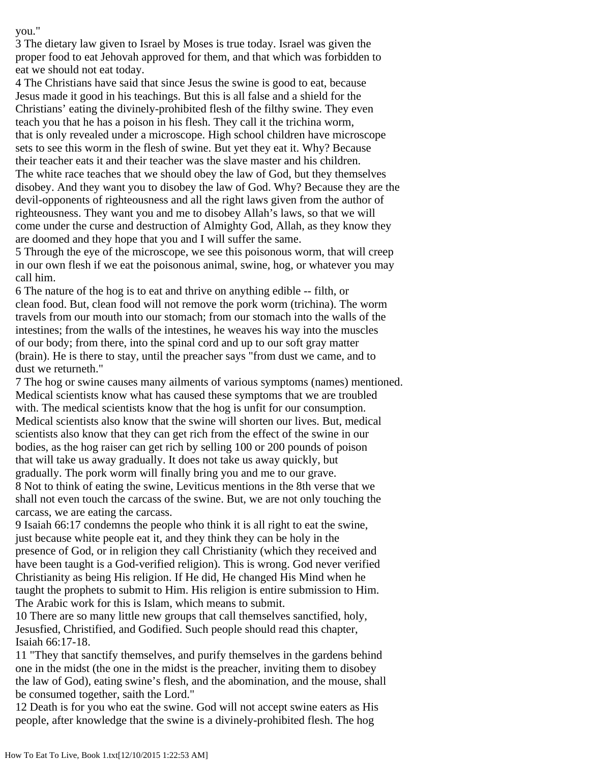you."

3 The dietary law given to Israel by Moses is true today. Israel was given the proper food to eat Jehovah approved for them, and that which was forbidden to eat we should not eat today.

4 The Christians have said that since Jesus the swine is good to eat, because Jesus made it good in his teachings. But this is all false and a shield for the Christians' eating the divinely-prohibited flesh of the filthy swine. They even teach you that he has a poison in his flesh. They call it the trichina worm, that is only revealed under a microscope. High school children have microscope sets to see this worm in the flesh of swine. But yet they eat it. Why? Because their teacher eats it and their teacher was the slave master and his children. The white race teaches that we should obey the law of God, but they themselves disobey. And they want you to disobey the law of God. Why? Because they are the devil-opponents of righteousness and all the right laws given from the author of righteousness. They want you and me to disobey Allah's laws, so that we will come under the curse and destruction of Almighty God, Allah, as they know they are doomed and they hope that you and I will suffer the same.

5 Through the eye of the microscope, we see this poisonous worm, that will creep in our own flesh if we eat the poisonous animal, swine, hog, or whatever you may call him.

6 The nature of the hog is to eat and thrive on anything edible -- filth, or clean food. But, clean food will not remove the pork worm (trichina). The worm travels from our mouth into our stomach; from our stomach into the walls of the intestines; from the walls of the intestines, he weaves his way into the muscles of our body; from there, into the spinal cord and up to our soft gray matter (brain). He is there to stay, until the preacher says "from dust we came, and to dust we returneth."

7 The hog or swine causes many ailments of various symptoms (names) mentioned. Medical scientists know what has caused these symptoms that we are troubled with. The medical scientists know that the hog is unfit for our consumption. Medical scientists also know that the swine will shorten our lives. But, medical scientists also know that they can get rich from the effect of the swine in our bodies, as the hog raiser can get rich by selling 100 or 200 pounds of poison that will take us away gradually. It does not take us away quickly, but gradually. The pork worm will finally bring you and me to our grave.

8 Not to think of eating the swine, Leviticus mentions in the 8th verse that we shall not even touch the carcass of the swine. But, we are not only touching the carcass, we are eating the carcass.

9 Isaiah 66:17 condemns the people who think it is all right to eat the swine, just because white people eat it, and they think they can be holy in the presence of God, or in religion they call Christianity (which they received and have been taught is a God-verified religion). This is wrong. God never verified Christianity as being His religion. If He did, He changed His Mind when he taught the prophets to submit to Him. His religion is entire submission to Him. The Arabic work for this is Islam, which means to submit.

10 There are so many little new groups that call themselves sanctified, holy, Jesusfied, Christified, and Godified. Such people should read this chapter, Isaiah 66:17-18.

11 "They that sanctify themselves, and purify themselves in the gardens behind one in the midst (the one in the midst is the preacher, inviting them to disobey the law of God), eating swine's flesh, and the abomination, and the mouse, shall be consumed together, saith the Lord."

12 Death is for you who eat the swine. God will not accept swine eaters as His people, after knowledge that the swine is a divinely-prohibited flesh. The hog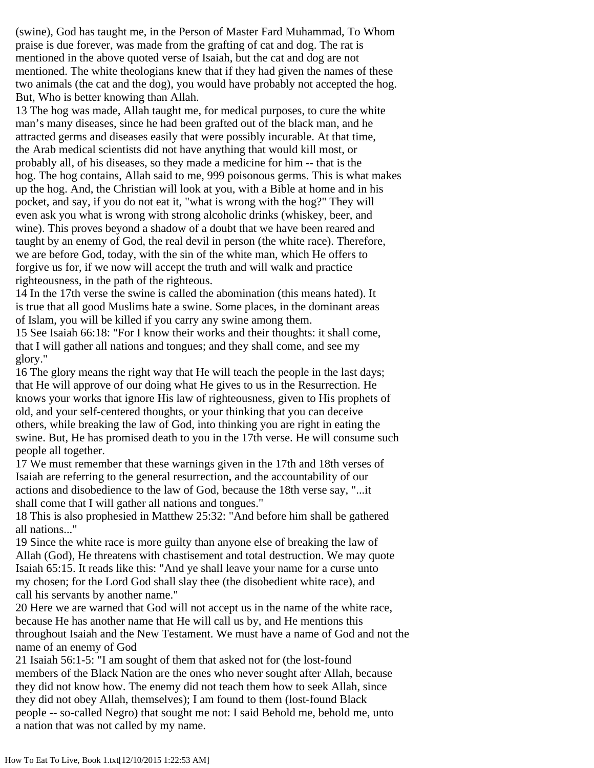(swine), God has taught me, in the Person of Master Fard Muhammad, To Whom praise is due forever, was made from the grafting of cat and dog. The rat is mentioned in the above quoted verse of Isaiah, but the cat and dog are not mentioned. The white theologians knew that if they had given the names of these two animals (the cat and the dog), you would have probably not accepted the hog. But, Who is better knowing than Allah.

13 The hog was made, Allah taught me, for medical purposes, to cure the white man's many diseases, since he had been grafted out of the black man, and he attracted germs and diseases easily that were possibly incurable. At that time, the Arab medical scientists did not have anything that would kill most, or probably all, of his diseases, so they made a medicine for him -- that is the hog. The hog contains, Allah said to me, 999 poisonous germs. This is what makes up the hog. And, the Christian will look at you, with a Bible at home and in his pocket, and say, if you do not eat it, "what is wrong with the hog?" They will even ask you what is wrong with strong alcoholic drinks (whiskey, beer, and wine). This proves beyond a shadow of a doubt that we have been reared and taught by an enemy of God, the real devil in person (the white race). Therefore, we are before God, today, with the sin of the white man, which He offers to forgive us for, if we now will accept the truth and will walk and practice righteousness, in the path of the righteous.

14 In the 17th verse the swine is called the abomination (this means hated). It is true that all good Muslims hate a swine. Some places, in the dominant areas of Islam, you will be killed if you carry any swine among them.

15 See Isaiah 66:18: "For I know their works and their thoughts: it shall come, that I will gather all nations and tongues; and they shall come, and see my glory."

16 The glory means the right way that He will teach the people in the last days; that He will approve of our doing what He gives to us in the Resurrection. He knows your works that ignore His law of righteousness, given to His prophets of old, and your self-centered thoughts, or your thinking that you can deceive others, while breaking the law of God, into thinking you are right in eating the swine. But, He has promised death to you in the 17th verse. He will consume such people all together.

17 We must remember that these warnings given in the 17th and 18th verses of Isaiah are referring to the general resurrection, and the accountability of our actions and disobedience to the law of God, because the 18th verse say, "...it shall come that I will gather all nations and tongues."

18 This is also prophesied in Matthew 25:32: "And before him shall be gathered all nations..."

19 Since the white race is more guilty than anyone else of breaking the law of Allah (God), He threatens with chastisement and total destruction. We may quote Isaiah 65:15. It reads like this: "And ye shall leave your name for a curse unto my chosen; for the Lord God shall slay thee (the disobedient white race), and call his servants by another name."

20 Here we are warned that God will not accept us in the name of the white race, because He has another name that He will call us by, and He mentions this throughout Isaiah and the New Testament. We must have a name of God and not the name of an enemy of God

21 Isaiah 56:1-5: "I am sought of them that asked not for (the lost-found members of the Black Nation are the ones who never sought after Allah, because they did not know how. The enemy did not teach them how to seek Allah, since they did not obey Allah, themselves); I am found to them (lost-found Black people -- so-called Negro) that sought me not: I said Behold me, behold me, unto a nation that was not called by my name.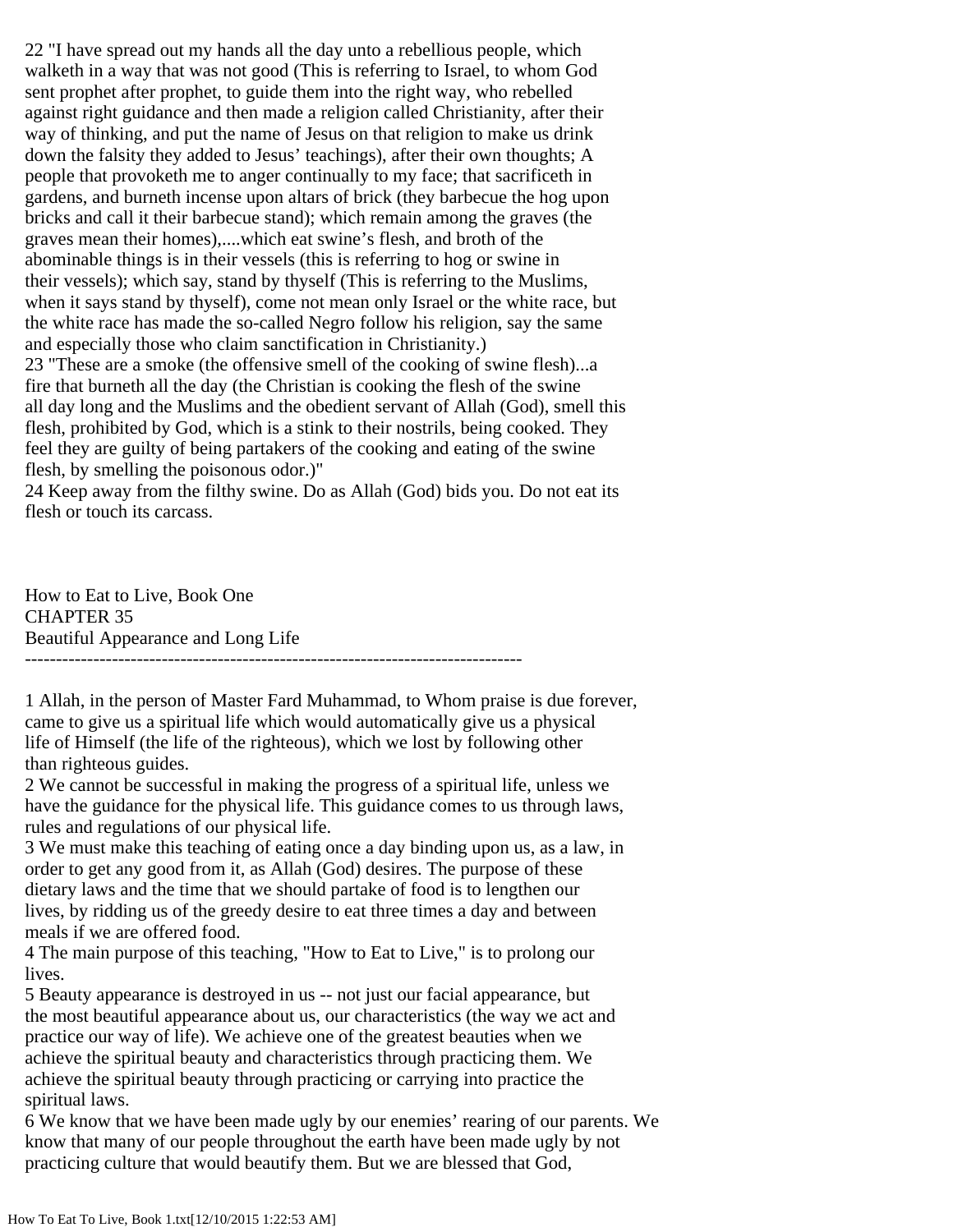22 "I have spread out my hands all the day unto a rebellious people, which walketh in a way that was not good (This is referring to Israel, to whom God sent prophet after prophet, to guide them into the right way, who rebelled against right guidance and then made a religion called Christianity, after their way of thinking, and put the name of Jesus on that religion to make us drink down the falsity they added to Jesus' teachings), after their own thoughts; A people that provoketh me to anger continually to my face; that sacrificeth in gardens, and burneth incense upon altars of brick (they barbecue the hog upon bricks and call it their barbecue stand); which remain among the graves (the graves mean their homes),....which eat swine's flesh, and broth of the abominable things is in their vessels (this is referring to hog or swine in their vessels); which say, stand by thyself (This is referring to the Muslims, when it says stand by thyself), come not mean only Israel or the white race, but the white race has made the so-called Negro follow his religion, say the same and especially those who claim sanctification in Christianity.)

23 "These are a smoke (the offensive smell of the cooking of swine flesh)...a fire that burneth all the day (the Christian is cooking the flesh of the swine all day long and the Muslims and the obedient servant of Allah (God), smell this flesh, prohibited by God, which is a stink to their nostrils, being cooked. They feel they are guilty of being partakers of the cooking and eating of the swine flesh, by smelling the poisonous odor.)"

24 Keep away from the filthy swine. Do as Allah (God) bids you. Do not eat its flesh or touch its carcass.

How to Eat to Live, Book One
CHAPTER 35
Beautiful Appearance and Long Life

--------------------------------------------------------------------------------

1 Allah, in the person of Master Fard Muhammad, to Whom praise is due forever, came to give us a spiritual life which would automatically give us a physical life of Himself (the life of the righteous), which we lost by following other than righteous guides.

2 We cannot be successful in making the progress of a spiritual life, unless we have the guidance for the physical life. This guidance comes to us through laws, rules and regulations of our physical life.

3 We must make this teaching of eating once a day binding upon us, as a law, in order to get any good from it, as Allah (God) desires. The purpose of these dietary laws and the time that we should partake of food is to lengthen our lives, by ridding us of the greedy desire to eat three times a day and between meals if we are offered food.

4 The main purpose of this teaching, "How to Eat to Live," is to prolong our lives.

5 Beauty appearance is destroyed in us -- not just our facial appearance, but the most beautiful appearance about us, our characteristics (the way we act and practice our way of life). We achieve one of the greatest beauties when we achieve the spiritual beauty and characteristics through practicing them. We achieve the spiritual beauty through practicing or carrying into practice the spiritual laws.

6 We know that we have been made ugly by our enemies' rearing of our parents. We know that many of our people throughout the earth have been made ugly by not practicing culture that would beautify them. But we are blessed that God,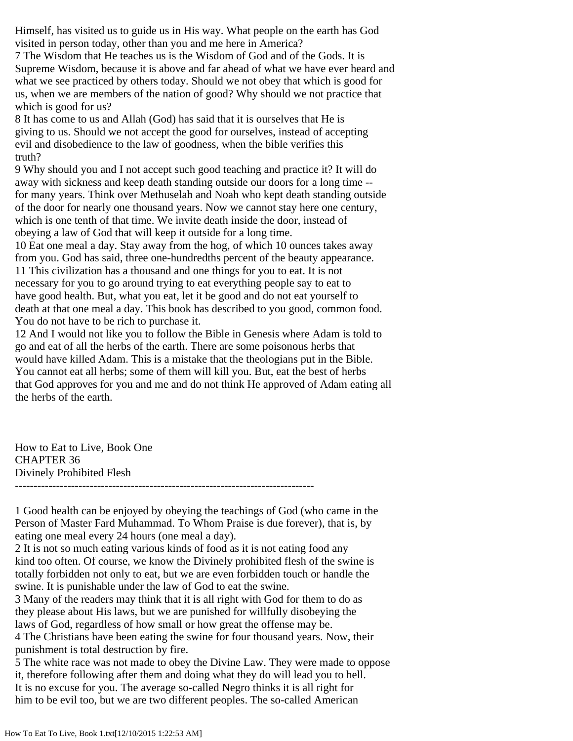Himself, has visited us to guide us in His way. What people on the earth has God visited in person today, other than you and me here in America?

7 The Wisdom that He teaches us is the Wisdom of God and of the Gods. It is Supreme Wisdom, because it is above and far ahead of what we have ever heard and what we see practiced by others today. Should we not obey that which is good for us, when we are members of the nation of good? Why should we not practice that which is good for us?

8 It has come to us and Allah (God) has said that it is ourselves that He is giving to us. Should we not accept the good for ourselves, instead of accepting evil and disobedience to the law of goodness, when the bible verifies this truth?

9 Why should you and I not accept such good teaching and practice it? It will do away with sickness and keep death standing outside our doors for a long time -- for many years. Think over Methuselah and Noah who kept death standing outside of the door for nearly one thousand years. Now we cannot stay here one century, which is one tenth of that time. We invite death inside the door, instead of obeying a law of God that will keep it outside for a long time.

10 Eat one meal a day. Stay away from the hog, of which 10 ounces takes away from you. God has said, three one-hundredths percent of the beauty appearance.

11 This civilization has a thousand and one things for you to eat. It is not necessary for you to go around trying to eat everything people say to eat to have good health. But, what you eat, let it be good and do not eat yourself to death at that one meal a day. This book has described to you good, common food. You do not have to be rich to purchase it.

12 And I would not like you to follow the Bible in Genesis where Adam is told to go and eat of all the herbs of the earth. There are some poisonous herbs that would have killed Adam. This is a mistake that the theologians put in the Bible. You cannot eat all herbs; some of them will kill you. But, eat the best of herbs that God approves for you and me and do not think He approved of Adam eating all the herbs of the earth.

How to Eat to Live, Book One

CHAPTER 36

Divinely Prohibited Flesh

--------------------------------------------------------------------------------

1 Good health can be enjoyed by obeying the teachings of God (who came in the Person of Master Fard Muhammad. To Whom Praise is due forever), that is, by eating one meal every 24 hours (one meal a day).

2 It is not so much eating various kinds of food as it is not eating food any kind too often. Of course, we know the Divinely prohibited flesh of the swine is totally forbidden not only to eat, but we are even forbidden touch or handle the swine. It is punishable under the law of God to eat the swine.

3 Many of the readers may think that it is all right with God for them to do as they please about His laws, but we are punished for willfully disobeying the laws of God, regardless of how small or how great the offense may be.

4 The Christians have been eating the swine for four thousand years. Now, their punishment is total destruction by fire.

5 The white race was not made to obey the Divine Law. They were made to oppose it, therefore following after them and doing what they do will lead you to hell. It is no excuse for you. The average so-called Negro thinks it is all right for him to be evil too, but we are two different peoples. The so-called American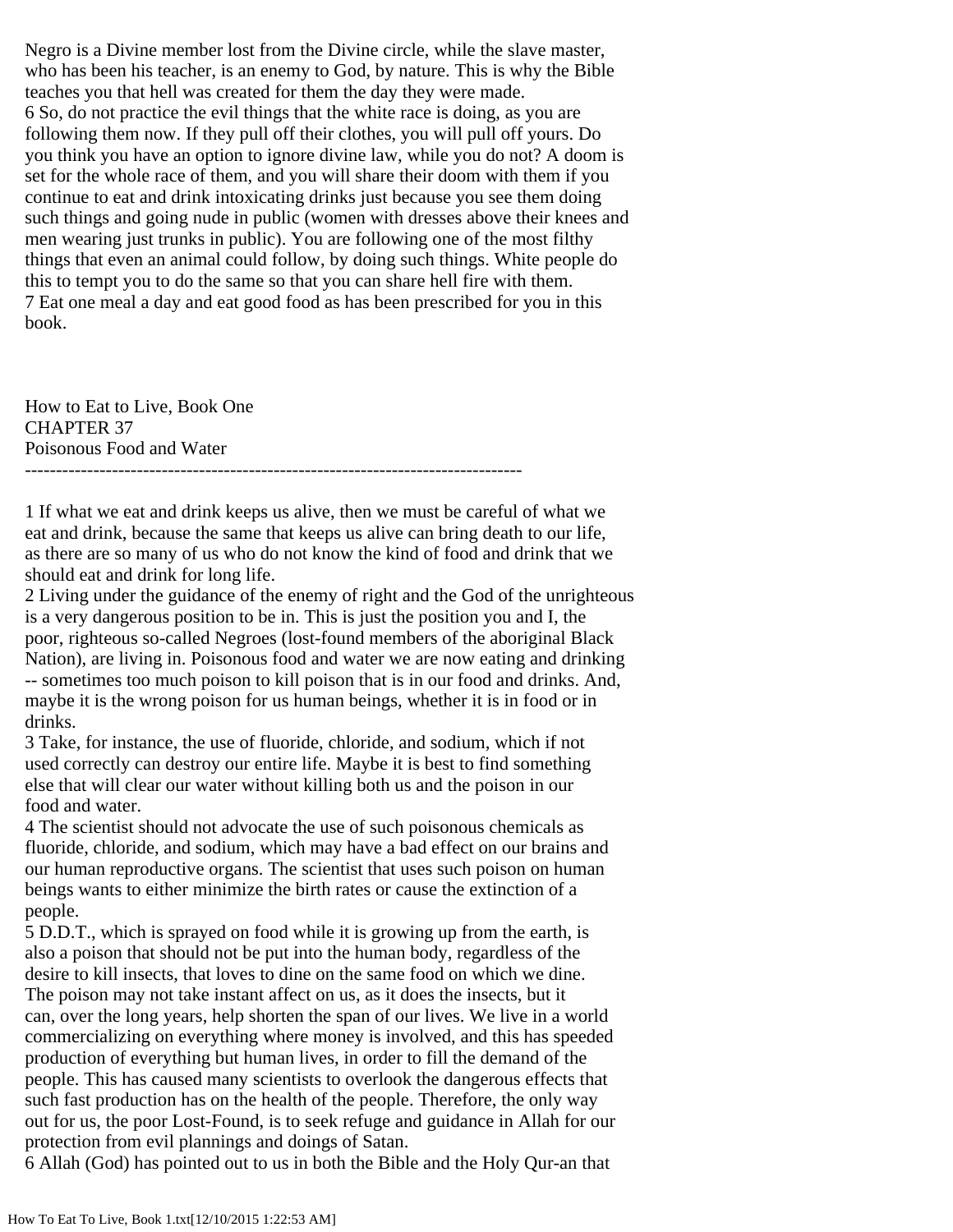Negro is a Divine member lost from the Divine circle, while the slave master, who has been his teacher, is an enemy to God, by nature. This is why the Bible teaches you that hell was created for them the day they were made.

6 So, do not practice the evil things that the white race is doing, as you are following them now. If they pull off their clothes, you will pull off yours. Do you think you have an option to ignore divine law, while you do not? A doom is set for the whole race of them, and you will share their doom with them if you continue to eat and drink intoxicating drinks just because you see them doing such things and going nude in public (women with dresses above their knees and men wearing just trunks in public). You are following one of the most filthy things that even an animal could follow, by doing such things. White people do this to tempt you to do the same so that you can share hell fire with them.

7 Eat one meal a day and eat good food as has been prescribed for you in this book.

How to Eat to Live, Book One
CHAPTER 37
Poisonous Food and Water

--------------------------------------------------------------------------------

1 If what we eat and drink keeps us alive, then we must be careful of what we eat and drink, because the same that keeps us alive can bring death to our life, as there are so many of us who do not know the kind of food and drink that we should eat and drink for long life.

2 Living under the guidance of the enemy of right and the God of the unrighteous is a very dangerous position to be in. This is just the position you and I, the poor, righteous so-called Negroes (lost-found members of the aboriginal Black Nation), are living in. Poisonous food and water we are now eating and drinking -- sometimes too much poison to kill poison that is in our food and drinks. And, maybe it is the wrong poison for us human beings, whether it is in food or in drinks.

3 Take, for instance, the use of fluoride, chloride, and sodium, which if not used correctly can destroy our entire life. Maybe it is best to find something else that will clear our water without killing both us and the poison in our food and water.

4 The scientist should not advocate the use of such poisonous chemicals as fluoride, chloride, and sodium, which may have a bad effect on our brains and our human reproductive organs. The scientist that uses such poison on human beings wants to either minimize the birth rates or cause the extinction of a people.

5 D.D.T., which is sprayed on food while it is growing up from the earth, is also a poison that should not be put into the human body, regardless of the desire to kill insects, that loves to dine on the same food on which we dine. The poison may not take instant affect on us, as it does the insects, but it can, over the long years, help shorten the span of our lives. We live in a world commercializing on everything where money is involved, and this has speeded production of everything but human lives, in order to fill the demand of the people. This has caused many scientists to overlook the dangerous effects that such fast production has on the health of the people. Therefore, the only way out for us, the poor Lost-Found, is to seek refuge and guidance in Allah for our protection from evil plannings and doings of Satan.

6 Allah (God) has pointed out to us in both the Bible and the Holy Qur-an that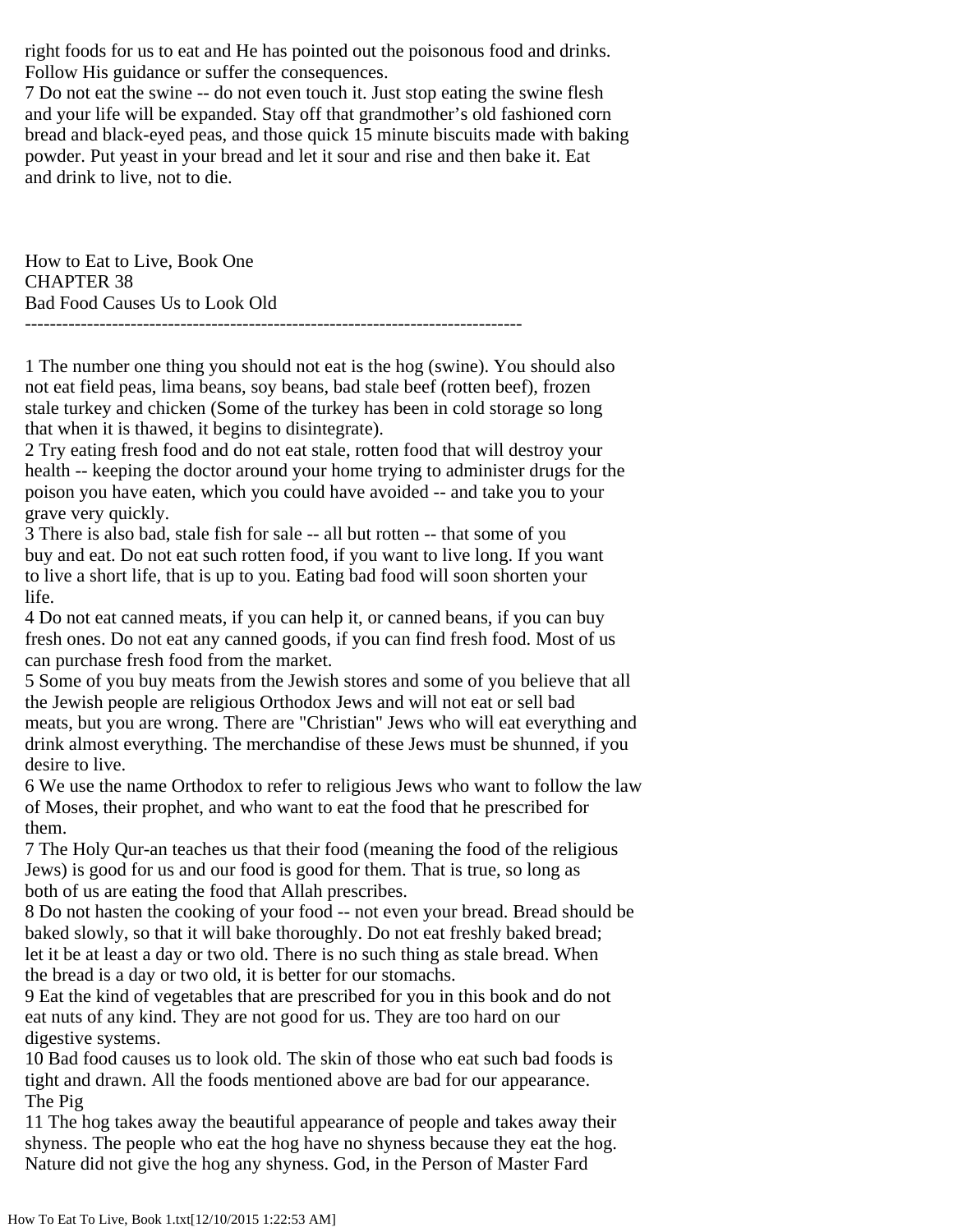right foods for us to eat and He has pointed out the poisonous food and drinks. Follow His guidance or suffer the consequences.

7 Do not eat the swine -- do not even touch it. Just stop eating the swine flesh and your life will be expanded. Stay off that grandmother's old fashioned corn bread and black-eyed peas, and those quick 15 minute biscuits made with baking powder. Put yeast in your bread and let it sour and rise and then bake it. Eat and drink to live, not to die.

How to Eat to Live, Book One
CHAPTER 38
Bad Food Causes Us to Look Old

--------------------------------------------------------------------------------

1 The number one thing you should not eat is the hog (swine). You should also not eat field peas, lima beans, soy beans, bad stale beef (rotten beef), frozen stale turkey and chicken (Some of the turkey has been in cold storage so long that when it is thawed, it begins to disintegrate).

2 Try eating fresh food and do not eat stale, rotten food that will destroy your health -- keeping the doctor around your home trying to administer drugs for the poison you have eaten, which you could have avoided -- and take you to your grave very quickly.

3 There is also bad, stale fish for sale -- all but rotten -- that some of you buy and eat. Do not eat such rotten food, if you want to live long. If you want to live a short life, that is up to you. Eating bad food will soon shorten your life.

4 Do not eat canned meats, if you can help it, or canned beans, if you can buy fresh ones. Do not eat any canned goods, if you can find fresh food. Most of us can purchase fresh food from the market.

5 Some of you buy meats from the Jewish stores and some of you believe that all the Jewish people are religious Orthodox Jews and will not eat or sell bad meats, but you are wrong. There are "Christian" Jews who will eat everything and drink almost everything. The merchandise of these Jews must be shunned, if you desire to live.

6 We use the name Orthodox to refer to religious Jews who want to follow the law of Moses, their prophet, and who want to eat the food that he prescribed for them.

7 The Holy Qur-an teaches us that their food (meaning the food of the religious Jews) is good for us and our food is good for them. That is true, so long as both of us are eating the food that Allah prescribes.

8 Do not hasten the cooking of your food -- not even your bread. Bread should be baked slowly, so that it will bake thoroughly. Do not eat freshly baked bread; let it be at least a day or two old. There is no such thing as stale bread. When the bread is a day or two old, it is better for our stomachs.

9 Eat the kind of vegetables that are prescribed for you in this book and do not eat nuts of any kind. They are not good for us. They are too hard on our digestive systems.

10 Bad food causes us to look old. The skin of those who eat such bad foods is tight and drawn. All the foods mentioned above are bad for our appearance.

The Pig

11 The hog takes away the beautiful appearance of people and takes away their shyness. The people who eat the hog have no shyness because they eat the hog. Nature did not give the hog any shyness. God, in the Person of Master Fard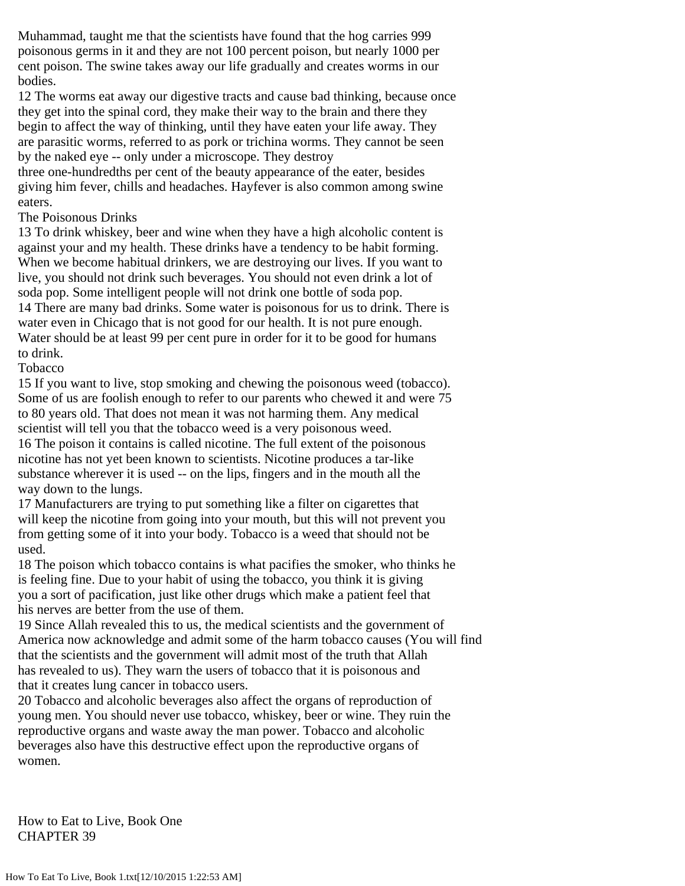Muhammad, taught me that the scientists have found that the hog carries 999 poisonous germs in it and they are not 100 percent poison, but nearly 1000 per cent poison. The swine takes away our life gradually and creates worms in our bodies.

12 The worms eat away our digestive tracts and cause bad thinking, because once they get into the spinal cord, they make their way to the brain and there they begin to affect the way of thinking, until they have eaten your life away. They are parasitic worms, referred to as pork or trichina worms. They cannot be seen by the naked eye -- only under a microscope. They destroy three one-hundredths per cent of the beauty appearance of the eater, besides giving him fever, chills and headaches. Hayfever is also common among swine eaters.

## The Poisonous Drinks

13 To drink whiskey, beer and wine when they have a high alcoholic content is against your and my health. These drinks have a tendency to be habit forming. When we become habitual drinkers, we are destroying our lives. If you want to live, you should not drink such beverages. You should not even drink a lot of soda pop. Some intelligent people will not drink one bottle of soda pop.

14 There are many bad drinks. Some water is poisonous for us to drink. There is water even in Chicago that is not good for our health. It is not pure enough. Water should be at least 99 per cent pure in order for it to be good for humans to drink.

## Tobacco

15 If you want to live, stop smoking and chewing the poisonous weed (tobacco). Some of us are foolish enough to refer to our parents who chewed it and were 75 to 80 years old. That does not mean it was not harming them. Any medical scientist will tell you that the tobacco weed is a very poisonous weed.

16 The poison it contains is called nicotine. The full extent of the poisonous nicotine has not yet been known to scientists. Nicotine produces a tar-like substance wherever it is used -- on the lips, fingers and in the mouth all the way down to the lungs.

17 Manufacturers are trying to put something like a filter on cigarettes that will keep the nicotine from going into your mouth, but this will not prevent you from getting some of it into your body. Tobacco is a weed that should not be used.

18 The poison which tobacco contains is what pacifies the smoker, who thinks he is feeling fine. Due to your habit of using the tobacco, you think it is giving you a sort of pacification, just like other drugs which make a patient feel that his nerves are better from the use of them.

19 Since Allah revealed this to us, the medical scientists and the government of America now acknowledge and admit some of the harm tobacco causes (You will find that the scientists and the government will admit most of the truth that Allah has revealed to us). They warn the users of tobacco that it is poisonous and that it creates lung cancer in tobacco users.

20 Tobacco and alcoholic beverages also affect the organs of reproduction of young men. You should never use tobacco, whiskey, beer or wine. They ruin the reproductive organs and waste away the man power. Tobacco and alcoholic beverages also have this destructive effect upon the reproductive organs of women.

How to Eat to Live, Book One

# CHAPTER 39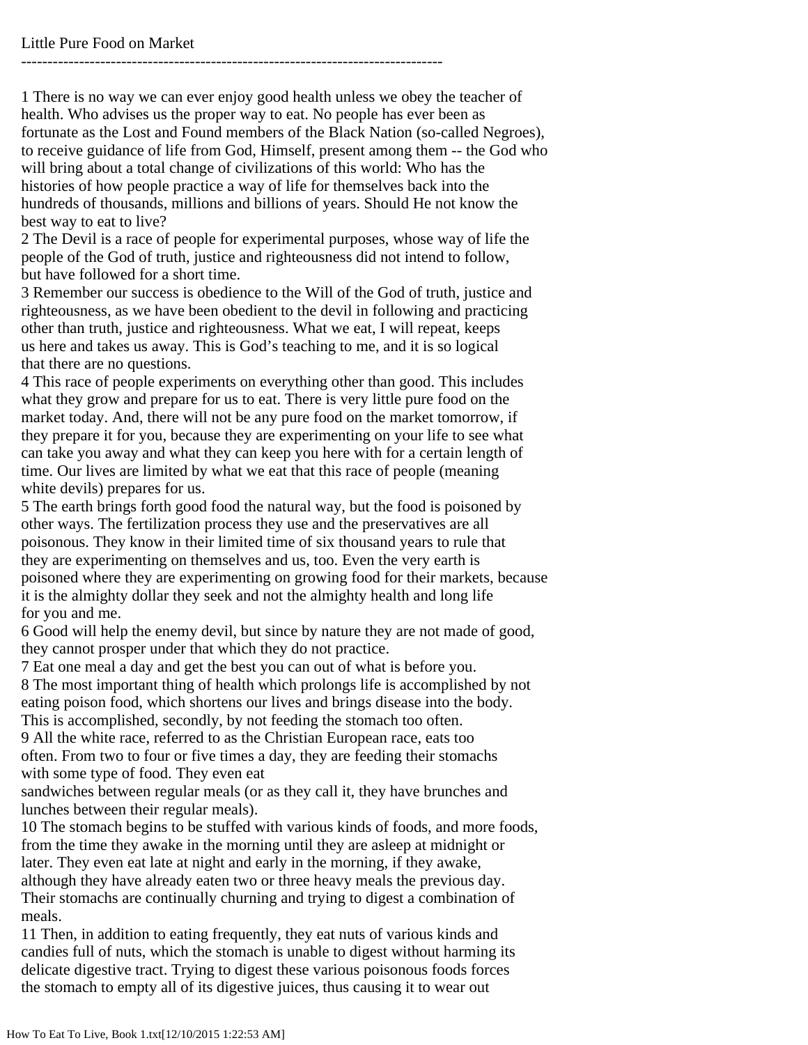Little Pure Food on Market

--------------------------------------------------------------------------------

1 There is no way we can ever enjoy good health unless we obey the teacher of health. Who advises us the proper way to eat. No people has ever been as fortunate as the Lost and Found members of the Black Nation (so-called Negroes), to receive guidance of life from God, Himself, present among them -- the God who will bring about a total change of civilizations of this world: Who has the histories of how people practice a way of life for themselves back into the hundreds of thousands, millions and billions of years. Should He not know the best way to eat to live?

2 The Devil is a race of people for experimental purposes, whose way of life the people of the God of truth, justice and righteousness did not intend to follow, but have followed for a short time.

3 Remember our success is obedience to the Will of the God of truth, justice and righteousness, as we have been obedient to the devil in following and practicing other than truth, justice and righteousness. What we eat, I will repeat, keeps us here and takes us away. This is God's teaching to me, and it is so logical that there are no questions.

4 This race of people experiments on everything other than good. This includes what they grow and prepare for us to eat. There is very little pure food on the market today. And, there will not be any pure food on the market tomorrow, if they prepare it for you, because they are experimenting on your life to see what can take you away and what they can keep you here with for a certain length of time. Our lives are limited by what we eat that this race of people (meaning white devils) prepares for us.

5 The earth brings forth good food the natural way, but the food is poisoned by other ways. The fertilization process they use and the preservatives are all poisonous. They know in their limited time of six thousand years to rule that they are experimenting on themselves and us, too. Even the very earth is poisoned where they are experimenting on growing food for their markets, because it is the almighty dollar they seek and not the almighty health and long life for you and me.

6 Good will help the enemy devil, but since by nature they are not made of good, they cannot prosper under that which they do not practice.

7 Eat one meal a day and get the best you can out of what is before you.

8 The most important thing of health which prolongs life is accomplished by not eating poison food, which shortens our lives and brings disease into the body. This is accomplished, secondly, by not feeding the stomach too often.

9 All the white race, referred to as the Christian European race, eats too often. From two to four or five times a day, they are feeding their stomachs with some type of food. They even eat sandwiches between regular meals (or as they call it, they have brunches and lunches between their regular meals).

10 The stomach begins to be stuffed with various kinds of foods, and more foods, from the time they awake in the morning until they are asleep at midnight or later. They even eat late at night and early in the morning, if they awake, although they have already eaten two or three heavy meals the previous day. Their stomachs are continually churning and trying to digest a combination of meals.

11 Then, in addition to eating frequently, they eat nuts of various kinds and candies full of nuts, which the stomach is unable to digest without harming its delicate digestive tract. Trying to digest these various poisonous foods forces the stomach to empty all of its digestive juices, thus causing it to wear out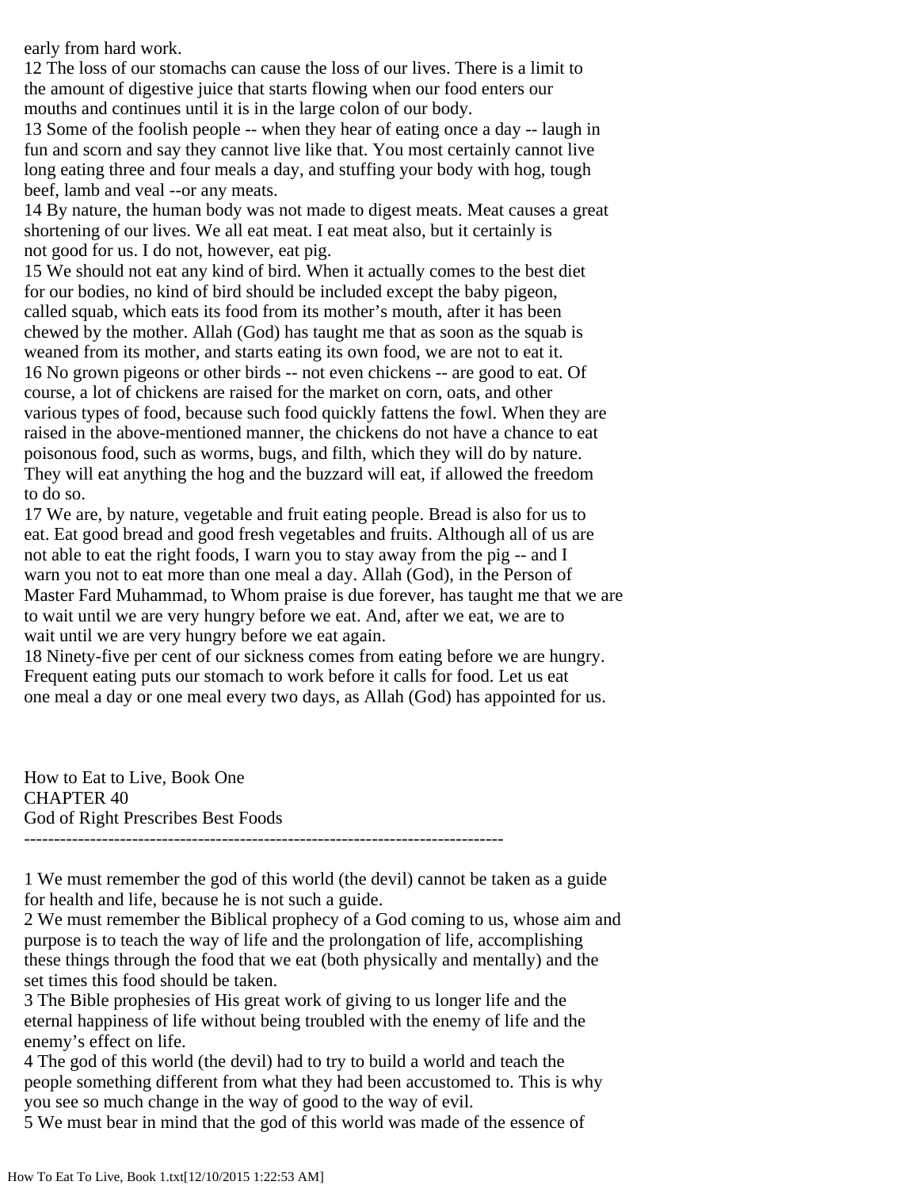early from hard work.
12 The loss of our stomachs can cause the loss of our lives. There is a limit to the amount of digestive juice that starts flowing when our food enters our mouths and continues until it is in the large colon of our body.
13 Some of the foolish people -- when they hear of eating once a day -- laugh in fun and scorn and say they cannot live like that. You most certainly cannot live long eating three and four meals a day, and stuffing your body with hog, tough beef, lamb and veal --or any meats.
14 By nature, the human body was not made to digest meats. Meat causes a great shortening of our lives. We all eat meat. I eat meat also, but it certainly is not good for us. I do not, however, eat pig.
15 We should not eat any kind of bird. When it actually comes to the best diet for our bodies, no kind of bird should be included except the baby pigeon, called squab, which eats its food from its mother's mouth, after it has been chewed by the mother. Allah (God) has taught me that as soon as the squab is weaned from its mother, and starts eating its own food, we are not to eat it.
16 No grown pigeons or other birds -- not even chickens -- are good to eat. Of course, a lot of chickens are raised for the market on corn, oats, and other various types of food, because such food quickly fattens the fowl. When they are raised in the above-mentioned manner, the chickens do not have a chance to eat poisonous food, such as worms, bugs, and filth, which they will do by nature. They will eat anything the hog and the buzzard will eat, if allowed the freedom to do so.
17 We are, by nature, vegetable and fruit eating people. Bread is also for us to eat. Eat good bread and good fresh vegetables and fruits. Although all of us are not able to eat the right foods, I warn you to stay away from the pig -- and I warn you not to eat more than one meal a day. Allah (God), in the Person of Master Fard Muhammad, to Whom praise is due forever, has taught me that we are to wait until we are very hungry before we eat. And, after we eat, we are to wait until we are very hungry before we eat again.
18 Ninety-five per cent of our sickness comes from eating before we are hungry. Frequent eating puts our stomach to work before it calls for food. Let us eat one meal a day or one meal every two days, as Allah (God) has appointed for us.

How to Eat to Live, Book One
CHAPTER 40
God of Right Prescribes Best Foods

--------------------------------------------------------------------------------

1 We must remember the god of this world (the devil) cannot be taken as a guide for health and life, because he is not such a guide.
2 We must remember the Biblical prophecy of a God coming to us, whose aim and purpose is to teach the way of life and the prolongation of life, accomplishing these things through the food that we eat (both physically and mentally) and the set times this food should be taken.
3 The Bible prophesies of His great work of giving to us longer life and the eternal happiness of life without being troubled with the enemy of life and the enemy's effect on life.
4 The god of this world (the devil) had to try to build a world and teach the people something different from what they had been accustomed to. This is why you see so much change in the way of good to the way of evil.
5 We must bear in mind that the god of this world was made of the essence of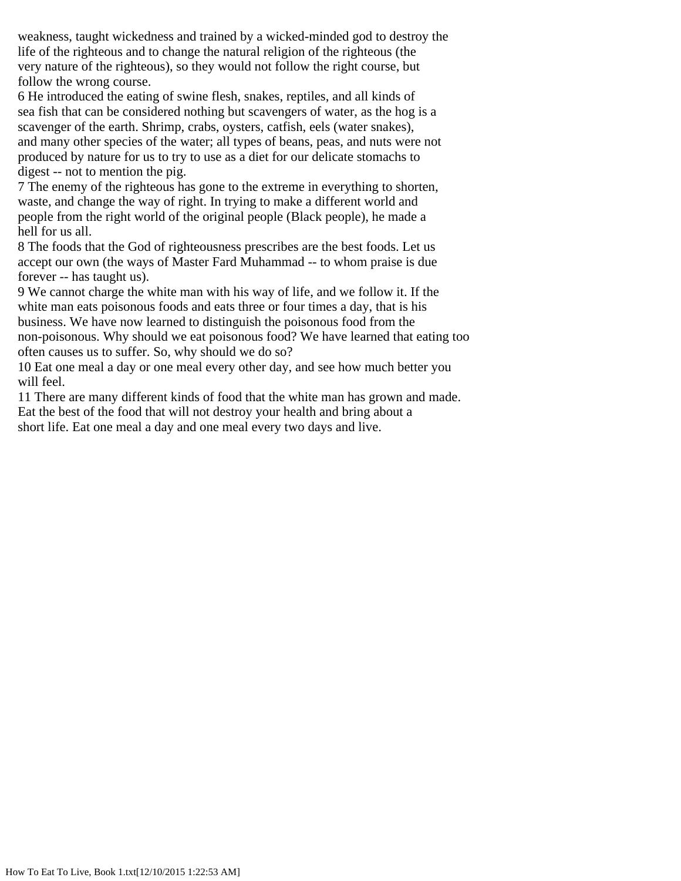weakness, taught wickedness and trained by a wicked-minded god to destroy the life of the righteous and to change the natural religion of the righteous (the very nature of the righteous), so they would not follow the right course, but follow the wrong course.

6 He introduced the eating of swine flesh, snakes, reptiles, and all kinds of sea fish that can be considered nothing but scavengers of water, as the hog is a scavenger of the earth. Shrimp, crabs, oysters, catfish, eels (water snakes), and many other species of the water; all types of beans, peas, and nuts were not produced by nature for us to try to use as a diet for our delicate stomachs to digest -- not to mention the pig.

7 The enemy of the righteous has gone to the extreme in everything to shorten, waste, and change the way of right. In trying to make a different world and people from the right world of the original people (Black people), he made a hell for us all.

8 The foods that the God of righteousness prescribes are the best foods. Let us accept our own (the ways of Master Fard Muhammad -- to whom praise is due forever -- has taught us).

9 We cannot charge the white man with his way of life, and we follow it. If the white man eats poisonous foods and eats three or four times a day, that is his business. We have now learned to distinguish the poisonous food from the non-poisonous. Why should we eat poisonous food? We have learned that eating too often causes us to suffer. So, why should we do so?

10 Eat one meal a day or one meal every other day, and see how much better you will feel.

11 There are many different kinds of food that the white man has grown and made. Eat the best of the food that will not destroy your health and bring about a short life. Eat one meal a day and one meal every two days and live.